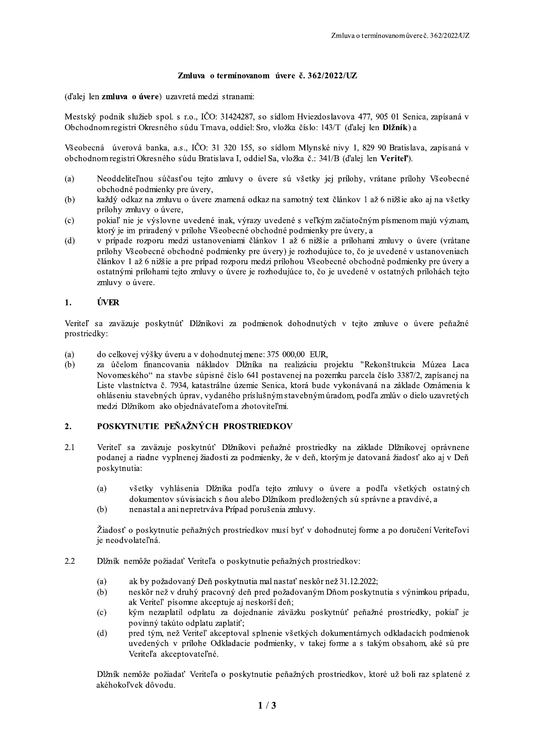**Zmluva o termínovanom úvere č. 362/2022/UZ**

(ďalej len **zmluva o úvere**) uzavretá medzi stranami:

Mestský podnik služieb spol. s r.o., IČO: 31424287, so sídlom Hviezdoslavova 477, 905 01 Senica, zapísaná v Obchodnom registri Okresného súdu Trnava, oddiel: Sro, vložka číslo: 143/T (ďalej len **Dlžník**) a

Všeobecná úverová banka, a.s., IČO: 31 320 155, so sídlom Mlynské nivy 1, 829 90 Bratislava, zapísaná v obchodnom registri Okresného súdu Bratislava I, oddiel Sa, vložka č.: 341/B (ďalej len **Veriteľ**).

(a) Neoddeliteľnou súčasťou tejto zmluvy o úvere sú všetky jej prílohy, vrátane prílohy Všeobecné obchodné podmienky pre úvery,

(b) každý odkaz na zmluvu o úvere znamená odkaz na samotný text článkov 1 až 6 nižšie ako aj na všetky prílohy zmluvy o úvere,

(c) pokiaľ nie je výslovne uvedené inak, výrazy uvedené s veľkým začiatočným písmenom majú význam, ktorý je im priradený v prílohe Všeobecné obchodné podmienky pre úvery, a

(d) v prípade rozporu medzi ustanoveniami článkov 1 až 6 nižšie a prílohami zmluvy o úvere (vrátane prílohy Všeobecné obchodné podmienky pre úvery) je rozhodujúce to, čo je uvedené v ustanoveniach článkov 1 až 6 nižšie a pre prípad rozporu medzi prílohou Všeobecné obchodné podmienky pre úvery a ostatnými prílohami tejto zmluvy o úvere je rozhodujúce to, čo je uvedené v ostatných prílohách tejto zmluvy o úvere.

## 1. ÚVER

Veriteľ sa zaväzuje poskytnúť Dlžníkovi za podmienok dohodnutých v tejto zmluve o úvere peňažné prostriedky:

(a) do celkovej výšky úveru a v dohodnutej mene: 375 000,00 EUR,

(b) za účelom financovania nákladov Dlžníka na realizáciu projektu "Rekonštrukcia Múzea Laca Novomeského" na stavbe súpisné číslo 641 postavenej na pozemku parcela číslo 3387/2, zapísanej na Liste vlastníctva č. 7934, katastrálne územie Senica, ktorá bude vykonávaná na základe Oznámenia k ohláseniu stavebných úprav, vydaného príslušným stavebným úradom, podľa zmlúv o dielo uzavretých medzi Dlžníkom ako objednávateľom a zhotoviteľmi.

## 2. POSKYTNUTIE PEŇAŽNÝCH PROSTRIEDKOV

2.1 Veriteľ sa zaväzuje poskytnúť Dlžníkovi peňažné prostriedky na základe Dlžníkovej oprávnene podanej a riadne vyplnenej žiadosti za podmienky, že v deň, ktorým je datovaná žiadosť ako aj v Deň poskytnutia:

(a) všetky vyhlásenia Dlžníka podľa tejto zmluvy o úvere a podľa všetkých ostatných dokumentov súvisiacich s ňou alebo Dlžníkom predložených sú správne a pravdivé, a

(b) nenastal a ani nepretrváva Prípad porušenia zmluvy.

Žiadosť o poskytnutie peňažných prostriedkov musí byť v dohodnutej forme a po doručení Veriteľovi je neodvolateľná.

2.2 Dlžník nemôže požiadať Veriteľa o poskytnutie peňažných prostriedkov:

(a) ak by požadovaný Deň poskytnutia mal nastať neskôr než 31.12.2022;

(b) neskôr než v druhý pracovný deň pred požadovaným Dňom poskytnutia s výnimkou prípadu, ak Veriteľ písomne akceptuje aj neskorší deň;

(c) kým nezaplatil odplatu za dojednanie záväzku poskytnúť peňažné prostriedky, pokiaľ je povinný takúto odplatu zaplatiť;

(d) pred tým, než Veriteľ akceptoval splnenie všetkých dokumentárnych odkladacích podmienok uvedených v prílohe Odkladacie podmienky, v takej forme a s takým obsahom, aké sú pre Veriteľa akceptovateľné.

Dlžník nemôže požiadať Veriteľa o poskytnutie peňažných prostriedkov, ktoré už boli raz splatené z akéhokoľvek dôvodu.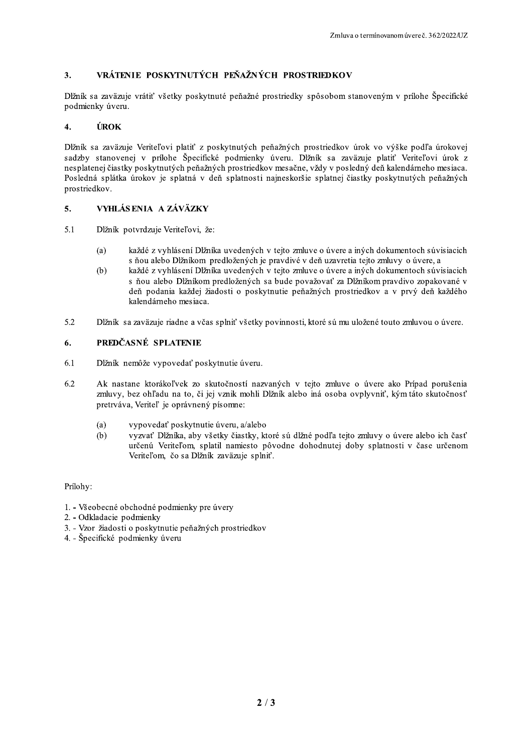## 3. VRÁTENIE POSKYTNUTÝCH PEŇAŽNÝCH PROSTRIEDKOV

Dlžník sa zaväzuje vrátiť všetky poskytnuté peňažné prostriedky spôsobom stanoveným v prílohe Špecifické podmienky úveru.

## 4. ÚROK

Dlžník sa zaväzuje Veriteľovi platiť z poskytnutých peňažných prostriedkov úrok vo výške podľa úrokovej sadzby stanovenej v prílohe Špecifické podmienky úveru. Dlžník sa zaväzuje platiť Veriteľovi úrok z nesplatenej čiastky poskytnutých peňažných prostriedkov mesačne, vždy v posledný deň kalendárneho mesiaca. Posledná splátka úrokov je splatná v deň splatnosti najneskoršie splatnej čiastky poskytnutých peňažných prostriedkov.

## 5. VYHLÁSENIA A ZÁVÄZKY

5.1 Dlžník potvrdzuje Veriteľovi, že:

- (a) každé z vyhlásení Dlžníka uvedených v tejto zmluve o úvere a iných dokumentoch súvisiacich s ňou alebo Dlžníkom predložených je pravdivé v deň uzavretia tejto zmluvy o úvere, a
- (b) každé z vyhlásení Dlžníka uvedených v tejto zmluve o úvere a iných dokumentoch súvisiacich s ňou alebo Dlžníkom predložených sa bude považovať za Dlžníkom pravdivo zopakované v deň podania každej žiadosti o poskytnutie peňažných prostriedkov a v prvý deň každého kalendárneho mesiaca.

5.2 Dlžník sa zaväzuje riadne a včas splniť všetky povinnosti, ktoré sú mu uložené touto zmluvou o úvere.

## 6. PREDČASNÉ SPLATENIE

6.1 Dlžník nemôže vypovedať poskytnutie úveru.

6.2 Ak nastane ktorákoľvek zo skutočností nazvaných v tejto zmluve o úvere ako Prípad porušenia zmluvy, bez ohľadu na to, či jej vznik mohli Dlžník alebo iná osoba ovplyvniť, kým táto skutočnosť pretrváva, Veriteľ je oprávnený písomne:

- (a) vypovedať poskytnutie úveru, a/alebo
- (b) vyzvať Dlžníka, aby všetky čiastky, ktoré sú dlžné podľa tejto zmluvy o úvere alebo ich časť určenú Veriteľom, splatil namiesto pôvodne dohodnutej doby splatnosti v čase určenom Veriteľom, čo sa Dlžník zaväzuje splniť.

Prílohy:

1. - Všeobecné obchodné podmienky pre úvery
2. - Odkladacie podmienky
3. - Vzor žiadosti o poskytnutie peňažných prostriedkov
4. - Špecifické podmienky úveru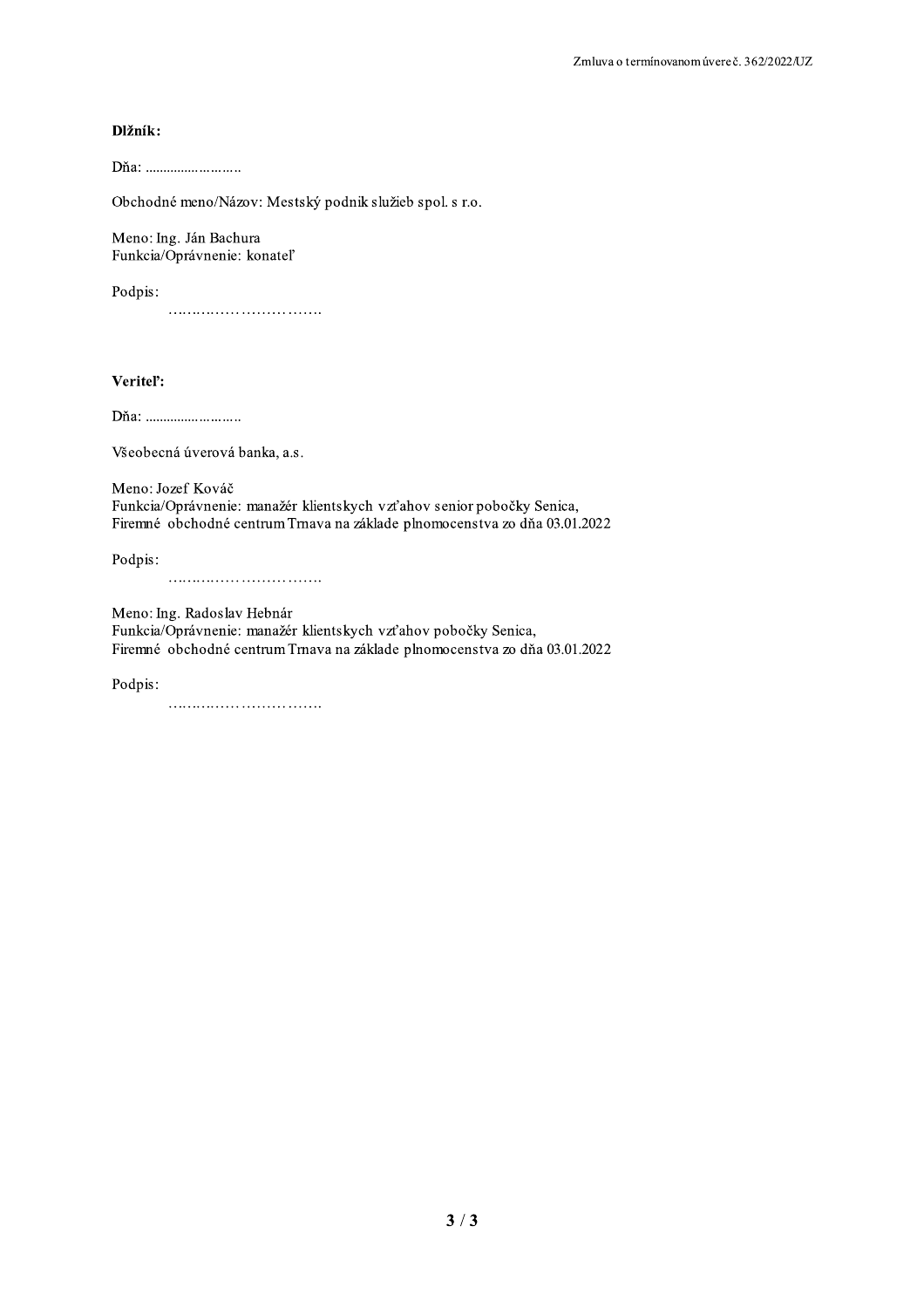**Dlžník:**

Dňa: ..........................

Obchodné meno/Názov: Mestský podnik služieb spol. s r.o.

Meno: Ing. Ján Bachura
Funkcia/Oprávnenie: konateľ

Podpis:
…………………………….

**Veriteľ:**

Dňa: ..........................

Všeobecná úverová banka, a.s.

Meno: Jozef Kováč
Funkcia/Oprávnenie: manažér klientskych vzťahov senior pobočky Senica,
Firemné obchodné centrum Trnava na základe plnomocenstva zo dňa 03.01.2022

Podpis:
…………………………….

Meno: Ing. Radoslav Hebnár
Funkcia/Oprávnenie: manažér klientskych vzťahov pobočky Senica,
Firemné obchodné centrum Trnava na základe plnomocenstva zo dňa 03.01.2022

Podpis:
…………………………….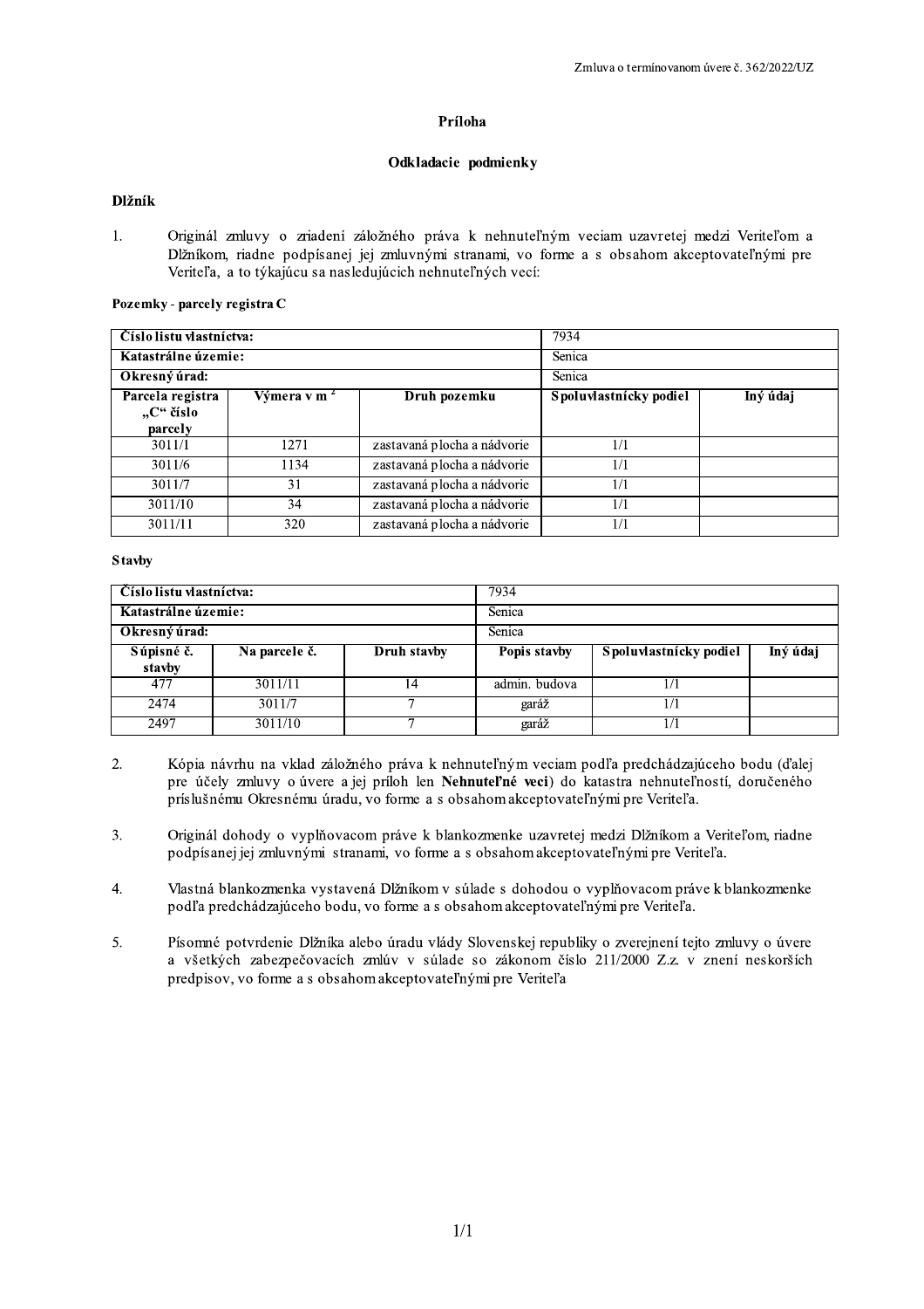## Príloha

## Odkladacie podmienky

**Dlžník**

1. Originál zmluvy o zriadení záložného práva k nehnuteľným veciam uzavretej medzi Veriteľom a Dlžníkom, riadne podpísanej jej zmluvnými stranami, vo forme a s obsahom akceptovateľnými pre Veriteľa, a to týkajúcu sa nasledujúcich nehnuteľných vecí:

**Pozemky - parcely registra C**

| **Číslo listu vlastníctva:** | | | 7934 | |
|---|---|---|---|---|
| **Katastrálne územie:** | | | Senica | |
| **Okresný úrad:** | | | Senica | |
| **Parcela registra „C" číslo parcely** | **Výmera v m²** | **Druh pozemku** | **Spoluvlastnícky podiel** | **Iný údaj** |
| 3011/1 | 1271 | zastavaná plocha a nádvorie | 1/1 | |
| 3011/6 | 1134 | zastavaná plocha a nádvorie | 1/1 | |
| 3011/7 | 31 | zastavaná plocha a nádvorie | 1/1 | |
| 3011/10 | 34 | zastavaná plocha a nádvorie | 1/1 | |
| 3011/11 | 320 | zastavaná plocha a nádvorie | 1/1 | |

**Stavby**

| **Číslo listu vlastníctva:** | | | 7934 | | |
|---|---|---|---|---|---|
| **Katastrálne územie:** | | | Senica | | |
| **Okresný úrad:** | | | Senica | | |
| **Súpisné č. stavby** | **Na parcele č.** | **Druh stavby** | **Popis stavby** | **Spoluvlastnícky podiel** | **Iný údaj** |
| 477 | 3011/11 | 14 | admin. budova | 1/1 | |
| 2474 | 3011/7 | 7 | garáž | 1/1 | |
| 2497 | 3011/10 | 7 | garáž | 1/1 | |

2. Kópia návrhu na vklad záložného práva k nehnuteľným veciam podľa predchádzajúceho bodu (ďalej pre účely zmluvy o úvere a jej príloh len **Nehnuteľné veci**) do katastra nehnuteľností, doručeného príslušnému Okresnému úradu, vo forme a s obsahom akceptovateľnými pre Veriteľa.

3. Originál dohody o vyplňovacom práve k blankozmenke uzavretej medzi Dlžníkom a Veriteľom, riadne podpísanej jej zmluvnými stranami, vo forme a s obsahom akceptovateľnými pre Veriteľa.

4. Vlastná blankozmenka vystavená Dlžníkom v súlade s dohodou o vyplňovacom práve k blankozmenke podľa predchádzajúceho bodu, vo forme a s obsahom akceptovateľnými pre Veriteľa.

5. Písomné potvrdenie Dlžníka alebo úradu vlády Slovenskej republiky o zverejnení tejto zmluvy o úvere a všetkých zabezpečovacích zmlúv v súlade so zákonom číslo 211/2000 Z.z. v znení neskorších predpisov, vo forme a s obsahom akceptovateľnými pre Veriteľa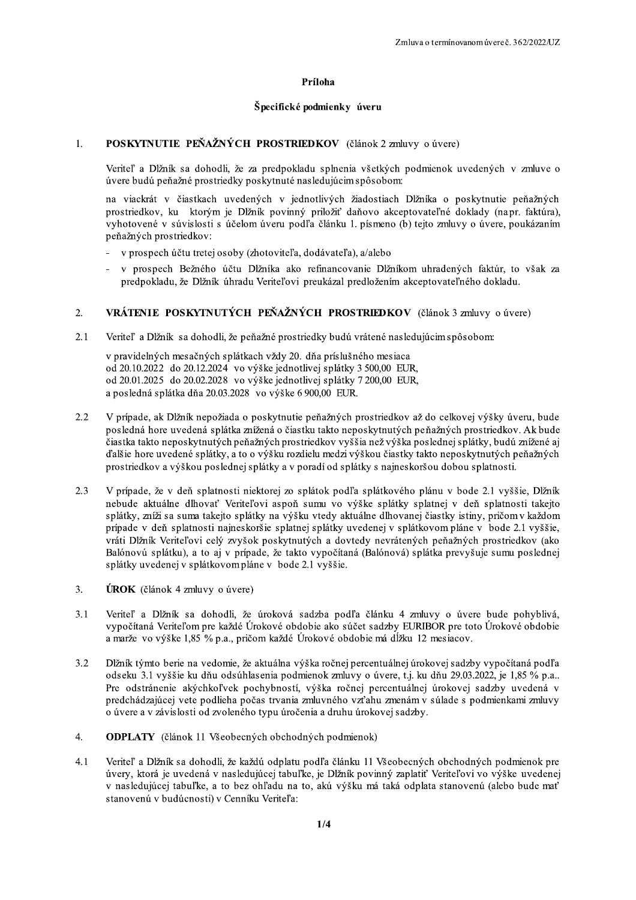# Príloha

## Špecifické podmienky úveru

1. **POSKYTNUTIE PEŇAŽNÝCH PROSTRIEDKOV** (článok 2 zmluvy o úvere)

   Veriteľ a Dlžník sa dohodli, že za predpokladu splnenia všetkých podmienok uvedených v zmluve o úvere budú peňažné prostriedky poskytnuté nasledujúcim spôsobom:

   na viackrát v čiastkach uvedených v jednotlivých žiadostiach Dlžníka o poskytnutie peňažných prostriedkov, ku ktorým je Dlžník povinný priložiť daňovo akceptovateľné doklady (napr. faktúra), vyhotovené v súvislosti s účelom úveru podľa článku 1. písmeno (b) tejto zmluvy o úvere, poukázaním peňažných prostriedkov:

   - v prospech účtu tretej osoby (zhotoviteľa, dodávateľa), a/alebo
   - v prospech Bežného účtu Dlžníka ako refinancovanie Dlžníkom uhradených faktúr, to však za predpokladu, že Dlžník úhradu Veriteľovi preukázal predložením akceptovateľného dokladu.

2. **VRÁTENIE POSKYTNUTÝCH PEŇAŽNÝCH PROSTRIEDKOV** (článok 3 zmluvy o úvere)

2.1 Veriteľ a Dlžník sa dohodli, že peňažné prostriedky budú vrátené nasledujúcim spôsobom:

   v pravidelných mesačných splátkach vždy 20. dňa príslušného mesiaca
   od 20.10.2022 do 20.12.2024 vo výške jednotlivej splátky 3 500,00 EUR,
   od 20.01.2025 do 20.02.2028 vo výške jednotlivej splátky 7 200,00 EUR,
   a posledná splátka dňa 20.03.2028 vo výške 6 900,00 EUR.

2.2 V prípade, ak Dlžník nepožiada o poskytnutie peňažných prostriedkov až do celkovej výšky úveru, bude posledná hore uvedená splátka znížená o čiastku takto neposkytnutých peňažných prostriedkov. Ak bude čiastka takto neposkytnutých peňažných prostriedkov vyššia než výška poslednej splátky, budú znížené aj ďalšie hore uvedené splátky, a to o výšku rozdielu medzi výškou čiastky takto neposkytnutých peňažných prostriedkov a výškou poslednej splátky a v poradí od splátky s najneskoršou dobou splatnosti.

2.3 V prípade, že v deň splatnosti niektorej zo splátok podľa splátkového plánu v bode 2.1 vyššie, Dlžník nebude aktuálne dlhovať Veriteľovi aspoň sumu vo výške splátky splatnej v deň splatnosti takejto splátky, zníži sa suma takejto splátky na výšku vtedy aktuálne dlhovanej čiastky istiny, pričom v každom prípade v deň splatnosti najneskoršie splatnej splátky uvedenej v splátkovom pláne v bode 2.1 vyššie, vráti Dlžník Veriteľovi celý zvyšok poskytnutých a dovtedy nevrátených peňažných prostriedkov (ako Balónovú splátku), a to aj v prípade, že takto vypočítaná (Balónová) splátka prevyšuje sumu poslednej splátky uvedenej v splátkovom pláne v bode 2.1 vyššie.

3. **ÚROK** (článok 4 zmluvy o úvere)

3.1 Veriteľ a Dlžník sa dohodli, že úroková sadzba podľa článku 4 zmluvy o úvere bude pohyblivá, vypočítaná Veriteľom pre každé Úrokové obdobie ako súčet sadzby EURIBOR pre toto Úrokové obdobie a marže vo výške 1,85 % p.a., pričom každé Úrokové obdobie má dĺžku 12 mesiacov.

3.2 Dlžník týmto berie na vedomie, že aktuálna výška ročnej percentuálnej úrokovej sadzby vypočítaná podľa odseku 3.1 vyššie ku dňu odsúhlasenia podmienok zmluvy o úvere, t.j. ku dňu 29.03.2022, je 1,85 % p.a.. Pre odstránenie akýchkoľvek pochybností, výška ročnej percentuálnej úrokovej sadzby uvedená v predchádzajúcej vete podlieha počas trvania zmluvného vzťahu zmenám v súlade s podmienkami zmluvy o úvere a v závislosti od zvoleného typu úročenia a druhu úrokovej sadzby.

4. **ODPLATY** (článok 11 Všeobecných obchodných podmienok)

4.1 Veriteľ a Dlžník sa dohodli, že každú odplatu podľa článku 11 Všeobecných obchodných podmienok pre úvery, ktorá je uvedená v nasledujúcej tabuľke, je Dlžník povinný zaplatiť Veriteľovi vo výške uvedenej v nasledujúcej tabuľke, a to bez ohľadu na to, akú výšku má taká odplata stanovenú (alebo bude mať stanovenú v budúcnosti) v Cenníku Veriteľa: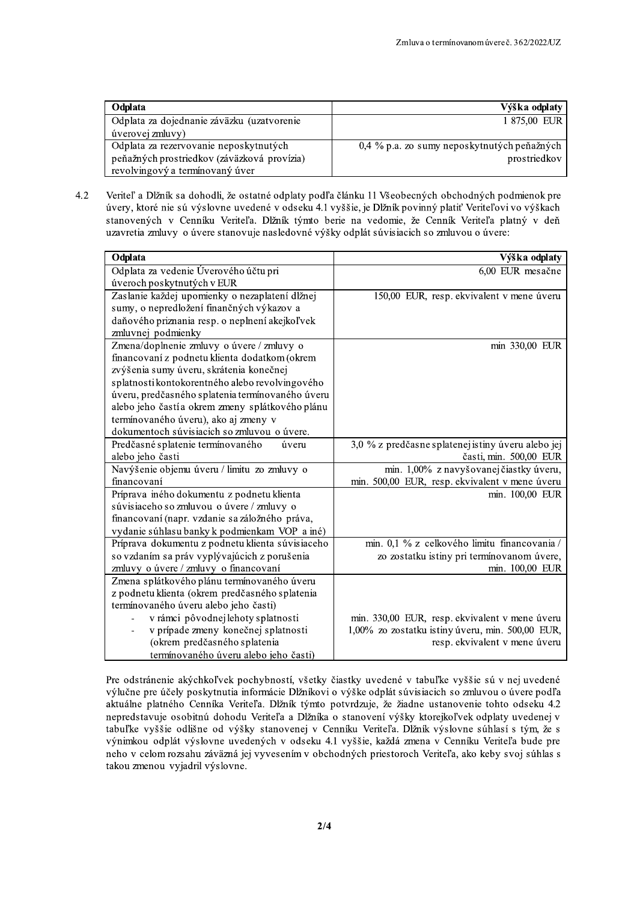| Odplata | Výška odplaty |
| --- | --- |
| Odplata za dojednanie záväzku (uzatvorenie úverovej zmluvy) | 1 875,00 EUR |
| Odplata za rezervovanie neposkytnutých peňažných prostriedkov (záväzková provízia) revolvingový a termínovaný úver | 0,4 % p.a. zo sumy neposkytnutých peňažných prostriedkov |

4.2 Veriteľ a Dlžník sa dohodli, že ostatné odplaty podľa článku 11 Všeobecných obchodných podmienok pre úvery, ktoré nie sú výslovne uvedené v odseku 4.1 vyššie, je Dlžník povinný platiť Veriteľovi vo výškach stanovených v Cenníku Veriteľa. Dlžník týmto berie na vedomie, že Cenník Veriteľa platný v deň uzavretia zmluvy o úvere stanovuje nasledovné výšky odplát súvisiacich so zmluvou o úvere:

| Odplata | Výška odplaty |
| --- | --- |
| Odplata za vedenie Úverového účtu pri úveroch poskytnutých v EUR | 6,00 EUR mesačne |
| Zaslanie každej upomienky o nezaplatení dlžnej sumy, o nepredložení finančných výkazov a daňového priznania resp. o neplnení akejkoľvek zmluvnej podmienky | 150,00 EUR, resp. ekvivalent v mene úveru |
| Zmena/doplnenie zmluvy o úvere / zmluvy o financovaní z podnetu klienta dodatkom (okrem zvýšenia sumy úveru, skrátenia konečnej splatnosti kontokorentného alebo revolvingového úveru, predčasného splatenia termínovaného úveru alebo jeho častí a okrem zmeny splátkového plánu termínovaného úveru), ako aj zmeny v dokumentoch súvisiacich so zmluvou o úvere. | min 330,00 EUR |
| Predčasné splatenie termínovaného úveru alebo jeho časti | 3,0 % z predčasne splatenej istiny úveru alebo jej časti, min. 500,00 EUR |
| Navýšenie objemu úveru / limitu zo zmluvy o financovaní | min. 1,00% z navyšovanej čiastky úveru, min. 500,00 EUR, resp. ekvivalent v mene úveru |
| Príprava iného dokumentu z podnetu klienta súvisiaceho so zmluvou o úvere / zmluvy o financovaní (napr. vzdanie sa záložného práva, vydanie súhlasu banky k podmienkam VOP a iné) | min. 100,00 EUR |
| Príprava dokumentu z podnetu klienta súvisiaceho so vzdaním sa práv vyplývajúcich z porušenia zmluvy o úvere / zmluvy o financovaní | min. 0,1 % z celkového limitu financovania / zo zostatku istiny pri termínovanom úvere, min. 100,00 EUR |
| Zmena splátkového plánu termínovaného úveru z podnetu klienta (okrem predčasného splatenia termínovaného úveru alebo jeho časti) | |
| - v rámci pôvodnej lehoty splatnosti | min. 330,00 EUR, resp. ekvivalent v mene úveru |
| - v prípade zmeny konečnej splatnosti (okrem predčasného splatenia termínovaného úveru alebo jeho časti) | 1,00% zo zostatku istiny úveru, min. 500,00 EUR, resp. ekvivalent v mene úveru |

Pre odstránenie akýchkoľvek pochybností, všetky čiastky uvedené v tabuľke vyššie sú v nej uvedené výlučne pre účely poskytnutia informácie Dlžníkovi o výške odplát súvisiacich so zmluvou o úvere podľa aktuálne platného Cenníka Veriteľa. Dlžník týmto potvrdzuje, že žiadne ustanovenie tohto odseku 4.2 nepredstavuje osobitnú dohodu Veriteľa a Dlžníka o stanovení výšky ktorejkoľvek odplaty uvedenej v tabuľke vyššie odlišne od výšky stanovenej v Cenníku Veriteľa. Dlžník výslovne súhlasí s tým, že s výnimkou odplát výslovne uvedených v odseku 4.1 vyššie, každá zmena v Cenníku Veriteľa bude pre neho v celom rozsahu záväzná jej vyvesením v obchodných priestoroch Veriteľa, ako keby svoj súhlas s takou zmenou vyjadril výslovne.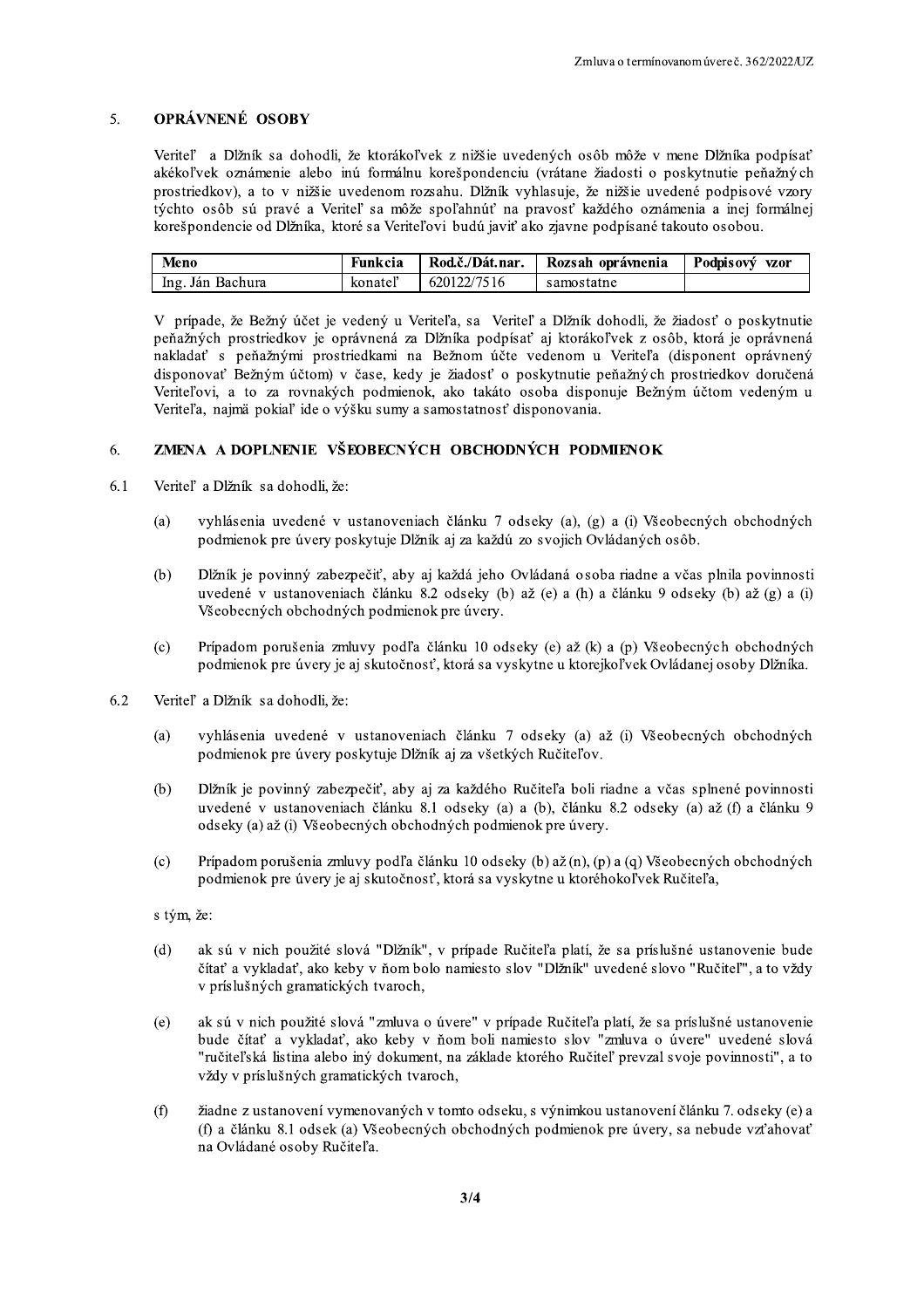## 5. OPRÁVNENÉ OSOBY

Veriteľ a Dlžník sa dohodli, že ktorákoľvek z nižšie uvedených osôb môže v mene Dlžníka podpísať akékoľvek oznámenie alebo inú formálnu korešpondenciu (vrátane žiadosti o poskytnutie peňažných prostriedkov), a to v nižšie uvedenom rozsahu. Dlžník vyhlasuje, že nižšie uvedené podpisové vzory týchto osôb sú pravé a Veriteľ sa môže spoľahnúť na pravosť každého oznámenia a inej formálnej korešpondencie od Dlžníka, ktoré sa Veriteľovi budú javiť ako zjavne podpísané takouto osobou.

| Meno | Funkcia | Rod.č./Dát.nar. | Rozsah oprávnenia | Podpisový vzor |
|---|---|---|---|---|
| Ing. Ján Bachura | konateľ | 620122/7516 | samostatne | |

V prípade, že Bežný účet je vedený u Veriteľa, sa Veriteľ a Dlžník dohodli, že žiadosť o poskytnutie peňažných prostriedkov je oprávnená za Dlžníka podpísať aj ktorákoľvek z osôb, ktorá je oprávnená nakladať s peňažnými prostriedkami na Bežnom účte vedenom u Veriteľa (disponent oprávnený disponovať Bežným účtom) v čase, kedy je žiadosť o poskytnutie peňažných prostriedkov doručená Veriteľovi, a to za rovnakých podmienok, ako takáto osoba disponuje Bežným účtom vedeným u Veriteľa, najmä pokiaľ ide o výšku sumy a samostatnosť disponovania.

## 6. ZMENA A DOPLNENIE VŠEOBECNÝCH OBCHODNÝCH PODMIENOK

6.1 Veriteľ a Dlžník sa dohodli, že:

(a) vyhlásenia uvedené v ustanoveniach článku 7 odseky (a), (g) a (i) Všeobecných obchodných podmienok pre úvery poskytuje Dlžník aj za každú zo svojich Ovládaných osôb.

(b) Dlžník je povinný zabezpečiť, aby aj každá jeho Ovládaná osoba riadne a včas plnila povinnosti uvedené v ustanoveniach článku 8.2 odseky (b) až (e) a (h) a článku 9 odseky (b) až (g) a (i) Všeobecných obchodných podmienok pre úvery.

(c) Prípadom porušenia zmluvy podľa článku 10 odseky (e) až (k) a (p) Všeobecných obchodných podmienok pre úvery je aj skutočnosť, ktorá sa vyskytne u ktorejkoľvek Ovládanej osoby Dlžníka.

6.2 Veriteľ a Dlžník sa dohodli, že:

(a) vyhlásenia uvedené v ustanoveniach článku 7 odseky (a) až (i) Všeobecných obchodných podmienok pre úvery poskytuje Dlžník aj za všetkých Ručiteľov.

(b) Dlžník je povinný zabezpečiť, aby aj za každého Ručiteľa boli riadne a včas splnené povinnosti uvedené v ustanoveniach článku 8.1 odseky (a) a (b), článku 8.2 odseky (a) až (f) a článku 9 odseky (a) až (i) Všeobecných obchodných podmienok pre úvery.

(c) Prípadom porušenia zmluvy podľa článku 10 odseky (b) až (n), (p) a (q) Všeobecných obchodných podmienok pre úvery je aj skutočnosť, ktorá sa vyskytne u ktoréhokoľvek Ručiteľa,

s tým, že:

(d) ak sú v nich použité slová "Dlžník", v prípade Ručiteľa platí, že sa príslušné ustanovenie bude čítať a vykladať, ako keby v ňom bolo namiesto slov "Dlžník" uvedené slovo "Ručiteľ", a to vždy v príslušných gramatických tvaroch,

(e) ak sú v nich použité slová "zmluva o úvere" v prípade Ručiteľa platí, že sa príslušné ustanovenie bude čítať a vykladať, ako keby v ňom boli namiesto slov "zmluva o úvere" uvedené slová "ručiteľská listina alebo iný dokument, na základe ktorého Ručiteľ prevzal svoje povinnosti", a to vždy v príslušných gramatických tvaroch,

(f) žiadne z ustanovení vymenovaných v tomto odseku, s výnimkou ustanovení článku 7. odseky (e) a (f) a článku 8.1 odsek (a) Všeobecných obchodných podmienok pre úvery, sa nebude vzťahovať na Ovládané osoby Ručiteľa.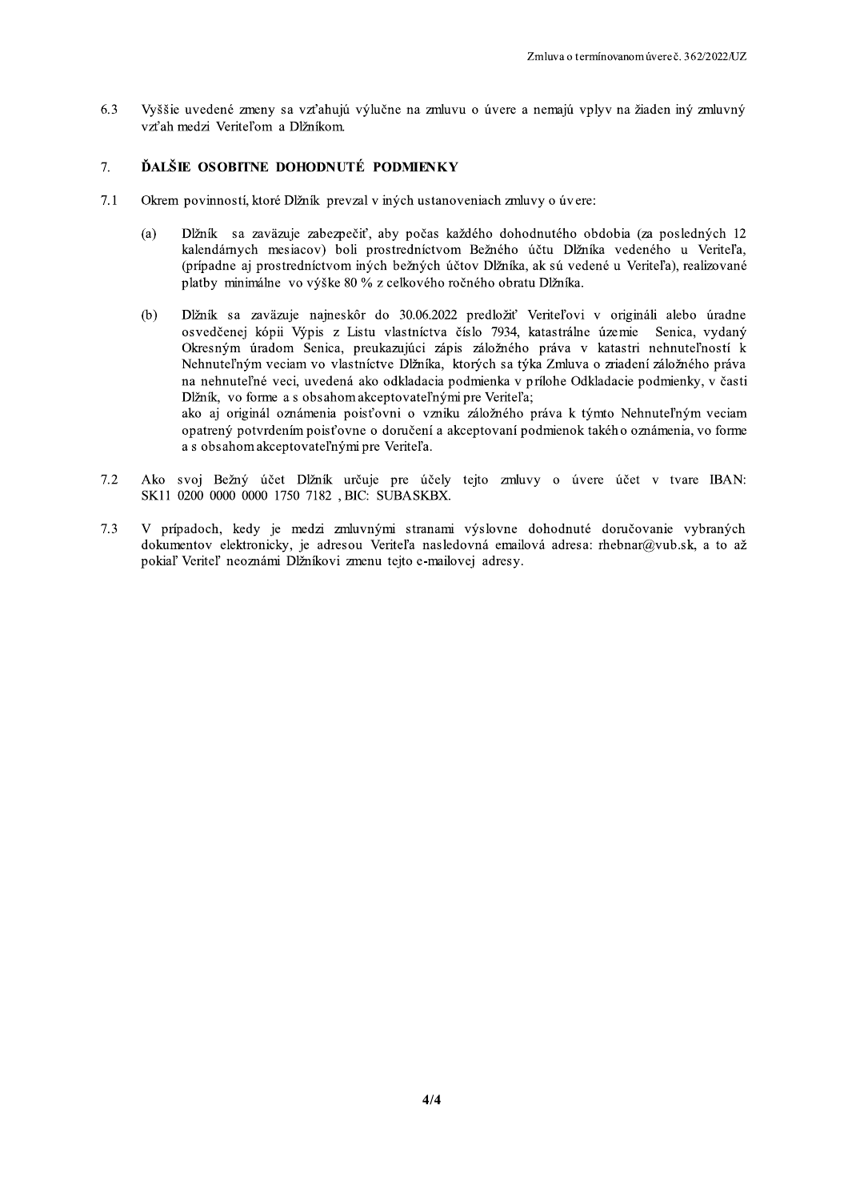6.3 Vyššie uvedené zmeny sa vzťahujú výlučne na zmluvu o úvere a nemajú vplyv na žiaden iný zmluvný vzťah medzi Veriteľom a Dlžníkom.

## 7. ĎALŠIE OSOBITNE DOHODNUTÉ PODMIENKY

7.1 Okrem povinností, ktoré Dlžník prevzal v iných ustanoveniach zmluvy o úvere:

(a) Dlžník sa zaväzuje zabezpečiť, aby počas každého dohodnutého obdobia (za posledných 12 kalendárnych mesiacov) boli prostredníctvom Bežného účtu Dlžníka vedeného u Veriteľa, (prípadne aj prostredníctvom iných bežných účtov Dlžníka, ak sú vedené u Veriteľa), realizované platby minimálne vo výške 80 % z celkového ročného obratu Dlžníka.

(b) Dlžník sa zaväzuje najneskôr do 30.06.2022 predložiť Veriteľovi v origináli alebo úradne osvedčenej kópii Výpis z Listu vlastníctva číslo 7934, katastrálne územie Senica, vydaný Okresným úradom Senica, preukazujúci zápis záložného práva v katastri nehnuteľností k Nehnuteľným veciam vo vlastníctve Dlžníka, ktorých sa týka Zmluva o zriadení záložného práva na nehnuteľné veci, uvedená ako odkladacia podmienka v prílohe Odkladacie podmienky, v časti Dlžník, vo forme a s obsahom akceptovateľnými pre Veriteľa;
ako aj originál oznámenia poisťovni o vzniku záložného práva k týmto Nehnuteľným veciam opatrený potvrdením poisťovne o doručení a akceptovaní podmienok takého oznámenia, vo forme a s obsahom akceptovateľnými pre Veriteľa.

7.2 Ako svoj Bežný účet Dlžník určuje pre účely tejto zmluvy o úvere účet v tvare IBAN: SK11 0200 0000 0000 1750 7182 , BIC: SUBASKBX.

7.3 V prípadoch, kedy je medzi zmluvnými stranami výslovne dohodnuté doručovanie vybraných dokumentov elektronicky, je adresou Veriteľa nasledovná emailová adresa: rhebnar@vub.sk, a to až pokiaľ Veriteľ neoznámi Dlžníkovi zmenu tejto e-mailovej adresy.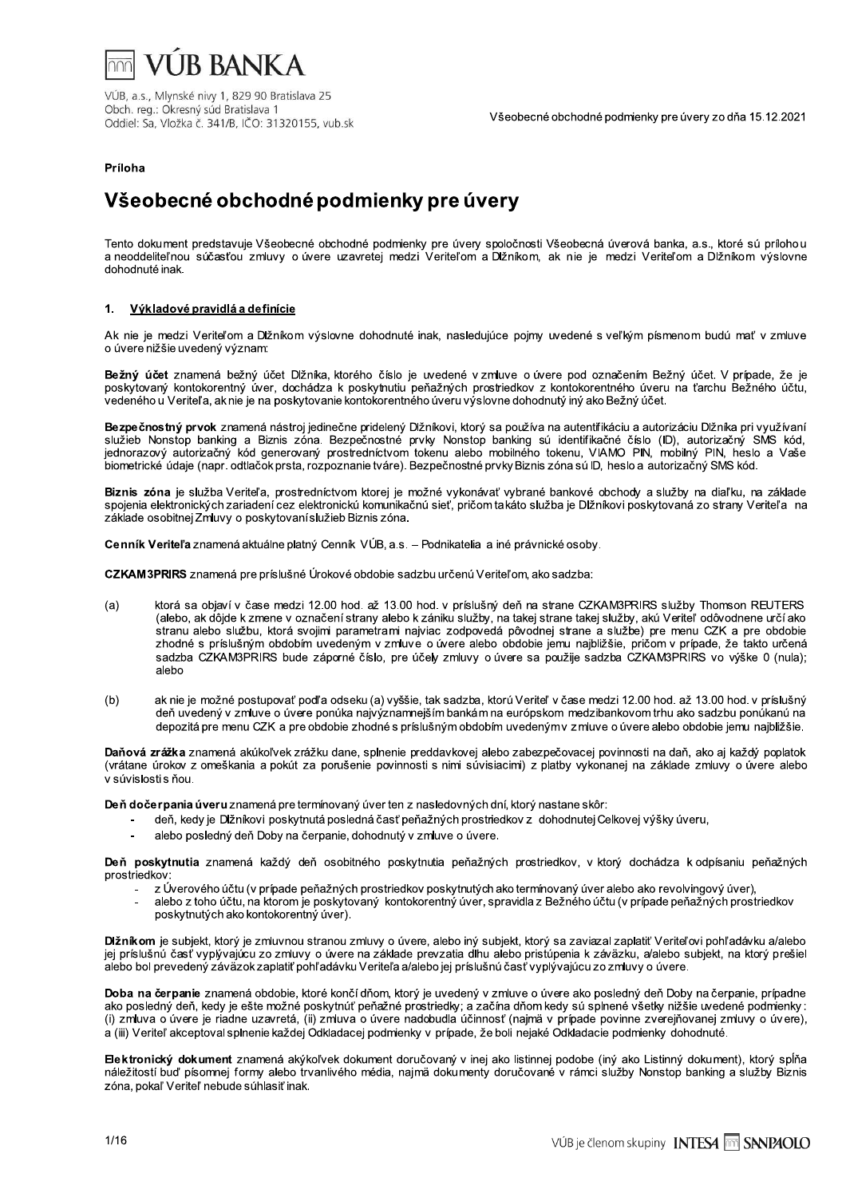Príloha

# Všeobecné obchodné podmienky pre úvery

Tento dokument predstavuje Všeobecné obchodné podmienky pre úvery spoločnosti Všeobecná úverová banka, a.s., ktoré sú prílohou a neoddeliteľnou súčasťou zmluvy o úvere uzavretej medzi Veriteľom a Dlžníkom, ak nie je medzi Veriteľom a Dlžníkom výslovne dohodnuté inak.

## 1. Výkladové pravidlá a definície

Ak nie je medzi Veriteľom a Dlžníkom výslovne dohodnuté inak, nasledujúce pojmy uvedené s veľkým písmenom budú mať v zmluve o úvere nižšie uvedený význam:

**Bežný účet** znamená bežný účet Dlžníka, ktorého číslo je uvedené v zmluve o úvere pod označením Bežný účet. V prípade, že je poskytovaný kontokorentný úver, dochádza k poskytnutiu peňažných prostriedkov z kontokorentného úveru na ťarchu Bežného účtu, vedeného u Veriteľa, ak nie je na poskytovanie kontokorentného úveru výslovne dohodnutý iný ako Bežný účet.

**Bezpečnostný prvok** znamená nástroj jedinečne pridelený Dlžníkovi, ktorý sa používa na autentifikáciu a autorizáciu Dlžníka pri využívaní služieb Nonstop banking a Biznis zóna. Bezpečnostné prvky Nonstop banking sú identifikačné číslo (ID), autorizačný SMS kód, jednorazový autorizačný kód generovaný prostredníctvom tokenu alebo mobilného tokenu, VIAMO PIN, mobilný PIN, heslo a Vaše biometrické údaje (napr. odtlačok prsta, rozpoznanie tváre). Bezpečnostné prvky Biznis zóna sú ID, heslo a autorizačný SMS kód.

**Biznis zóna** je služba Veriteľa, prostredníctvom ktorej je možné vykonávať vybrané bankové obchody a služby na diaľku, na základe spojenia elektronických zariadení cez elektronickú komunikačnú sieť, pričom takáto služba je Dlžníkovi poskytovaná zo strany Veriteľa na základe osobitnej Zmluvy o poskytovaní služieb Biznis zóna.

**Cenník Veriteľa** znamená aktuálne platný Cenník VÚB, a.s. – Podnikatelia a iné právnické osoby.

**CZKAM3PRIRS** znamená pre príslušné Úrokové obdobie sadzbu určenú Veriteľom, ako sadzba:

(a) ktorá sa objaví v čase medzi 12.00 hod. až 13.00 hod. v príslušný deň na strane CZKAM3PRIRS služby Thomson REUTERS (alebo, ak dôjde k zmene v označení strany alebo k zániku služby, na takej strane takej služby, akú Veriteľ odôvodnene určí ako stranu alebo službu, ktorá svojimi parametrami najviac zodpovedá pôvodnej strane a službe) pre menu CZK a pre obdobie zhodné s príslušným obdobím uvedeným v zmluve o úvere alebo obdobie jemu najbližšie, pričom v prípade, že takto určená sadzba CZKAM3PRIRS bude záporné číslo, pre účely zmluvy o úvere sa použije sadzba CZKAM3PRIRS vo výške 0 (nula); alebo

(b) ak nie je možné postupovať podľa odseku (a) vyššie, tak sadzba, ktorú Veriteľ v čase medzi 12.00 hod. až 13.00 hod. v príslušný deň uvedený v zmluve o úvere ponúka najvýznamnejším bankám na európskom medzibankovom trhu ako sadzbu ponúkanú na depozitá pre menu CZK a pre obdobie zhodné s príslušným obdobím uvedeným v zmluve o úvere alebo obdobie jemu najbližšie.

**Daňová zrážka** znamená akúkoľvek zrážku dane, splnenie preddavkovej alebo zabezpečovacej povinnosti na daň, ako aj každý poplatok (vrátane úrokov z omeškania a pokút za porušenie povinnosti s nimi súvisiacimi) z platby vykonanej na základe zmluvy o úvere alebo v súvislosti s ňou.

**Deň dočerpania úveru** znamená pre termínovaný úver ten z nasledovných dní, ktorý nastane skôr:

- deň, kedy je Dlžníkovi poskytnutá posledná časť peňažných prostriedkov z dohodnutej Celkovej výšky úveru,
- alebo posledný deň Doby na čerpanie, dohodnutý v zmluve o úvere.

**Deň poskytnutia** znamená každý deň osobitného poskytnutia peňažných prostriedkov, v ktorý dochádza k odpísaniu peňažných prostriedkov:

- z Úverového účtu (v prípade peňažných prostriedkov poskytnutých ako termínovaný úver alebo ako revolvingový úver),
- alebo z toho účtu, na ktorom je poskytovaný kontokorentný úver, spravidla z Bežného účtu (v prípade peňažných prostriedkov poskytnutých ako kontokorentný úver).

**Dlžníkom** je subjekt, ktorý je zmluvnou stranou zmluvy o úvere, alebo iný subjekt, ktorý sa zaviazal zaplatiť Veriteľovi pohľadávku a/alebo jej príslušnú časť vyplývajúcu zo zmluvy o úvere na základe prevzatia dlhu alebo pristúpenia k záväzku, a/alebo subjekt, na ktorý prešiel alebo bol prevedený záväzok zaplatiť pohľadávku Veriteľa a/alebo jej príslušnú časť vyplývajúcu zo zmluvy o úvere.

**Doba na čerpanie** znamená obdobie, ktoré končí dňom, ktorý je uvedený v zmluve o úvere ako posledný deň Doby na čerpanie, prípadne ako posledný deň, kedy je ešte možné poskytnúť peňažné prostriedky; a začína dňom kedy sú splnené všetky nižšie uvedené podmienky: (i) zmluva o úvere je riadne uzavretá, (ii) zmluva o úvere nadobudla účinnosť (najmä v prípade povinne zverejňovanej zmluvy o úvere), a (iii) Veriteľ akceptoval splnenie každej Odkladacej podmienky v prípade, že boli nejaké Odkladacie podmienky dohodnuté.

**Elektronický dokument** znamená akýkoľvek dokument doručovaný v inej ako listinnej podobe (iný ako Listinný dokument), ktorý spĺňa náležitosti buď písomnej formy alebo trvanlivého média, najmä dokumenty doručované v rámci služby Nonstop banking a služby Biznis zóna, pokiaľ Veriteľ nebude súhlasiť inak.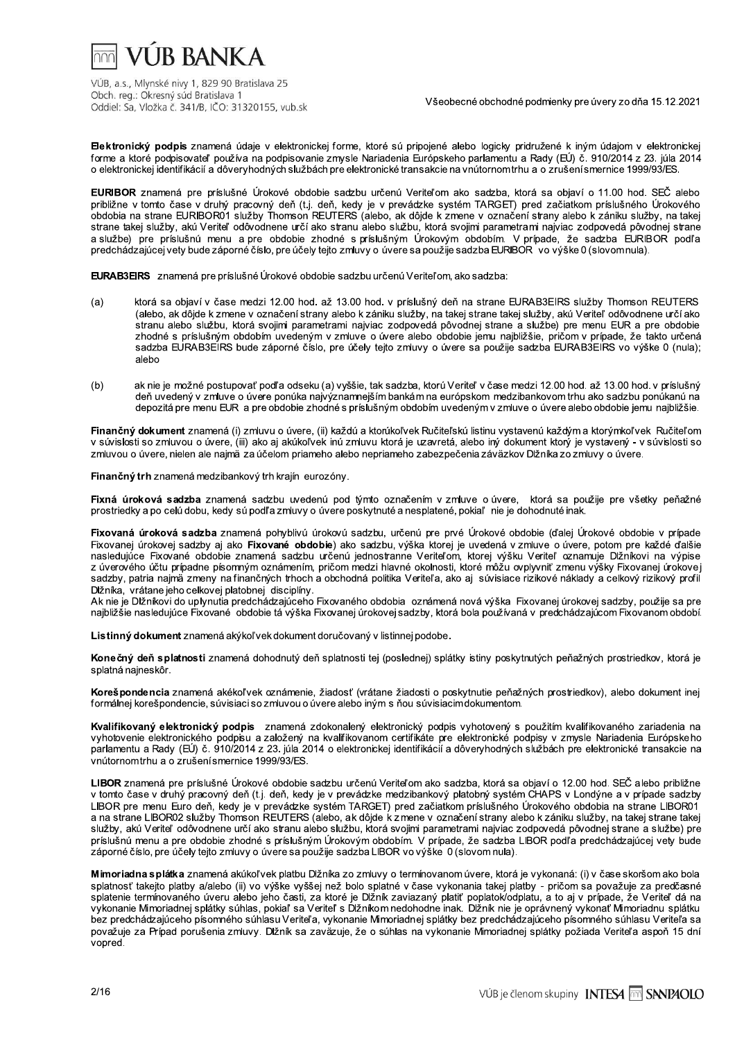**Elektronický podpis** znamená údaje v elektronickej forme, ktoré sú pripojené alebo logicky pridružené k iným údajom v elektronickej forme a ktoré podpisovateľ používa na podpisovanie zmysle Nariadenia Európskeho parlamentu a Rady (EÚ) č. 910/2014 z 23. júla 2014 o elektronickej identifikácií a dôveryhodných službách pre elektronické transakcie na vnútornom trhu a o zrušení smernice 1999/93/ES.

**EURIBOR** znamená pre príslušné Úrokové obdobie sadzbu určenú Veriteľom ako sadzba, ktorá sa objaví o 11.00 hod. SEČ alebo približne v tomto čase v druhý pracovný deň (t.j. deň, kedy je v prevádzke systém TARGET) pred začiatkom príslušného Úrokového obdobia na strane EURIBOR01 služby Thomson REUTERS (alebo, ak dôjde k zmene v označení strany alebo k zániku služby, na takej strane takej služby, akú Veriteľ odôvodnene určí ako stranu alebo službu, ktorá svojimi parametrami najviac zodpovedá pôvodnej strane a službe) pre príslušnú menu a pre obdobie zhodné s príslušným Úrokovým obdobím. V prípade, že sadzba EURIBOR podľa predchádzajúcej vety bude záporné číslo, pre účely tejto zmluvy o úvere sa použije sadzba EURIBOR vo výške 0 (slovom nula).

**EURAB3EIRS** znamená pre príslušné Úrokové obdobie sadzbu určenú Veriteľom, ako sadzba:

(a) ktorá sa objaví v čase medzi 12.00 hod. až 13.00 hod. v príslušný deň na strane EURAB3EIRS služby Thomson REUTERS (alebo, ak dôjde k zmene v označení strany alebo k zániku služby, na takej strane takej služby, akú Veriteľ odôvodnene určí ako stranu alebo službu, ktorá svojimi parametrami najviac zodpovedá pôvodnej strane a službe) pre menu EUR a pre obdobie zhodné s príslušným obdobím uvedeným v zmluve o úvere alebo obdobie jemu najbližšie, pričom v prípade, že takto určená sadzba EURAB3EIRS bude záporné číslo, pre účely tejto zmluvy o úvere sa použije sadzba EURAB3EIRS vo výške 0 (nula); alebo

(b) ak nie je možné postupovať podľa odseku (a) vyššie, tak sadzba, ktorú Veriteľ v čase medzi 12.00 hod. až 13.00 hod. v príslušný deň uvedený v zmluve o úvere ponúka najvýznamnejším bankám na európskom medzibankovom trhu ako sadzbu ponúkanú na depozitá pre menu EUR a pre obdobie zhodné s príslušným obdobím uvedeným v zmluve o úvere alebo obdobie jemu najbližšie.

**Finančný dokument** znamená (i) zmluvu o úvere, (ii) každú a ktorúkoľvek Ručiteľskú listinu vystavenú každým a ktorýmkoľvek Ručiteľom v súvislosti so zmluvou o úvere, (iii) ako aj akúkoľvek inú zmluvu ktorá je uzavretá, alebo iný dokument ktorý je vystavený - v súvislosti so zmluvou o úvere, nielen ale najmä za účelom priameho alebo nepriameho zabezpečenia záväzkov Dlžníka zo zmluvy o úvere.

**Finančný trh** znamená medzibankový trh krajín eurozóny.

**Fixná úroková sadzba** znamená sadzbu uvedenú pod týmto označením v zmluve o úvere, ktorá sa použije pre všetky peňažné prostriedky a po celú dobu, kedy sú podľa zmluvy o úvere poskytnuté a nesplatené, pokiaľ nie je dohodnuté inak.

**Fixovaná úroková sadzba** znamená pohyblivú úrokovú sadzbu, určenú pre prvé Úrokové obdobie (ďalej Úrokové obdobie v prípade Fixovanej úrokovej sadzby aj ako **Fixované obdobie**) ako sadzbu, výška ktorej je uvedená v zmluve o úvere, potom pre každé ďalšie nasledujúce Fixované obdobie znamená sadzbu určenú jednostranne Veriteľom, ktorej výšku Veriteľ oznamuje Dlžníkovi na výpise z úverového účtu prípadne písomným oznámením, pričom medzi hlavné okolnosti, ktoré môžu ovplyvniť zmenu výšky Fixovanej úrokovej sadzby, patria najmä zmeny na finančných trhoch a obchodná politika Veriteľa, ako aj súvisiace rizikové náklady a celkový rizikový profil Dlžníka, vrátane jeho celkovej platobnej disciplíny.
Ak nie je Dlžníkovi do uplynutia predchádzajúceho Fixovaného obdobia oznámená nová výška Fixovanej úrokovej sadzby, použije sa pre najbližšie nasledujúce Fixované obdobie tá výška Fixovanej úrokovej sadzby, ktorá bola používaná v predchádzajúcom Fixovanom období.

**Listinný dokument** znamená akýkoľvek dokument doručovaný v listinnej podobe.

**Konečný deň splatnosti** znamená dohodnutý deň splatnosti tej (poslednej) splátky istiny poskytnutých peňažných prostriedkov, ktorá je splatná najneskôr.

**Korešpondencia** znamená akékoľvek oznámenie, žiadosť (vrátane žiadosti o poskytnutie peňažných prostriedkov), alebo dokument inej formálnej korešpondencie, súvisiaci so zmluvou o úvere alebo iným s ňou súvisiacim dokumentom.

**Kvalifikovaný elektronický podpis** znamená zdokonalený elektronický podpis vyhotovený s použitím kvalifikovaného zariadenia na vyhotovenie elektronického podpisu a založený na kvalifikovanom certifikáte pre elektronické podpisy v zmysle Nariadenia Európskeho parlamentu a Rady (EÚ) č. 910/2014 z 23. júla 2014 o elektronickej identifikácií a dôveryhodných službách pre elektronické transakcie na vnútornom trhu a o zrušení smernice 1999/93/ES.

**LIBOR** znamená pre príslušné Úrokové obdobie sadzbu určenú Veriteľom ako sadzba, ktorá sa objaví o 12.00 hod. SEČ alebo približne v tomto čase v druhý pracovný deň (t.j. deň, kedy je v prevádzke medzibankový platobný systém CHAPS v Londýne a v prípade sadzby LIBOR pre menu Euro deň, kedy je v prevádzke systém TARGET) pred začiatkom príslušného Úrokového obdobia na strane LIBOR01 a na strane LIBOR02 služby Thomson REUTERS (alebo, ak dôjde k zmene v označení strany alebo k zániku služby, na takej strane takej služby, akú Veriteľ odôvodnene určí ako stranu alebo službu, ktorá svojimi parametrami najviac zodpovedá pôvodnej strane a službe) pre príslušnú menu a pre obdobie zhodné s príslušným Úrokovým obdobím. V prípade, že sadzba LIBOR podľa predchádzajúcej vety bude záporné číslo, pre účely tejto zmluvy o úvere sa použije sadzba LIBOR vo výške 0 (slovom nula).

**Mimoriadna splátka** znamená akúkoľvek platbu Dlžníka zo zmluvy o termínovanom úvere, ktorá je vykonaná: (i) v čase skoršom ako bola splatnosť takejto platby a/alebo (ii) vo výške vyššej než bolo splatné v čase vykonania takej platby - pričom sa považuje za predčasné splatenie termínovaného úveru alebo jeho časti, za ktoré je Dlžník zaviazaný platiť poplatok/odplatu, a to aj v prípade, že Veriteľ dá na vykonanie Mimoriadnej splátky súhlas, pokiaľ sa Veriteľ s Dlžníkom nedohodne inak. Dlžník nie je oprávnený vykonať Mimoriadnu splátku bez predchádzajúceho písomného súhlasu Veriteľa, vykonanie Mimoriadnej splátky bez predchádzajúceho písomného súhlasu Veriteľa sa považuje za Prípad porušenia zmluvy. Dlžník sa zaväzuje, že o súhlas na vykonanie Mimoriadnej splátky požiada Veriteľa aspoň 15 dní vopred.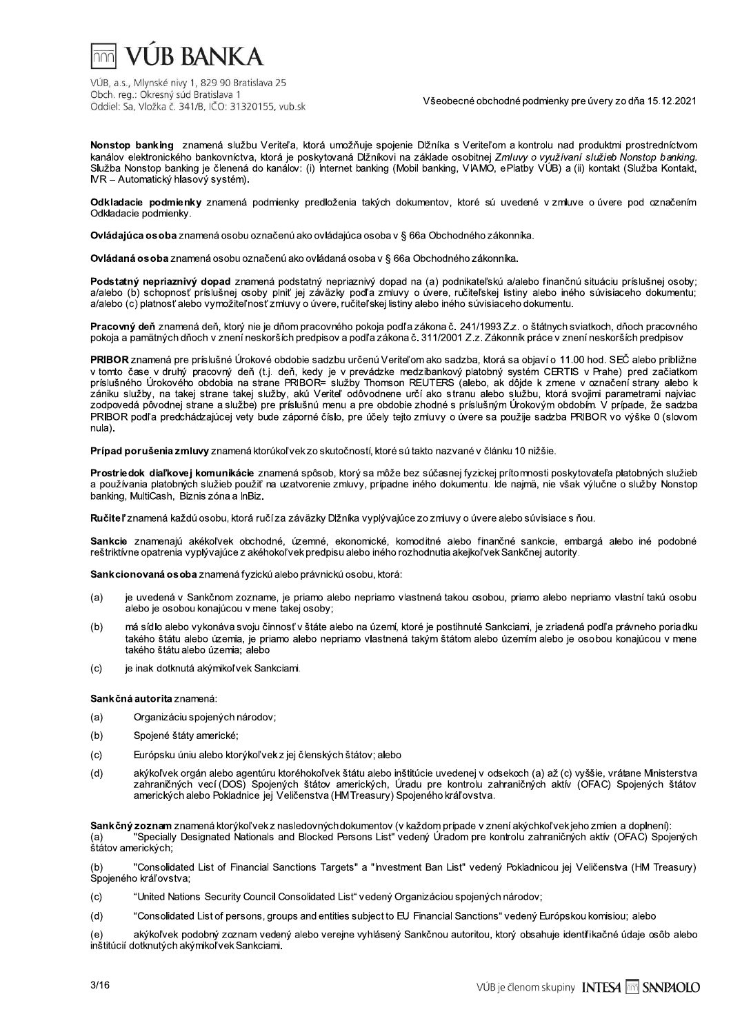**Nonstop banking** znamená službu Veriteľa, ktorá umožňuje spojenie Dlžníka s Veriteľom a kontrolu nad produktmi prostredníctvom kanálov elektronického bankovníctva, ktorá je poskytovaná Dlžníkovi na základe osobitnej *Zmluvy o využívaní služieb Nonstop banking.* Služba Nonstop banking je členená do kanálov: (i) Internet banking (Mobil banking, VIAMO, ePlatby VÚB) a (ii) kontakt (Služba Kontakt, IVR – Automatický hlasový systém).

**Odkladacie podmienky** znamená podmienky predloženia takých dokumentov, ktoré sú uvedené v zmluve o úvere pod označením Odkladacie podmienky.

**Ovládajúca osoba** znamená osobu označenú ako ovládajúca osoba v § 66a Obchodného zákonníka.

**Ovládaná osoba** znamená osobu označenú ako ovládaná osoba v § 66a Obchodného zákonníka.

**Podstatný nepriaznivý dopad** znamená podstatný nepriaznivý dopad na (a) podnikateľskú a/alebo finančnú situáciu príslušnej osoby; a/alebo (b) schopnosť príslušnej osoby plniť jej záväzky podľa zmluvy o úvere, ručiteľskej listiny alebo iného súvisiaceho dokumentu; a/alebo (c) platnosť alebo vymožiteľnosť zmluvy o úvere, ručiteľskej listiny alebo iného súvisiaceho dokumentu.

**Pracovný deň** znamená deň, ktorý nie je dňom pracovného pokoja podľa zákona č. 241/1993 Z.z. o štátnych sviatkoch, dňoch pracovného pokoja a pamätných dňoch v znení neskorších predpisov a podľa zákona č. 311/2001 Z.z. Zákonník práce v znení neskorších predpisov

**PRIBOR** znamená pre príslušné Úrokové obdobie sadzbu určenú Veriteľom ako sadzba, ktorá sa objaví o 11.00 hod. SEČ alebo približne v tomto čase v druhý pracovný deň (t.j. deň, kedy je v prevádzke medzibankový platobný systém CERTIS v Prahe) pred začiatkom príslušného Úrokového obdobia na strane PRIBOR= služby Thomson REUTERS (alebo, ak dôjde k zmene v označení strany alebo k zániku služby, na takej strane takej služby, akú Veriteľ odôvodnene určí ako stranu alebo službu, ktorá svojimi parametrami najviac zodpovedá pôvodnej strane a službe) pre príslušnú menu a pre obdobie zhodné s príslušným Úrokovým obdobím. V prípade, že sadzba PRIBOR podľa predchádzajúcej vety bude záporné číslo, pre účely tejto zmluvy o úvere sa použije sadzba PRIBOR vo výške 0 (slovom nula).

**Prípad porušenia zmluvy** znamená ktorúkoľvek zo skutočností, ktoré sú takto nazvané v článku 10 nižšie.

**Prostriedok diaľkovej komunikácie** znamená spôsob, ktorý sa môže bez súčasnej fyzickej prítomnosti poskytovateľa platobných služieb a používania platobných služieb použiť na uzatvorenie zmluvy, prípadne iného dokumentu. Ide najmä, nie však výlučne o služby Nonstop banking, MultiCash, Biznis zóna a InBiz.

**Ručiteľ** znamená každú osobu, ktorá ručí za záväzky Dlžníka vyplývajúce zo zmluvy o úvere alebo súvisiace s ňou.

**Sankcie** znamenajú akékoľvek obchodné, územné, ekonomické, komoditné alebo finančné sankcie, embargá alebo iné podobné reštriktívne opatrenia vyplývajúce z akéhokoľvek predpisu alebo iného rozhodnutia akejkoľvek Sankčnej autority.

**Sankcionovaná osoba** znamená fyzickú alebo právnickú osobu, ktorá:

(a) je uvedená v Sankčnom zozname, je priamo alebo nepriamo vlastnená takou osobou, priamo alebo nepriamo vlastní takú osobu alebo je osobou konajúcou v mene takej osoby;

(b) má sídlo alebo vykonáva svoju činnosť v štáte alebo na území, ktoré je postihnuté Sankciami, je zriadená podľa právneho poriadku takého štátu alebo územia, je priamo alebo nepriamo vlastnená takým štátom alebo územím alebo je osobou konajúcou v mene takého štátu alebo územia; alebo

(c) je inak dotknutá akýmikoľvek Sankciami.

**Sankčná autorita** znamená:

(a) Organizáciu spojených národov;

(b) Spojené štáty americké;

(c) Európsku úniu alebo ktorýkoľvek z jej členských štátov; alebo

(d) akýkoľvek orgán alebo agentúru ktoréhokoľvek štátu alebo inštitúcie uvedenej v odsekoch (a) až (c) vyššie, vrátane Ministerstva zahraničných vecí (DOS) Spojených štátov amerických, Úradu pre kontrolu zahraničných aktív (OFAC) Spojených štátov amerických alebo Pokladnice jej Veličenstva (HM Treasury) Spojeného kráľovstva.

**Sankčný zoznam** znamená ktorýkoľvek z nasledovných dokumentov (v každom prípade v znení akýchkoľvek jeho zmien a doplnení):

(a) "Specially Designated Nationals and Blocked Persons List" vedený Úradom pre kontrolu zahraničných aktív (OFAC) Spojených štátov amerických;

(b) "Consolidated List of Financial Sanctions Targets" a "Investment Ban List" vedený Pokladnicou jej Veličenstva (HM Treasury) Spojeného kráľovstva;

(c) "United Nations Security Council Consolidated List" vedený Organizáciou spojených národov;

(d) "Consolidated List of persons, groups and entities subject to EU Financial Sanctions" vedený Európskou komisiou; alebo

(e) akýkoľvek podobný zoznam vedený alebo verejne vyhlásený Sankčnou autoritou, ktorý obsahuje identifikačné údaje osôb alebo inštitúcií dotknutých akýmikoľvek Sankciami.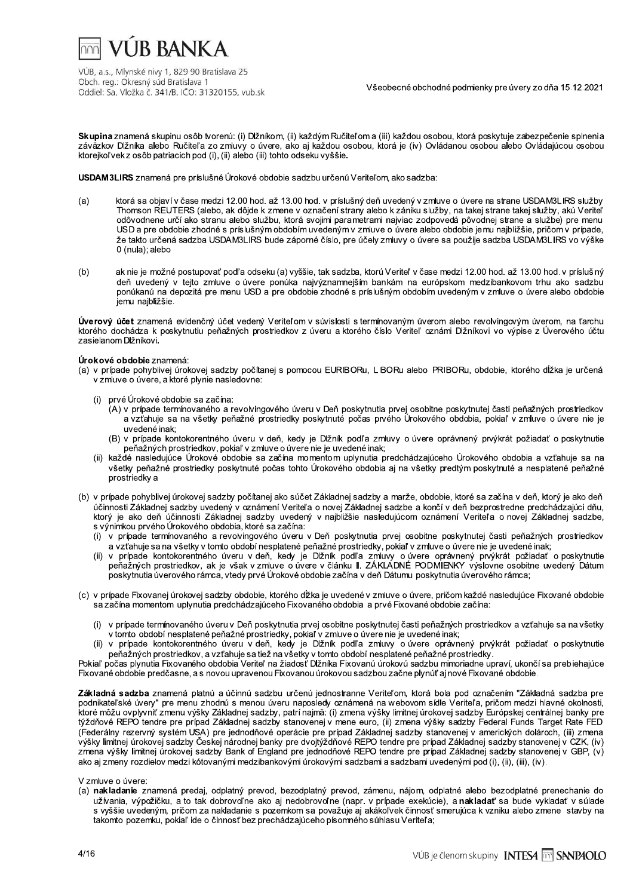**Skupina** znamená skupinu osôb tvorenú: (i) Dlžníkom, (ii) každým Ručiteľom a (iii) každou osobou, ktorá poskytuje zabezpečenie splnenia záväzkov Dlžníka alebo Ručiteľa zo zmluvy o úvere, ako aj každou osobou, ktorá je (iv) Ovládanou osobou alebo Ovládajúcou osobou ktorejkoľvek z osôb patriacich pod (i), (ii) alebo (iii) tohto odseku vyššie.

**USDAM3LIRS** znamená pre príslušné Úrokové obdobie sadzbu určenú Veriteľom, ako sadzba:

(a) ktorá sa objaví v čase medzi 12.00 hod. až 13.00 hod. v príslušný deň uvedený v zmluve o úvere na strane USDAM3LIRS služby Thomson REUTERS (alebo, ak dôjde k zmene v označení strany alebo k zániku služby, na takej strane takej služby, akú Veriteľ odôvodnene určí ako stranu alebo službu, ktorá svojimi parametrami najviac zodpovedá pôvodnej strane a službe) pre menu USD a pre obdobie zhodné s príslušným obdobím uvedeným v zmluve o úvere alebo obdobie jemu najbližšie, pričom v prípade, že takto určená sadzba USDAM3LIRS bude záporné číslo, pre účely zmluvy o úvere sa použije sadzba USDAM3LIRS vo výške 0 (nula); alebo

(b) ak nie je možné postupovať podľa odseku (a) vyššie, tak sadzba, ktorú Veriteľ v čase medzi 12.00 hod. až 13.00 hod. v príslušný deň uvedený v tejto zmluve o úvere ponúka najvýznamnejším bankám na európskom medzibankovom trhu ako sadzbu ponúkanú na depozitá pre menu USD a pre obdobie zhodné s príslušným obdobím uvedeným v zmluve o úvere alebo obdobie jemu najbližšie.

**Úverový účet** znamená evidenčný účet vedený Veriteľom v súvislosti s termínovaným úverom alebo revolvingovým úverom, na ťarchu ktorého dochádza k poskytnutiu peňažných prostriedkov z úveru a ktorého číslo Veriteľ oznámi Dlžníkovi vo výpise z Úverového účtu zasielanom Dlžníkovi.

**Úrokové obdobie** znamená:

(a) v prípade pohyblivej úrokovej sadzby počítanej s pomocou EURIBORu, LIBORu alebo PRIBORu, obdobie, ktorého dĺžka je určená v zmluve o úvere, a ktoré plynie nasledovne:

   (i) prvé Úrokové obdobie sa začína:
      (A) v prípade termínovaného a revolvingového úveru v Deň poskytnutia prvej osobitne poskytnutej časti peňažných prostriedkov a vzťahuje sa na všetky peňažné prostriedky poskytnuté počas prvého Úrokového obdobia, pokiaľ v zmluve o úvere nie je uvedené inak;
      (B) v prípade kontokorentného úveru v deň, kedy je Dlžník podľa zmluvy o úvere oprávnený prvýkrát požiadať o poskytnutie peňažných prostriedkov, pokiaľ v zmluve o úvere nie je uvedené inak;

   (ii) každé nasledujúce Úrokové obdobie sa začína momentom uplynutia predchádzajúceho Úrokového obdobia a vzťahuje sa na všetky peňažné prostriedky poskytnuté počas tohto Úrokového obdobia aj na všetky predtým poskytnuté a nesplatené peňažné prostriedky a

(b) v prípade pohyblivej úrokovej sadzby počítanej ako súčet Základnej sadzby a marže, obdobie, ktoré sa začína v deň, ktorý je ako deň účinnosti Základnej sadzby uvedený v oznámení Veriteľa o novej Základnej sadzbe a končí v deň bezprostredne predchádzajúci dňu, ktorý je ako deň účinnosti Základnej sadzby uvedený v najbližšie nasledujúcom oznámení Veriteľa o novej Základnej sadzbe, s výnimkou prvého Úrokového obdobia, ktoré sa začína:

   (i) v prípade termínovaného a revolvingového úveru v Deň poskytnutia prvej osobitne poskytnutej časti peňažných prostriedkov a vzťahuje sa na všetky v tomto období nesplatené peňažné prostriedky, pokiaľ v zmluve o úvere nie je uvedené inak;

   (ii) v prípade kontokorentného úveru v deň, kedy je Dlžník podľa zmluvy o úvere oprávnený prvýkrát požiadať o poskytnutie peňažných prostriedkov, ak je však v zmluve o úvere v článku II. ZÁKLADNÉ PODMIENKY výslovne osobitne uvedený Dátum poskytnutia úverového rámca, vtedy prvé Úrokové obdobie začína v deň Dátumu poskytnutia úverového rámca;

(c) v prípade Fixovanej úrokovej sadzby obdobie, ktorého dĺžka je uvedené v zmluve o úvere, pričom každé nasledujúce Fixované obdobie sa začína momentom uplynutia predchádzajúceho Fixovaného obdobia a prvé Fixované obdobie začína:

   (i) v prípade termínovaného úveru v Deň poskytnutia prvej osobitne poskytnutej časti peňažných prostriedkov a vzťahuje sa na všetky v tomto období nesplatené peňažné prostriedky, pokiaľ v zmluve o úvere nie je uvedené inak;

   (ii) v prípade kontokorentného úveru v deň, kedy je Dlžník podľa zmluvy o úvere oprávnený prvýkrát požiadať o poskytnutie peňažných prostriedkov, a vzťahuje sa tiež na všetky v tomto období nesplatené peňažné prostriedky.

Pokiaľ počas plynutia Fixovaného obdobia Veriteľ na žiadosť Dlžníka Fixovanú úrokovú sadzbu mimoriadne upraví, ukončí sa prebiehajúce Fixované obdobie predčasne, a s novou upravenou Fixovanou úrokovou sadzbou začne plynúť aj nové Fixované obdobie.

**Základná sadzba** znamená platnú a účinnú sadzbu určenú jednostranne Veriteľom, ktorá bola pod označením "Základná sadzba pre podnikateľské úvery" pre menu zhodnú s menou úveru naposledy oznámená na webovom sídle Veriteľa, pričom medzi hlavné okolnosti, ktoré môžu ovplyvniť zmenu výšky Základnej sadzby, patrí najmä: (i) zmena výšky limitnej úrokovej sadzby Európskej centrálnej banky pre týždňové REPO tendre pre prípad Základnej sadzby stanovenej v mene euro, (ii) zmena výšky sadzby Federal Funds Target Rate FED (Federálny rezervný systém USA) pre jednodňové operácie pre prípad Základnej sadzby stanovenej v amerických dolároch, (iii) zmena výšky limitnej úrokovej sadzby Českej národnej banky pre dvojtýždňové REPO tendre pre prípad Základnej sadzby stanovenej v CZK, (iv) zmena výšky limitnej úrokovej sadzby Bank of England pre jednodňové REPO tendre pre prípad Základnej sadzby stanovenej v GBP, (v) ako aj zmeny rozdielov medzi kótovanými medzibankovými úrokovými sadzbami a sadzbami uvedenými pod (i), (ii), (iii), (iv).

V zmluve o úvere:

(a) **nakladanie** znamená predaj, odplatný prevod, bezodplatný prevod, zámenu, nájom, odplatné alebo bezodplatné prenechanie do užívania, výpožičku, a to tak dobrovoľne ako aj nedobrovoľne (napr. v prípade exekúcie), a **nakladať** sa bude vykladať v súlade s vyššie uvedeným, pričom za nakladanie s pozemkom sa považuje aj akákoľvek činnosť smerujúca k vzniku alebo zmene stavby na takomto pozemku, pokiaľ ide o činnosť bez prechádzajúceho písomného súhlasu Veriteľa;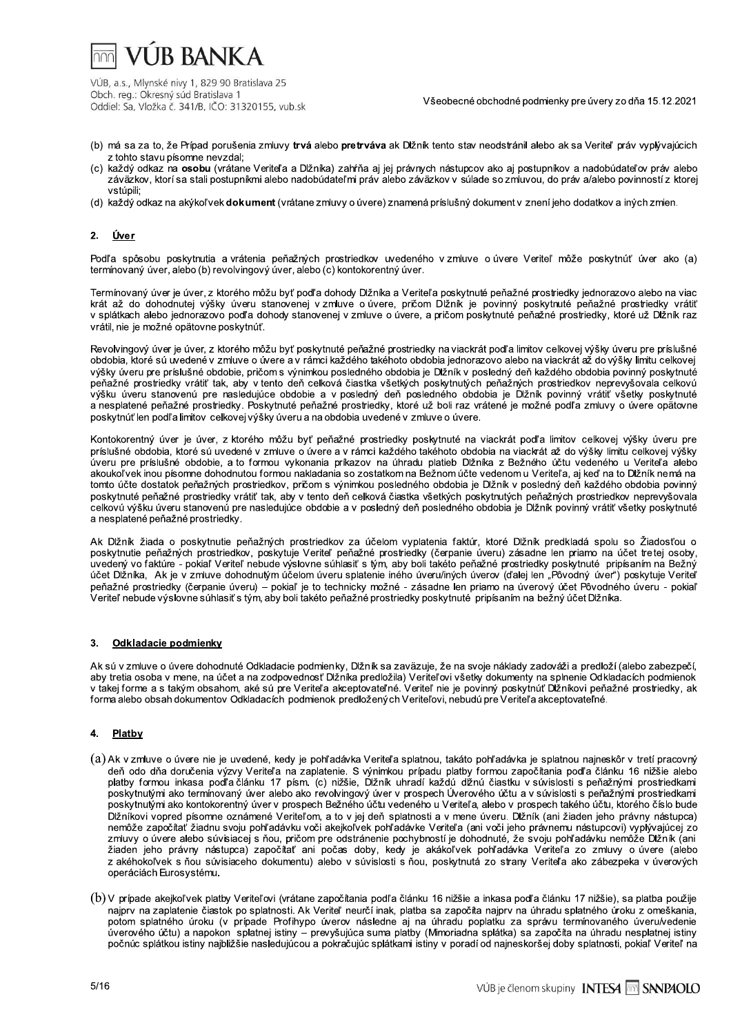(b) má sa za to, že Prípad porušenia zmluvy **trvá** alebo **pretrváva** ak Dlžník tento stav neodstránil alebo ak sa Veriteľ práv vyplývajúcich z tohto stavu písomne nevzdal;

(c) každý odkaz na **osobu** (vrátane Veriteľa a Dlžníka) zahŕňa aj jej právnych nástupcov ako aj postupníkov a nadobúdateľov práv alebo záväzkov, ktorí sa stali postupníkmi alebo nadobúdateľmi práv alebo záväzkov v súlade so zmluvou, do práv a/alebo povinností z ktorej vstúpili;

(d) každý odkaz na akýkoľvek **dokument** (vrátane zmluvy o úvere) znamená príslušný dokument v znení jeho dodatkov a iných zmien.

## 2. Úver

Podľa spôsobu poskytnutia a vrátenia peňažných prostriedkov uvedeného v zmluve o úvere Veriteľ môže poskytnúť úver ako (a) termínovaný úver, alebo (b) revolvingový úver, alebo (c) kontokorentný úver.

Termínovaný úver je úver, z ktorého môžu byť podľa dohody Dlžníka a Veriteľa poskytnuté peňažné prostriedky jednorazovo alebo na viac krát až do dohodnutej výšky úveru stanovenej v zmluve o úvere, pričom Dlžník je povinný poskytnuté peňažné prostriedky vrátiť v splátkach alebo jednorazovo podľa dohody stanovenej v zmluve o úvere, a pričom poskytnuté peňažné prostriedky, ktoré už Dlžník raz vrátil, nie je možné opätovne poskytnúť.

Revolvingový úver je úver, z ktorého môžu byť poskytnuté peňažné prostriedky na viackrát podľa limitov celkovej výšky úveru pre príslušné obdobia, ktoré sú uvedené v zmluve o úvere a v rámci každého takéhoto obdobia jednorazovo alebo na viackrát až do výšky limitu celkovej výšky úveru pre príslušné obdobie, pričom s výnimkou posledného obdobia je Dlžník v posledný deň každého obdobia povinný poskytnuté peňažné prostriedky vrátiť tak, aby v tento deň celková čiastka všetkých poskytnutých peňažných prostriedkov neprevyšovala celkovú výšku úveru stanovenú pre nasledujúce obdobie a v posledný deň posledného obdobia je Dlžník povinný vrátiť všetky poskytnuté a nesplatené peňažné prostriedky. Poskytnuté peňažné prostriedky, ktoré už boli raz vrátené je možné podľa zmluvy o úvere opätovne poskytnúť len podľa limitov celkovej výšky úveru a na obdobia uvedené v zmluve o úvere.

Kontokorentný úver je úver, z ktorého môžu byť peňažné prostriedky poskytnuté na viackrát podľa limitov celkovej výšky úveru pre príslušné obdobia, ktoré sú uvedené v zmluve o úvere a v rámci každého takého obdobia na viackrát až do výšky limitu celkovej výšky úveru pre príslušné obdobie, a to formou vykonania príkazov na úhradu platieb Dlžníka z Bežného účtu vedeného u Veriteľa alebo akoukoľvek inou písomne dohodnutou formou nakladania so zostatkom na Bežnom účte vedenom u Veriteľa, aj keď na to Dlžník nemá na tomto účte dostatok peňažných prostriedkov, pričom s výnimkou posledného obdobia je Dlžník v posledný deň každého obdobia povinný poskytnuté peňažné prostriedky vrátiť tak, aby v tento deň celková čiastka všetkých poskytnutých peňažných prostriedkov neprevyšovala celkovú výšku úveru stanovenú pre nasledujúce obdobie a v posledný deň posledného obdobia je Dlžník povinný vrátiť všetky poskytnuté a nesplatené peňažné prostriedky.

Ak Dlžník žiada o poskytnutie peňažných prostriedkov za účelom vyplatenia faktúr, ktoré Dlžník predkladá spolu so Žiadosťou o poskytnutie peňažných prostriedkov, poskytuje Veriteľ peňažné prostriedky (čerpanie úveru) zásadne len priamo na účet tretej osoby, uvedený vo faktúre - pokiaľ Veriteľ nebude výslovne súhlasiť s tým, aby boli takéto peňažné prostriedky poskytnuté pripísaním na Bežný účet Dlžníka. Ak je v zmluve dohodnutým účelom úveru splatenie iného úveru/iných úverov (ďalej len „Pôvodný úver") poskytuje Veriteľ peňažné prostriedky (čerpanie úveru) – pokiaľ je to technicky možné - zásadne len priamo na úverový účet Pôvodného úveru - pokiaľ Veriteľ nebude výslovne súhlasiť s tým, aby boli takéto peňažné prostriedky poskytnuté pripísaním na bežný účet Dlžníka.

## 3. Odkladacie podmienky

Ak sú v zmluve o úvere dohodnuté Odkladacie podmienky, Dlžník sa zaväzuje, že na svoje náklady zadováži a predloží (alebo zabezpečí, aby tretia osoba v mene, na účet a na zodpovednosť Dlžníka predložila) Veriteľovi všetky dokumenty na splnenie Odkladacích podmienok v takej forme a s takým obsahom, aké sú pre Veriteľa akceptovateľné. Veriteľ nie je povinný poskytnúť Dlžníkovi peňažné prostriedky, ak forma alebo obsah dokumentov Odkladacích podmienok predložených Veriteľovi, nebudú pre Veriteľa akceptovateľné.

## 4. Platby

(a) Ak v zmluve o úvere nie je uvedené, kedy je pohľadávka Veriteľa splatnou, takáto pohľadávka je splatnou najneskôr v tretí pracovný deň odo dňa doručenia výzvy Veriteľa na zaplatenie. S výnimkou prípadu platby formou započítania podľa článku 16 nižšie alebo platby formou inkasa podľa článku 17 písm. (c) nižšie, Dlžník uhradí každú dlžnú čiastku v súvislosti s peňažnými prostriedkami poskytnutými ako termínovaný úver alebo ako revolvingový úver v prospech Úverového účtu a v súvislosti s peňažnými prostriedkami poskytnutými ako kontokorentný úver v prospech Bežného účtu vedeného u Veriteľa, alebo v prospech takého účtu, ktorého číslo bude Dlžníkovi vopred písomne oznámené Veriteľom, a to v jej deň splatnosti a v mene úveru. Dlžník (ani žiaden jeho právny nástupca) nemôže započítať žiadnu svoju pohľadávku voči akejkoľvek pohľadávke Veriteľa (ani voči jeho právnemu nástupcovi) vyplývajúcej zo zmluvy o úvere alebo súvisiacej s ňou, pričom pre odstránenie pochybností je dohodnuté, že svoju pohľadávku nemôže Dlžník (ani žiaden jeho právny nástupca) započítať ani počas doby, kedy je akákoľvek pohľadávka Veriteľa zo zmluvy o úvere (alebo z akéhokoľvek s ňou súvisiaceho dokumentu) alebo v súvislosti s ňou, poskytnutá zo strany Veriteľa ako zábezpeka v úverových operáciách Eurosystému.

(b) V prípade akejkoľvek platby Veriteľovi (vrátane započítania podľa článku 16 nižšie a inkasa podľa článku 17 nižšie), sa platba použije najprv na zaplatenie čiastok po splatnosti. Ak Veriteľ neurčí inak, platba sa započíta najprv na úhradu splatného úroku z omeškania, potom splatného úroku (v prípade Profihypo úverov následne aj na úhradu poplatku za správu termínovaného úveru/vedenie úverového účtu) a napokon splatnej istiny – prevyšujúca suma platby (Mimoriadna splátka) sa započíta na úhradu nesplatnej istiny počnúc splátkou istiny najbližšie nasledujúcou a pokračujúc splátkami istiny v poradí od najneskoršej doby splatnosti, pokiaľ Veriteľ na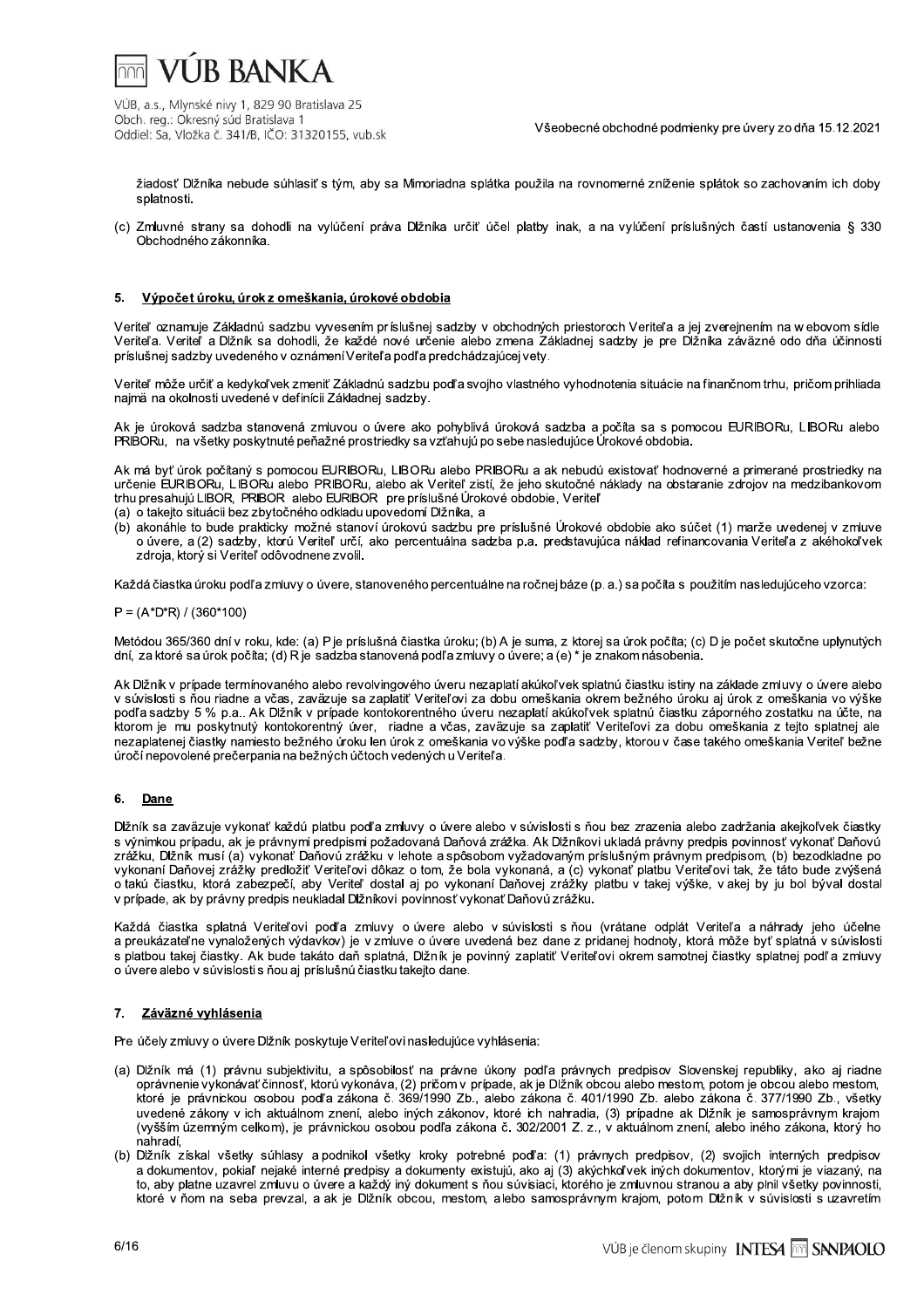žiadosť Dlžníka nebude súhlasiť s tým, aby sa Mimoriadna splátka použila na rovnomerné zníženie splátok so zachovaním ich doby splatnosti.

(c) Zmluvné strany sa dohodli na vylúčení práva Dlžníka určiť účel platby inak, a na vylúčení príslušných častí ustanovenia § 330 Obchodného zákonníka.

## 5. Výpočet úroku, úrok z omeškania, úrokové obdobia

Veriteľ oznamuje Základnú sadzbu vyvesením príslušnej sadzby v obchodných priestoroch Veriteľa a jej zverejnením na webovom sídle Veriteľa. Veriteľ a Dlžník sa dohodli, že každé nové určenie alebo zmena Základnej sadzby je pre Dlžníka záväzné odo dňa účinnosti príslušnej sadzby uvedeného v oznámení Veriteľa podľa predchádzajúcej vety.

Veriteľ môže určiť a kedykoľvek zmeniť Základnú sadzbu podľa svojho vlastného vyhodnotenia situácie na finančnom trhu, pričom prihliada najmä na okolnosti uvedené v definícii Základnej sadzby.

Ak je úroková sadzba stanovená zmluvou o úvere ako pohyblivá úroková sadzba a počíta sa s pomocou EURIBORu, LIBORu alebo PRIBORu, na všetky poskytnuté peňažné prostriedky sa vzťahujú po sebe nasledujúce Úrokové obdobia.

Ak má byť úrok počítaný s pomocou EURIBORu, LIBORu alebo PRIBORu a ak nebudú existovať hodnoverné a primerané prostriedky na určenie EURIBORu, LIBORu alebo PRIBORu, alebo ak Veriteľ zistí, že jeho skutočné náklady na obstaranie zdrojov na medzibankovom trhu presahujú LIBOR, PRIBOR alebo EURIBOR pre príslušné Úrokové obdobie, Veriteľ

(a) o takejto situácii bez zbytočného odkladu upovedomí Dlžníka, a
(b) akonáhle to bude prakticky možné stanoví úrokovú sadzbu pre príslušné Úrokové obdobie ako súčet (1) marže uvedenej v zmluve o úvere, a (2) sadzby, ktorú Veriteľ určí, ako percentuálna sadzba p.a. predstavujúca náklad refinancovania Veriteľa z akéhokoľvek zdroja, ktorý si Veriteľ odôvodnene zvolil.

Každá čiastka úroku podľa zmluvy o úvere, stanoveného percentuálne na ročnej báze (p. a.) sa počíta s použitím nasledujúceho vzorca:

P = (A*D*R) / (360*100)

Metódou 365/360 dní v roku, kde: (a) P je príslušná čiastka úroku; (b) A je suma, z ktorej sa úrok počíta; (c) D je počet skutočne uplynutých dní, za ktoré sa úrok počíta; (d) R je sadzba stanovená podľa zmluvy o úvere; a (e) * je znakom násobenia.

Ak Dlžník v prípade termínovaného alebo revolvingového úveru nezaplatí akúkoľvek splatnú čiastku istiny na základe zmluvy o úvere alebo v súvislosti s ňou riadne a včas, zaväzuje sa zaplatiť Veriteľovi za dobu omeškania okrem bežného úroku aj úrok z omeškania vo výške podľa sadzby 5 % p.a.. Ak Dlžník v prípade kontokorentného úveru nezaplatí akúkoľvek splatnú čiastku záporného zostatku na účte, na ktorom je mu poskytnutý kontokorentný úver, riadne a včas, zaväzuje sa zaplatiť Veriteľovi za dobu omeškania z tejto splatnej ale nezaplatenej čiastky namiesto bežného úroku len úrok z omeškania vo výške podľa sadzby, ktorou v čase takého omeškania Veriteľ bežne úročí nepovolené prečerpania na bežných účtoch vedených u Veriteľa.

## 6. Dane

Dlžník sa zaväzuje vykonať každú platbu podľa zmluvy o úvere alebo v súvislosti s ňou bez zrazenia alebo zadržania akejkoľvek čiastky s výnimkou prípadu, ak je právnymi predpismi požadovaná Daňová zrážka. Ak Dlžníkovi ukladá právny predpis povinnosť vykonať Daňovú zrážku, Dlžník musí (a) vykonať Daňovú zrážku v lehote a spôsobom vyžadovaným príslušným právnym predpisom, (b) bezodkladne po vykonaní Daňovej zrážky predložiť Veriteľovi dôkaz o tom, že bola vykonaná, a (c) vykonať platbu Veriteľovi tak, že táto bude zvýšená o takú čiastku, ktorá zabezpečí, aby Veriteľ dostal aj po vykonaní Daňovej zrážky platbu v takej výške, v akej by ju bol býval dostal v prípade, ak by právny predpis neukladal Dlžníkovi povinnosť vykonať Daňovú zrážku.

Každá čiastka splatná Veriteľovi podľa zmluvy o úvere alebo v súvislosti s ňou (vrátane odplát Veriteľa a náhrady jeho účelne a preukázateľne vynaložených výdavkov) je v zmluve o úvere uvedená bez dane z pridanej hodnoty, ktorá môže byť splatná v súvislosti s platbou takej čiastky. Ak bude takáto daň splatná, Dlžník je povinný zaplatiť Veriteľovi okrem samotnej čiastky splatnej podľa zmluvy o úvere alebo v súvislosti s ňou aj príslušnú čiastku takejto dane.

## 7. Záväzné vyhlásenia

Pre účely zmluvy o úvere Dlžník poskytuje Veriteľovi nasledujúce vyhlásenia:

(a) Dlžník má (1) právnu subjektivitu, a spôsobilosť na právne úkony podľa právnych predpisov Slovenskej republiky, ako aj riadne oprávnenie vykonávať činnosť, ktorú vykonáva, (2) pričom v prípade, ak je Dlžník obcou alebo mestom, potom je obcou alebo mestom, ktoré je právnickou osobou podľa zákona č. 369/1990 Zb., alebo zákona č. 401/1990 Zb. alebo zákona č. 377/1990 Zb., všetky uvedené zákony v ich aktuálnom znení, alebo iných zákonov, ktoré ich nahradia, (3) prípadne ak Dlžník je samosprávnym krajom (vyšším územným celkom), je právnickou osobou podľa zákona č. 302/2001 Z. z., v aktuálnom znení, alebo iného zákona, ktorý ho nahradí,
(b) Dlžník získal všetky súhlasy a podnikol všetky kroky potrebné podľa: (1) právnych predpisov, (2) svojich interných predpisov a dokumentov, pokiaľ nejaké interné predpisy a dokumenty existujú, ako aj (3) akýchkoľvek iných dokumentov, ktorými je viazaný, na to, aby platne uzavrel zmluvu o úvere a každý iný dokument s ňou súvisiaci, ktorého je zmluvnou stranou a aby plnil všetky povinnosti, ktoré v ňom na seba prevzal, a ak je Dlžník obcou, mestom, alebo samosprávnym krajom, potom Dlžník v súvislosti s uzavretím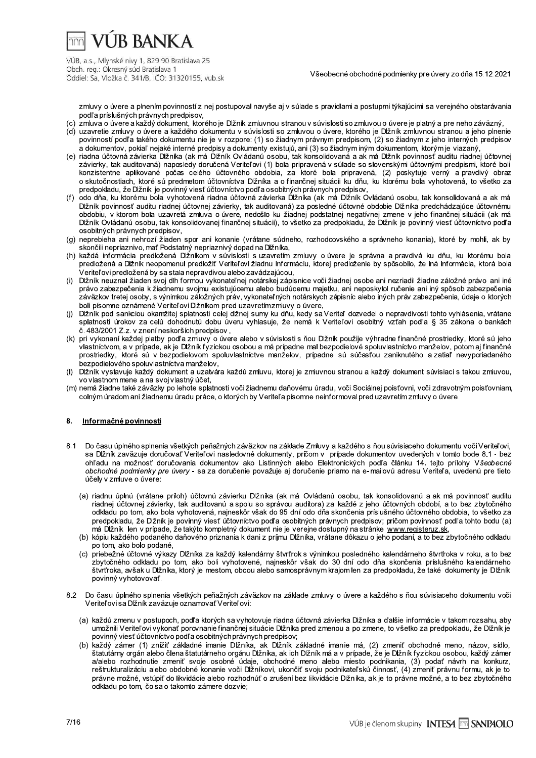zmluvy o úvere a plnením povinností z nej postupoval navyše aj v súlade s pravidlami a postupmi týkajúcimi sa verejného obstarávania podľa príslušných právnych predpisov,

(c) zmluva o úvere a každý dokument, ktorého je Dlžník zmluvnou stranou v súvislosti so zmluvou o úvere je platný a pre neho záväzný,

(d) uzavretie zmluvy o úvere a každého dokumentu v súvislosti so zmluvou o úvere, ktorého je Dlžník zmluvnou stranou a jeho plnenie povinností podľa takého dokumentu nie je v rozpore: (1) so žiadnym právnym predpisom, (2) so žiadnym z jeho interných predpisov a dokumentov, pokiaľ nejaké interné predpisy a dokumenty existujú, ani (3) so žiadnym iným dokumentom, ktorým je viazaný,

(e) riadna účtovná závierka Dlžníka (ak má Dlžník Ovládanú osobu, tak konsolidovaná a ak má Dlžník povinnosť auditu riadnej účtovnej závierky, tak auditovaná) naposledy doručená Veriteľovi (1) bola pripravená v súlade so slovenskými účtovnými predpismi, ktoré boli konzistentne aplikované počas celého účtovného obdobia, za ktoré bola pripravená, (2) poskytuje verný a pravdivý obraz o skutočnostiach, ktoré sú predmetom účtovníctva Dlžníka a o finančnej situácii ku dňu, ku ktorému bola vyhotovená, to všetko za predpokladu, že Dlžník je povinný viesť účtovníctvo podľa osobitných právnych predpisov,

(f) odo dňa, ku ktorému bola vyhotovená riadna účtovná závierka Dlžníka (ak má Dlžník Ovládanú osobu, tak konsolidovaná a ak má Dlžník povinnosť auditu riadnej účtovnej závierky, tak auditovaná) za posledné účtovné obdobie Dlžníka predchádzajúce účtovnému obdobiu, v ktorom bola uzavretá zmluva o úvere, nedošlo ku žiadnej podstatnej negatívnej zmene v jeho finančnej situácii (ak má Dlžník Ovládanú osobu, tak konsolidovanej finančnej situácii), to všetko za predpokladu, že Dlžník je povinný viesť účtovníctvo podľa osobitných právnych predpisov,

(g) neprebieha ani nehrozí žiaden spor ani konanie (vrátane súdneho, rozhodcovského a správneho konania), ktoré by mohli, ak by skončili nepriaznivo, mať Podstatný nepriaznivý dopad na Dlžníka,

(h) každá informácia predložená Dlžníkom v súvislosti s uzavretím zmluvy o úvere je správna a pravdivá ku dňu, ku ktorému bola predložená a Dlžník neopomenul predložiť Veriteľovi žiadnu informáciu, ktorej predloženie by spôsobilo, že iná informácia, ktorá bola Veriteľovi predložená by sa stala nepravdivou alebo zavádzajúcou,

(i) Dlžník neuznal žiaden svoj dlh formou vykonateľnej notárskej zápisnice voči žiadnej osobe ani nezriadil žiadne záložné právo ani iné právo zabezpečenia k žiadnemu svojmu existujúcemu alebo budúcemu majetku, ani neposkytol ručenie ani iný spôsob zabezpečenia záväzkov tretej osoby, s výnimkou záložných práv, vykonateľných notárskych zápisníc alebo iných práv zabezpečenia, údaje o ktorých boli písomne oznámené Veriteľovi Dlžníkom pred uzavretím zmluvy o úvere,

(j) Dlžník pod sankciou okamžitej splatnosti celej dlžnej sumy ku dňu, kedy sa Veriteľ dozvedel o nepravdivosti tohto vyhlásenia, vrátane splatnosti úrokov za celú dohodnutú dobu úveru vyhlasuje, že nemá k Veriteľovi osobitný vzťah podľa § 35 zákona o bankách č. 483/2001 Z.z. v znení neskorších predpisov ,

(k) pri vykonaní každej platby podľa zmluvy o úvere alebo v súvislosti s ňou Dlžník použije výhradne finančné prostriedky, ktoré sú jeho vlastníctvom, a v prípade, ak je Dlžník fyzickou osobou a má prípadne mal bezpodielové spoluvlastníctvo manželov, potom aj finančné prostriedky, ktoré sú v bezpodielovom spoluvlastníctve manželov, prípadne sú súčasťou zaniknutého a zatiaľ nevysporiadaného bezpodielového spoluvlastníctva manželov,

(l) Dlžník vystavuje každý dokument a uzatvára každú zmluvu, ktorej je zmluvnou stranou a každý dokument súvisiaci s takou zmluvou, vo vlastnom mene a na svoj vlastný účet,

(m) nemá žiadne také záväzky po lehote splatnosti voči žiadnemu daňovému úradu, voči Sociálnej poisťovni, voči zdravotným poisťovniam, colným úradom ani žiadnemu úradu práce, o ktorých by Veriteľa písomne neinformoval pred uzavretím zmluvy o úvere.

## 8. Informačné povinnosti

8.1 Do času úplného splnenia všetkých peňažných záväzkov na základe Zmluvy a každého s ňou súvisiaceho dokumentu voči Veriteľovi, sa Dlžník zaväzuje doručovať Veriteľovi nasledovné dokumenty, pričom v prípade dokumentov uvedených v tomto bode 8.1 - bez ohľadu na možnosť doručovania dokumentov ako Listinných alebo Elektronických podľa článku 14. tejto prílohy *Všeobecné obchodné podmienky pre úvery* - sa za doručenie považuje aj doručenie priamo na e-mailovú adresu Veriteľa, uvedenú pre tieto účely v zmluve o úvere:

(a) riadnu úplnú (vrátane príloh) účtovnú závierku Dlžníka (ak má Ovládanú osobu, tak konsolidovanú a ak má povinnosť auditu riadnej účtovnej závierky, tak auditovanú a spolu so správou audítora) za každé z jeho účtovných období, a to bez zbytočného odkladu po tom, ako bola vyhotovená, najneskôr však do 95 dní odo dňa skončenia príslušného účtovného obdobia, to všetko za predpokladu, že Dlžník je povinný viesť účtovníctvo podľa osobitných právnych predpisov; pričom povinnosť podľa tohto bodu (a) má Dlžník len v prípade, že takýto kompletný dokument nie je verejne dostupný na stránke www.registeruz.sk,

(b) kópiu každého podaného daňového priznania k dani z príjmu Dlžníka, vrátane dôkazu o jeho podaní, a to bez zbytočného odkladu po tom, ako bolo podané,

(c) priebežné účtovné výkazy Dlžníka za každý kalendárny štvrťrok s výnimkou posledného kalendárneho štvrťroka v roku, a to bez zbytočného odkladu po tom, ako boli vyhotovené, najneskôr však do 30 dní odo dňa skončenia príslušného kalendárneho štvrťroka, avšak u Dlžníka, ktorý je mestom, obcou alebo samosprávnym krajom len za predpokladu, že také dokumenty je Dlžník povinný vyhotovovať.

8.2 Do času úplného splnenia všetkých peňažných záväzkov na základe zmluvy o úvere a každého s ňou súvisiaceho dokumentu voči Veriteľovi sa Dlžník zaväzuje oznamovať Veriteľovi:

(a) každú zmenu v postupoch, podľa ktorých sa vyhotovuje riadna účtovná závierka Dlžníka a ďalšie informácie v takom rozsahu, aby umožnili Veriteľovi vykonať porovnanie finančnej situácie Dlžníka pred zmenou a po zmene, to všetko za predpokladu, že Dlžník je povinný viesť účtovníctvo podľa osobitných právnych predpisov;

(b) každý zámer (1) znížiť základné imanie Dlžníka, ak Dlžník základné imanie má, (2) zmeniť obchodné meno, názov, sídlo, štatutárny orgán alebo člena štatutárneho orgánu Dlžníka, ak ich Dlžník má a v prípade, že je Dlžník fyzickou osobou, každý zámer a/alebo rozhodnutie zmeniť svoje osobné údaje, obchodné meno alebo miesto podnikania, (3) podať návrh na konkurz, reštrukturalizáciu alebo obdobné konanie voči Dlžníkovi, ukončiť svoju podnikateľskú činnosť, (4) zmeniť právnu formu, ak je to právne možné, vstúpiť do likvidácie alebo rozhodnúť o zrušení bez likvidácie Dlžníka, ak je to právne možné, a to bez zbytočného odkladu po tom, čo sa o takomto zámere dozvie;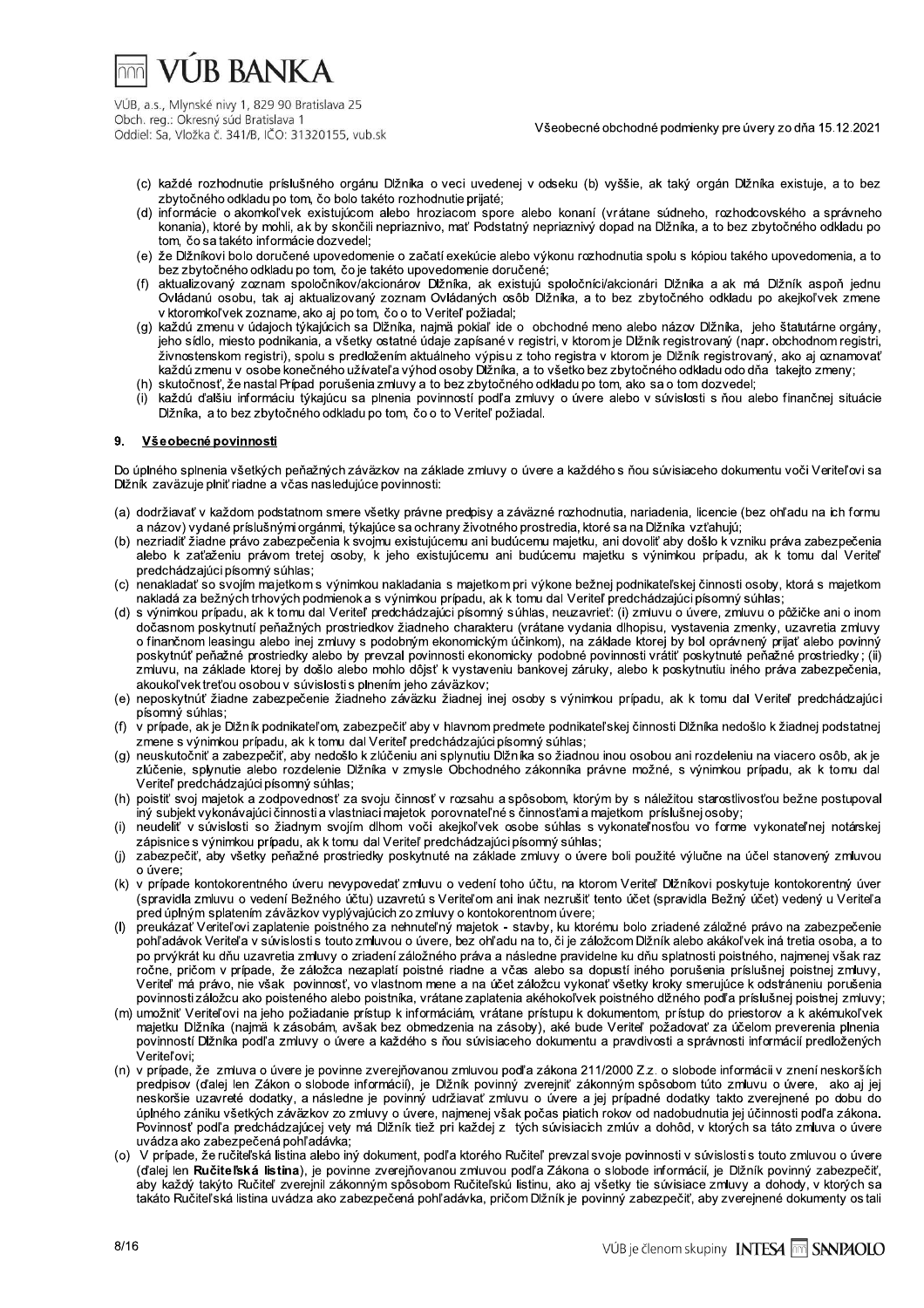(c) každé rozhodnutie príslušného orgánu Dlžníka o veci uvedenej v odseku (b) vyššie, ak taký orgán Dlžníka existuje, a to bez zbytočného odkladu po tom, čo bolo takéto rozhodnutie prijaté;
(d) informácie o akomkoľvek existujúcom alebo hroziacom spore alebo konaní (vrátane súdneho, rozhodcovského a správneho konania), ktoré by mohli, ak by skončili nepriaznivo, mať Podstatný nepriaznivý dopad na Dlžníka, a to bez zbytočného odkladu po tom, čo sa takéto informácie dozvedel;
(e) že Dlžníkovi bolo doručené upovedomenie o začatí exekúcie alebo výkonu rozhodnutia spolu s kópiou takého upovedomenia, a to bez zbytočného odkladu po tom, čo je takéto upovedomenie doručené;
(f) aktualizovaný zoznam spoločníkov/akcionárov Dlžníka, ak existujú spoločníci/akcionári Dlžníka a ak má Dlžník aspoň jednu Ovládanú osobu, tak aj aktualizovaný zoznam Ovládaných osôb Dlžníka, a to bez zbytočného odkladu po akejkoľvek zmene v ktoromkoľvek zozname, ako aj po tom, čo o to Veriteľ požiadal;
(g) každú zmenu v údajoch týkajúcich sa Dlžníka, najmä pokiaľ ide o obchodné meno alebo názov Dlžníka, jeho štatutárne orgány, jeho sídlo, miesto podnikania, a všetky ostatné údaje zapísané v registri, v ktorom je Dlžník registrovaný (napr. obchodnom registri, živnostenskom registri), spolu s predložením aktuálneho výpisu z toho registra v ktorom je Dlžník registrovaný, ako aj oznamovať každú zmenu v osobe konečného užívateľa výhod osoby Dlžníka, a to všetko bez zbytočného odkladu odo dňa takejto zmeny;
(h) skutočnosť, že nastal Prípad porušenia zmluvy a to bez zbytočného odkladu po tom, ako sa o tom dozvedel;
(i) každú ďalšiu informáciu týkajúcu sa plnenia povinností podľa zmluvy o úvere alebo v súvislosti s ňou alebo finančnej situácie Dlžníka, a to bez zbytočného odkladu po tom, čo o to Veriteľ požiadal.

## 9. Všeobecné povinnosti

Do úplného splnenia všetkých peňažných záväzkov na základe zmluvy o úvere a každého s ňou súvisiaceho dokumentu voči Veriteľovi sa Dlžník zaväzuje plniť riadne a včas nasledujúce povinnosti:

(a) dodržiavať v každom podstatnom smere všetky právne predpisy a záväzné rozhodnutia, nariadenia, licencie (bez ohľadu na ich formu a názov) vydané príslušnými orgánmi, týkajúce sa ochrany životného prostredia, ktoré sa na Dlžníka vzťahujú;
(b) nezriadiť žiadne právo zabezpečenia k svojmu existujúcemu ani budúcemu majetku, ani dovoliť aby došlo k vzniku práva zabezpečenia alebo k zaťaženiu právom tretej osoby, k jeho existujúcemu ani budúcemu majetku s výnimkou prípadu, ak k tomu dal Veriteľ predchádzajúci písomný súhlas;
(c) nenakladať so svojím majetkom s výnimkou nakladania s majetkom pri výkone bežnej podnikateľskej činnosti osoby, ktorá s majetkom nakladá za bežných trhových podmienok a s výnimkou prípadu, ak k tomu dal Veriteľ predchádzajúci písomný súhlas;
(d) s výnimkou prípadu, ak k tomu dal Veriteľ predchádzajúci písomný súhlas, neuzavrieť: (i) zmluvu o úvere, zmluvu o pôžičke ani o inom dočasnom poskytnutí peňažných prostriedkov žiadneho charakteru (vrátane vydania dlhopisu, vystavenia zmenky, uzavretia zmluvy o finančnom leasingu alebo inej zmluvy s podobným ekonomickým účinkom), na základe ktorej by bol oprávnený prijať alebo povinný poskytnúť peňažné prostriedky alebo by prevzal povinnosti ekonomicky podobné povinnosti vrátiť poskytnuté peňažné prostriedky; (ii) zmluvu, na základe ktorej by došlo alebo mohlo dôjsť k vystaveniu bankovej záruky, alebo k poskytnutiu iného práva zabezpečenia, akoukoľvek treťou osobou v súvislosti s plnením jeho záväzkov;
(e) neposkytnúť žiadne zabezpečenie žiadneho záväzku žiadnej inej osoby s výnimkou prípadu, ak k tomu dal Veriteľ predchádzajúci písomný súhlas;
(f) v prípade, ak je Dlžník podnikateľom, zabezpečiť aby v hlavnom predmete podnikateľskej činnosti Dlžníka nedošlo k žiadnej podstatnej zmene s výnimkou prípadu, ak k tomu dal Veriteľ predchádzajúci písomný súhlas;
(g) neuskutočniť a zabezpečiť, aby nedošlo k zlúčeniu ani splynutiu Dlžníka so žiadnou inou osobou ani rozdeleniu na viacero osôb, ak je zlúčenie, splynutie alebo rozdelenie Dlžníka v zmysle Obchodného zákonníka právne možné, s výnimkou prípadu, ak k tomu dal Veriteľ predchádzajúci písomný súhlas;
(h) poistiť svoj majetok a zodpovednosť za svoju činnosť v rozsahu a spôsobom, ktorým by s náležitou starostlivosťou bežne postupoval iný subjekt vykonávajúci činnosti a vlastniaci majetok porovnateľné s činnosťami a majetkom príslušnej osoby;
(i) neudeliť v súvislosti so žiadnym svojím dlhom voči akejkoľvek osobe súhlas s vykonateľnosťou vo forme vykonateľnej notárskej zápisnice s výnimkou prípadu, ak k tomu dal Veriteľ predchádzajúci písomný súhlas;
(j) zabezpečiť, aby všetky peňažné prostriedky poskytnuté na základe zmluvy o úvere boli použité výlučne na účel stanovený zmluvou o úvere;
(k) v prípade kontokorentného úveru nevypovedať zmluvu o vedení toho účtu, na ktorom Veriteľ Dlžníkovi poskytuje kontokorentný úver (spravidla zmluvu o vedení Bežného účtu) uzavretú s Veriteľom ani inak nezrušiť tento účet (spravidla Bežný účet) vedený u Veriteľa pred úplným splatením záväzkov vyplývajúcich zo zmluvy o kontokorentnom úvere;
(l) preukázať Veriteľovi zaplatenie poistného za nehnuteľný majetok - stavby, ku ktorému bolo zriadené záložné právo na zabezpečenie pohľadávok Veriteľa v súvislosti s touto zmluvou o úvere, bez ohľadu na to, či je záložcom Dlžník alebo akákoľvek iná tretia osoba, a to po prvýkrát ku dňu uzavretia zmluvy o zriadení záložného práva a následne pravidelne ku dňu splatnosti poistného, najmenej však raz ročne, pričom v prípade, že záložca nezaplatí poistné riadne a včas alebo sa dopustí iného porušenia príslušnej poistnej zmluvy, Veriteľ má právo, nie však povinnosť, vo vlastnom mene a na účet záložcu vykonať všetky kroky smerujúce k odstráneniu porušenia povinnosti záložcu ako poisteného alebo poistníka, vrátane zaplatenia akéhokoľvek poistného dlžného podľa príslušnej poistnej zmluvy;
(m) umožniť Veriteľovi na jeho požiadanie prístup k informáciám, vrátane prístupu k dokumentom, prístup do priestorov a k akémukoľvek majetku Dlžníka (najmä k zásobám, avšak bez obmedzenia na zásoby), aké bude Veriteľ požadovať za účelom preverenia plnenia povinností Dlžníka podľa zmluvy o úvere a každého s ňou súvisiaceho dokumentu a pravdivosti a správnosti informácií predložených Veriteľovi;
(n) v prípade, že zmluva o úvere je povinne zverejňovanou zmluvou podľa zákona 211/2000 Z.z. o slobode informácií v znení neskorších predpisov (ďalej len Zákon o slobode informácií), je Dlžník povinný zverejniť zákonným spôsobom túto zmluvu o úvere, ako aj jej neskoršie uzavreté dodatky, a následne je povinný udržiavať zmluvu o úvere a jej prípadné dodatky takto zverejnené po dobu do úplného zániku všetkých záväzkov zo zmluvy o úvere, najmenej však počas piatich rokov od nadobudnutia jej účinnosti podľa zákona. Povinnosť podľa predchádzajúcej vety má Dlžník tiež pri každej z tých súvisiacich zmlúv a dohôd, v ktorých sa táto zmluva o úvere uvádza ako zabezpečená pohľadávka;
(o) V prípade, že ručiteľská listina alebo iný dokument, podľa ktorého Ručiteľ prevzal svoje povinnosti v súvislosti s touto zmluvou o úvere (ďalej len **Ručiteľská listina**), je povinne zverejňovanou zmluvou podľa Zákona o slobode informácií, je Dlžník povinný zabezpečiť, aby každý takýto Ručiteľ zverejnil zákonným spôsobom Ručiteľskú listinu, ako aj všetky tie súvisiace zmluvy a dohody, v ktorých sa takáto Ručiteľská listina uvádza ako zabezpečená pohľadávka, pričom Dlžník je povinný zabezpečiť, aby zverejnené dokumenty ostali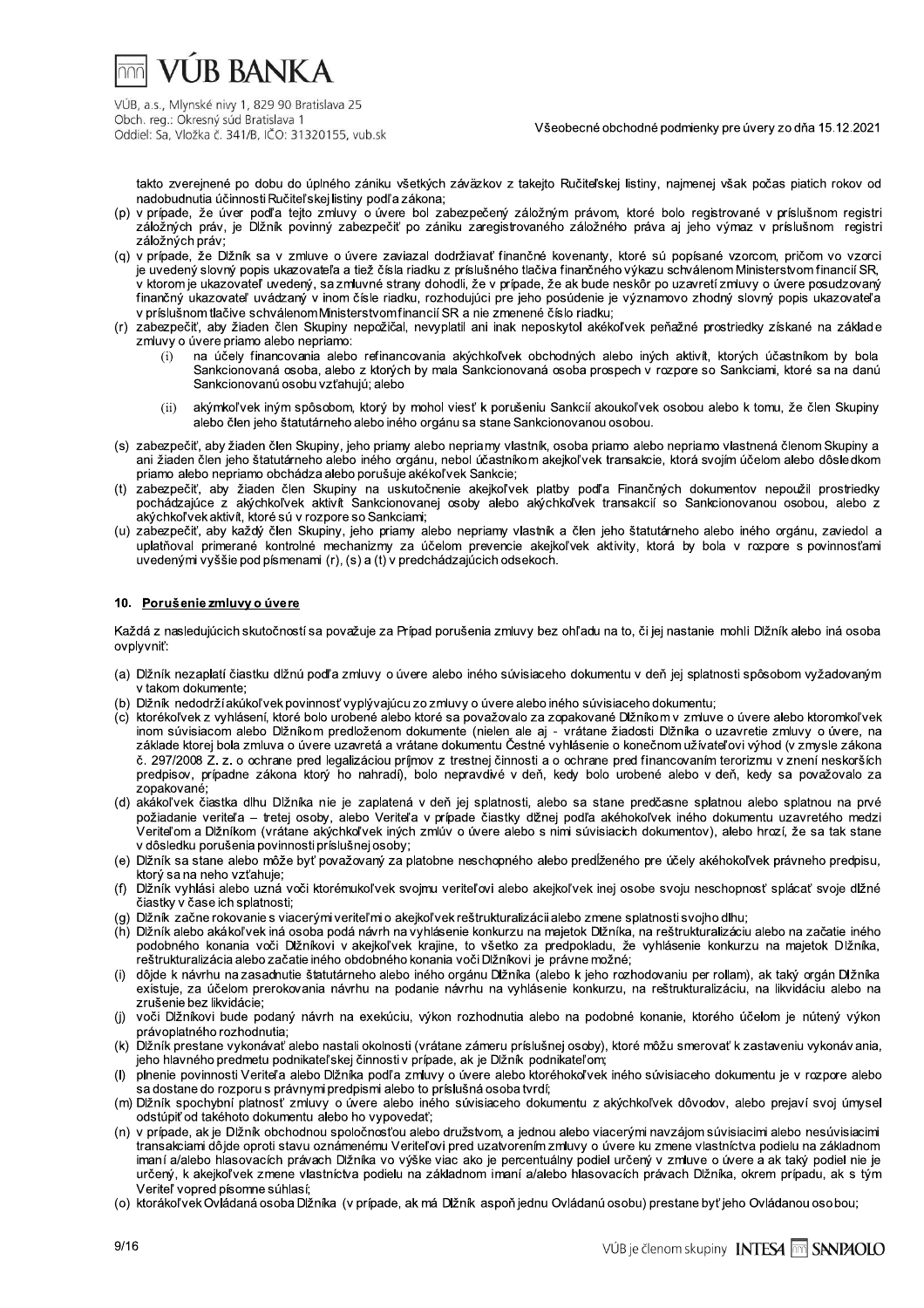takto zverejnené po dobu do úplného zániku všetkých záväzkov z takejto Ručiteľskej listiny, najmenej však počas piatich rokov od nadobudnutia účinnosti Ručiteľskej listiny podľa zákona;

(p) v prípade, že úver podľa tejto zmluvy o úvere bol zabezpečený záložným právom, ktoré bolo registrované v príslušnom registri záložných práv, je Dlžník povinný zabezpečiť po zániku zaregistrovaného záložného práva aj jeho výmaz v príslušnom registri záložných práv;

(q) v prípade, že Dlžník sa v zmluve o úvere zaviazal dodržiavať finančné kovenanty, ktoré sú popísané vzorcom, pričom vo vzorci je uvedený slovný popis ukazovateľa a tiež čísla riadku z príslušného tlačiva finančného výkazu schválenom Ministerstvom financií SR, v ktorom je ukazovateľ uvedený, sa zmluvné strany dohodli, že v prípade, že ak bude neskôr po uzavretí zmluvy o úvere posudzovaný finančný ukazovateľ uvádzaný v inom čísle riadku, rozhodujúci pre jeho posúdenie je významovo zhodný slovný popis ukazovateľa v príslušnom tlačive schválenom Ministerstvom financií SR a nie zmenené číslo riadku;

(r) zabezpečiť, aby žiaden člen Skupiny nepožičal, nevyplatil ani inak neposkytol akékoľvek peňažné prostriedky získané na základe zmluvy o úvere priamo alebo nepriamo:

   (i) na účely financovania alebo refinancovania akýchkoľvek obchodných alebo iných aktivít, ktorých účastníkom by bola Sankcionovaná osoba, alebo z ktorých by mala Sankcionovaná osoba prospech v rozpore so Sankciami, ktoré sa na danú Sankcionovanú osobu vzťahujú; alebo

   (ii) akýmkoľvek iným spôsobom, ktorý by mohol viesť k porušeniu Sankcií akoukoľvek osobou alebo k tomu, že člen Skupiny alebo člen jeho štatutárneho alebo iného orgánu sa stane Sankcionovanou osobou.

(s) zabezpečiť, aby žiaden člen Skupiny, jeho priamy alebo nepriamy vlastník, osoba priamo alebo nepriamo vlastnená členom Skupiny a ani žiaden člen jeho štatutárneho alebo iného orgánu, nebol účastníkom akejkoľvek transakcie, ktorá svojím účelom alebo dôsledkom priamo alebo nepriamo obchádza alebo porušuje akékoľvek Sankcie;

(t) zabezpečiť, aby žiaden člen Skupiny na uskutočnenie akejkoľvek platby podľa Finančných dokumentov nepoužil prostriedky pochádzajúce z akýchkoľvek aktivít Sankcionovanej osoby alebo akýchkoľvek transakcií so Sankcionovanou osobou, alebo z akýchkoľvek aktivít, ktoré sú v rozpore so Sankciami;

(u) zabezpečiť, aby každý člen Skupiny, jeho priamy alebo nepriamy vlastník a člen jeho štatutárneho alebo iného orgánu, zaviedol a uplatňoval primerané kontrolné mechanizmy za účelom prevencie akejkoľvek aktivity, ktorá by bola v rozpore s povinnosťami uvedenými vyššie pod písmenami (r), (s) a (t) v predchádzajúcich odsekoch.

## 10. Porušenie zmluvy o úvere

Každá z nasledujúcich skutočností sa považuje za Prípad porušenia zmluvy bez ohľadu na to, či jej nastanie mohli Dlžník alebo iná osoba ovplyvniť:

(a) Dlžník nezaplatí čiastku dlžnú podľa zmluvy o úvere alebo iného súvisiaceho dokumentu v deň jej splatnosti spôsobom vyžadovaným v takom dokumente;

(b) Dlžník nedodrží akúkoľvek povinnosť vyplývajúcu zo zmluvy o úvere alebo iného súvisiaceho dokumentu;

(c) ktorékoľvek z vyhlásení, ktoré bolo urobené alebo ktoré sa považovalo za zopakované Dlžníkom v zmluve o úvere alebo ktoromkoľvek inom súvisiacom alebo Dlžníkom predloženom dokumente (nielen ale aj - vrátane žiadosti Dlžníka o uzavretie zmluvy o úvere, na základe ktorej bola zmluva o úvere uzavretá a vrátane dokumentu Čestné vyhlásenie o konečnom užívateľovi výhod (v zmysle zákona č. 297/2008 Z. z. o ochrane pred legalizáciou príjmov z trestnej činnosti a o ochrane pred financovaním terorizmu v znení neskorších predpisov, prípadne zákona ktorý ho nahradí), bolo nepravdivé v deň, kedy bolo urobené alebo v deň, kedy sa považovalo za zopakované;

(d) akákoľvek čiastka dlhu Dlžníka nie je zaplatená v deň jej splatnosti, alebo sa stane predčasne splatnou alebo splatnou na prvé požiadanie veriteľa – tretej osoby, alebo Veriteľa v prípade čiastky dlžnej podľa akéhokoľvek iného dokumentu uzavretého medzi Veriteľom a Dlžníkom (vrátane akýchkoľvek iných zmlúv o úvere alebo s nimi súvisiacich dokumentov), alebo hrozí, že sa tak stane v dôsledku porušenia povinnosti príslušnej osoby;

(e) Dlžník sa stane alebo môže byť považovaný za platobne neschopného alebo predĺženého pre účely akéhokoľvek právneho predpisu, ktorý sa na neho vzťahuje;

(f) Dlžník vyhlási alebo uzná voči ktorémukoľvek svojmu veriteľovi alebo akejkoľvek inej osobe svoju neschopnosť splácať svoje dlžné čiastky v čase ich splatnosti;

(g) Dlžník začne rokovanie s viacerými veriteľmi o akejkoľvek reštrukturalizácii alebo zmene splatnosti svojho dlhu;

(h) Dlžník alebo akákoľvek iná osoba podá návrh na vyhlásenie konkurzu na majetok Dlžníka, na reštrukturalizáciu alebo na začatie iného podobného konania voči Dlžníkovi v akejkoľvek krajine, to všetko za predpokladu, že vyhlásenie konkurzu na majetok Dlžníka, reštrukturalizácia alebo začatie iného obdobného konania voči Dlžníkovi je právne možné;

(i) dôjde k návrhu na zasadnutie štatutárneho alebo iného orgánu Dlžníka (alebo k jeho rozhodovaniu per rollam), ak taký orgán Dlžníka existuje, za účelom prerokovania návrhu na podanie návrhu na vyhlásenie konkurzu, na reštrukturalizáciu, na likvidáciu alebo na zrušenie bez likvidácie;

(j) voči Dlžníkovi bude podaný návrh na exekúciu, výkon rozhodnutia alebo na podobné konanie, ktorého účelom je nútený výkon právoplatného rozhodnutia;

(k) Dlžník prestane vykonávať alebo nastali okolnosti (vrátane zámeru príslušnej osoby), ktoré môžu smerovať k zastaveniu vykonávania, jeho hlavného predmetu podnikateľskej činnosti v prípade, ak je Dlžník podnikateľom;

(l) plnenie povinnosti Veriteľa alebo Dlžníka podľa zmluvy o úvere alebo ktoréhokoľvek iného súvisiaceho dokumentu je v rozpore alebo sa dostane do rozporu s právnymi predpismi alebo to príslušná osoba tvrdí;

(m) Dlžník spochybní platnosť zmluvy o úvere alebo iného súvisiaceho dokumentu z akýchkoľvek dôvodov, alebo prejaví svoj úmysel odstúpiť od takéhoto dokumentu alebo ho vypovedať;

(n) v prípade, ak je Dlžník obchodnou spoločnosťou alebo družstvom, a jednou alebo viacerými navzájom súvisiacimi alebo nesúvisiacimi transakciami dôjde oproti stavu oznámenému Veriteľovi pred uzatvorením zmluvy o úvere ku zmene vlastníctva podielu na základnom imaní a/alebo hlasovacích právach Dlžníka vo výške viac ako je percentuálny podiel určený v zmluve o úvere a ak taký podiel nie je určený, k akejkoľvek zmene vlastníctva podielu na základnom imaní a/alebo hlasovacích právach Dlžníka, okrem prípadu, ak s tým Veriteľ vopred písomne súhlasí;

(o) ktorákoľvek Ovládaná osoba Dlžníka (v prípade, ak má Dlžník aspoň jednu Ovládanú osobu) prestane byť jeho Ovládanou osobou;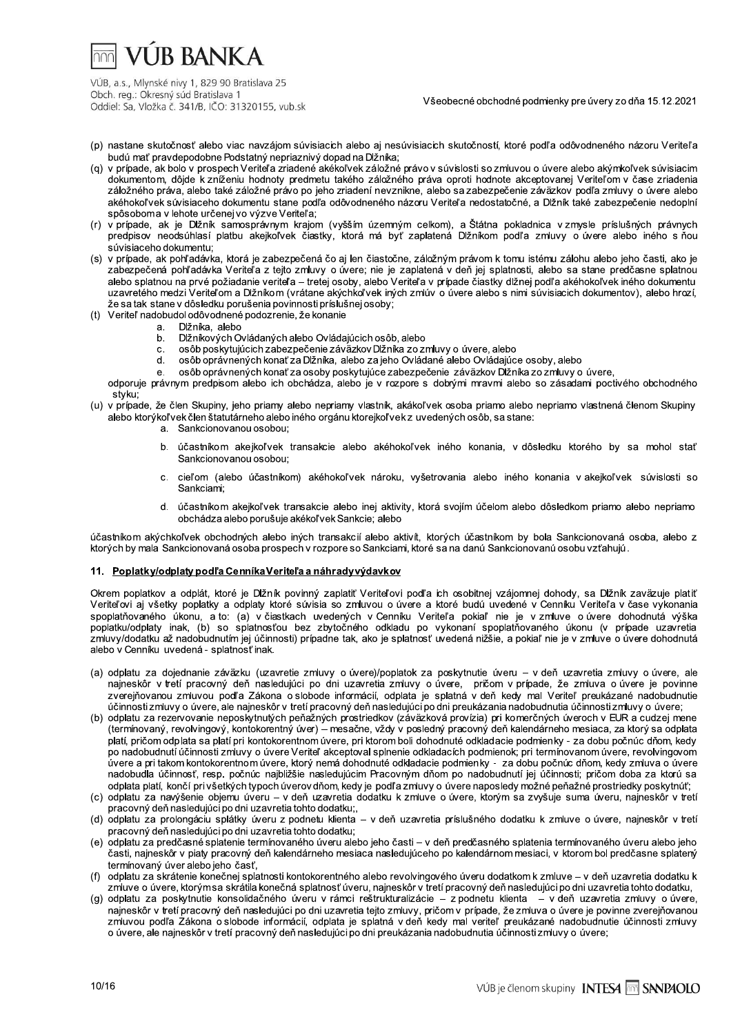(p) nastane skutočnosť alebo viac navzájom súvisiacich alebo aj nesúvisiacich skutočností, ktoré podľa odôvodneného názoru Veriteľa budú mať pravdepodobne Podstatný nepriaznivý dopad na Dlžníka;

(q) v prípade, ak bolo v prospech Veriteľa zriadené akékoľvek záložné právo v súvislosti so zmluvou o úvere alebo akýmkoľvek súvisiacim dokumentom, dôjde k zníženiu hodnoty predmetu takého záložného práva oproti hodnote akceptovanej Veriteľom v čase zriadenia záložného práva, alebo také záložné právo po jeho zriadení nevznikne, alebo sa zabezpečenie záväzkov podľa zmluvy o úvere alebo akéhokoľvek súvisiaceho dokumentu stane podľa odôvodneného názoru Veriteľa nedostatočné, a Dlžník také zabezpečenie nedoplní spôsobom a v lehote určenej vo výzve Veriteľa;

(r) v prípade, ak je Dlžník samosprávnym krajom (vyšším územným celkom), a Štátna pokladnica v zmysle príslušných právnych predpisov neodsúhlasí platbu akejkoľvek čiastky, ktorá má byť zaplatená Dlžníkom podľa zmluvy o úvere alebo iného s ňou súvisiaceho dokumentu;

(s) v prípade, ak pohľadávka, ktorá je zabezpečená čo aj len čiastočne, záložným právom k tomu istému zálohu alebo jeho časti, ako je zabezpečená pohľadávka Veriteľa z tejto zmluvy o úvere; nie je zaplatená v deň jej splatnosti, alebo sa stane predčasne splatnou alebo splatnou na prvé požiadanie veriteľa – tretej osoby, alebo Veriteľa v prípade čiastky dlžnej podľa akéhokoľvek iného dokumentu uzavretého medzi Veriteľom a Dlžníkom (vrátane akýchkoľvek iných zmlúv o úvere alebo s nimi súvisiacich dokumentov), alebo hrozí, že sa tak stane v dôsledku porušenia povinnosti príslušnej osoby;

(t) Veriteľ nadobudol odôvodnené podozrenie, že konanie
    a. Dlžníka, alebo
    b. Dlžníkových Ovládaných alebo Ovládajúcich osôb, alebo
    c. osôb poskytujúcich zabezpečenie záväzkov Dlžníka zo zmluvy o úvere, alebo
    d. osôb oprávnených konať za Dlžníka, alebo za jeho Ovládané alebo Ovládajúce osoby, alebo
    e. osôb oprávnených konať za osoby poskytujúce zabezpečenie záväzkov Dlžníka zo zmluvy o úvere,

    odporuje právnym predpisom alebo ich obchádza, alebo je v rozpore s dobrými mravmi alebo so zásadami poctivého obchodného styku;

(u) v prípade, že člen Skupiny, jeho priamy alebo nepriamy vlastník, akákoľvek osoba priamo alebo nepriamo vlastnená členom Skupiny alebo ktorýkoľvek člen štatutárneho alebo iného orgánu ktorejkoľvek z uvedených osôb, sa stane:
    a. Sankcionovanou osobou;
    b. účastníkom akejkoľvek transakcie alebo akéhokoľvek iného konania, v dôsledku ktorého by sa mohol stať Sankcionovanou osobou;
    c. cieľom (alebo účastníkom) akéhokoľvek nároku, vyšetrovania alebo iného konania v akejkoľvek súvislosti so Sankciami;
    d. účastníkom akejkoľvek transakcie alebo inej aktivity, ktorá svojím účelom alebo dôsledkom priamo alebo nepriamo obchádza alebo porušuje akékoľvek Sankcie; alebo

účastníkom akýchkoľvek obchodných alebo iných transakcií alebo aktivít, ktorých účastníkom by bola Sankcionovaná osoba, alebo z ktorých by mala Sankcionovaná osoba prospech v rozpore so Sankciami, ktoré sa na danú Sankcionovanú osobu vzťahujú.

## 11. Poplatky/odplaty podľa Cenníka Veriteľa a náhrady výdavkov

Okrem poplatkov a odplát, ktoré je Dlžník povinný zaplatiť Veriteľovi podľa ich osobitnej vzájomnej dohody, sa Dlžník zaväzuje platiť Veriteľovi aj všetky poplatky a odplaty ktoré súvisia so zmluvou o úvere a ktoré budú uvedené v Cenníku Veriteľa v čase vykonania spoplatňovaného úkonu, a to: (a) v čiastkach uvedených v Cenníku Veriteľa pokiaľ nie je v zmluve o úvere dohodnutá výška poplatku/odplaty inak, (b) so splatnosťou bez zbytočného odkladu po vykonaní spoplatňovaného úkonu (v prípade uzavretia zmluvy/dodatku až nadobudnutím jej účinnosti) prípadne tak, ako je splatnosť uvedená nižšie, a pokiaľ nie je v zmluve o úvere dohodnutá alebo v Cenníku uvedená - splatnosť inak.

(a) odplatu za dojednanie záväzku (uzavretie zmluvy o úvere)/poplatok za poskytnutie úveru – v deň uzavretia zmluvy o úvere, ale najneskôr v tretí pracovný deň nasledujúci po dni uzavretia zmluvy o úvere, pričom v prípade, že zmluva o úvere je povinne zverejňovanou zmluvou podľa Zákona o slobode informácií, odplata je splatná v deň kedy mal Veriteľ preukázané nadobudnutie účinnosti zmluvy o úvere, ale najneskôr v tretí pracovný deň nasledujúci po dni preukázania nadobudnutia účinnosti zmluvy o úvere;

(b) odplatu za rezervovanie neposkytnutých peňažných prostriedkov (záväzková provízia) pri komerčných úveroch v EUR a cudzej mene (termínovaný, revolvingový, kontokorentný úver) – mesačne, vždy v posledný pracovný deň kalendárneho mesiaca, za ktorý sa odplata platí, pričom odplata sa platí pri kontokorentnom úvere, pri ktorom boli dohodnuté odkladacie podmienky - za dobu počnúc dňom, kedy po nadobudnutí účinnosti zmluvy o úvere Veriteľ akceptoval splnenie odkladacích podmienok; pri termínovanom úvere, revolvingovom úvere a pri takom kontokorentnom úvere, ktorý nemá dohodnuté odkladacie podmienky - za dobu počnúc dňom, kedy zmluva o úvere nadobudla účinnosť, resp. počnúc najbližšie nasledujúcim Pracovným dňom po nadobudnutí jej účinnosti; pričom doba za ktorú sa odplata platí, končí pri všetkých typoch úverov dňom, kedy je podľa zmluvy o úvere naposledy možné peňažné prostriedky poskytnúť;

(c) odplatu za navýšenie objemu úveru – v deň uzavretia dodatku k zmluve o úvere, ktorým sa zvyšuje suma úveru, najneskôr v tretí pracovný deň nasledujúci po dni uzavretia tohto dodatku;,

(d) odplatu za prolongáciu splátky úveru z podnetu klienta – v deň uzavretia príslušného dodatku k zmluve o úvere, najneskôr v tretí pracovný deň nasledujúci po dni uzavretia tohto dodatku;

(e) odplatu za predčasné splatenie termínovaného úveru alebo jeho časti – v deň predčasného splatenia termínovaného úveru alebo jeho časti, najneskôr v piaty pracovný deň kalendárneho mesiaca nasledujúceho po kalendárnom mesiaci, v ktorom bol predčasne splatený termínovaný úver alebo jeho časť,

(f) odplatu za skrátenie konečnej splatnosti kontokorentného alebo revolvingového úveru dodatkom k zmluve – v deň uzavretia dodatku k zmluve o úvere, ktorým sa skrátila konečná splatnosť úveru, najneskôr v tretí pracovný deň nasledujúci po dni uzavretia tohto dodatku,

(g) odplatu za poskytnutie konsolidačného úveru v rámci reštrukturalizácie – z podnetu klienta – v deň uzavretia zmluvy o úvere, najneskôr v tretí pracovný deň nasledujúci po dni uzavretia tejto zmluvy, pričom v prípade, že zmluva o úvere je povinne zverejňovanou zmluvou podľa Zákona o slobode informácií, odplata je splatná v deň kedy mal veriteľ preukázané nadobudnutie účinnosti zmluvy o úvere, ale najneskôr v tretí pracovný deň nasledujúci po dni preukázania nadobudnutia účinnosti zmluvy o úvere;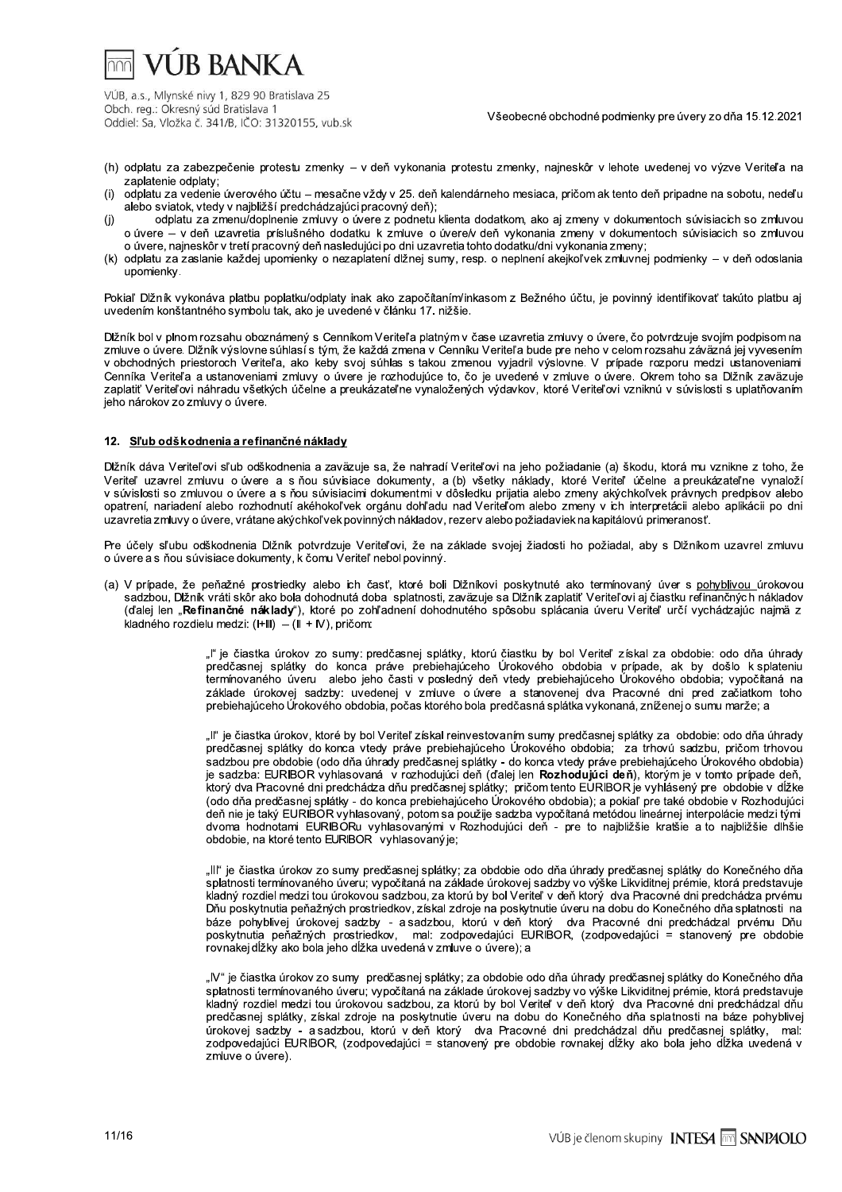(h) odplatu za zabezpečenie protestu zmenky – v deň vykonania protestu zmenky, najneskôr v lehote uvedenej vo výzve Veriteľa na zaplatenie odplaty;
(i) odplatu za vedenie úverového účtu – mesačne vždy v 25. deň kalendárneho mesiaca, pričom ak tento deň pripadne na sobotu, nedeľu alebo sviatok, vtedy v najbližší predchádzajúci pracovný deň);
(j) odplatu za zmenu/doplnenie zmluvy o úvere z podnetu klienta dodatkom, ako aj zmeny v dokumentoch súvisiacich so zmluvou o úvere – v deň uzavretia príslušného dodatku k zmluve o úvere/v deň vykonania zmeny v dokumentoch súvisiacich so zmluvou o úvere, najneskôr v tretí pracovný deň nasledujúci po dni uzavretia tohto dodatku/dni vykonania zmeny;
(k) odplatu za zaslanie každej upomienky o nezaplatení dlžnej sumy, resp. o neplnení akejkoľvek zmluvnej podmienky – v deň odoslania upomienky.

Pokiaľ Dlžník vykonáva platbu poplatku/odplaty inak ako započítaním/inkasom z Bežného účtu, je povinný identifikovať takúto platbu aj uvedením konštantného symbolu tak, ako je uvedené v článku 17. nižšie.

Dlžník bol v plnom rozsahu oboznámený s Cenníkom Veriteľa platným v čase uzavretia zmluvy o úvere, čo potvrdzuje svojím podpisom na zmluve o úvere. Dlžník výslovne súhlasí s tým, že každá zmena v Cenníku Veriteľa bude pre neho v celom rozsahu záväzná jej vyvesením v obchodných priestoroch Veriteľa, ako keby svoj súhlas s takou zmenou vyjadril výslovne. V prípade rozporu medzi ustanoveniami Cenníka Veriteľa a ustanoveniami zmluvy o úvere je rozhodujúce to, čo je uvedené v zmluve o úvere. Okrem toho sa Dlžník zaväzuje zaplatiť Veriteľovi náhradu všetkých účelne a preukázateľne vynaložených výdavkov, ktoré Veriteľovi vzniknú v súvislosti s uplatňovaním jeho nárokov zo zmluvy o úvere.

## 12. Sľub odškodnenia a refinančné náklady

Dlžník dáva Veriteľovi sľub odškodnenia a zaväzuje sa, že nahradí Veriteľovi na jeho požiadanie (a) škodu, ktorá mu vznikne z toho, že Veriteľ uzavrel zmluvu o úvere a s ňou súvisiace dokumenty, a (b) všetky náklady, ktoré Veriteľ účelne a preukázateľne vynaloží v súvislosti so zmluvou o úvere a s ňou súvisiacimi dokumentmi v dôsledku prijatia alebo zmeny akýchkoľvek právnych predpisov alebo opatrení, nariadení alebo rozhodnutí akéhokoľvek orgánu dohľadu nad Veriteľom alebo zmeny v ich interpretácii alebo aplikácii po dni uzavretia zmluvy o úvere, vrátane akýchkoľvek povinných nákladov, rezerv alebo požiadaviek na kapitálovú primeranosť.

Pre účely sľubu odškodnenia Dlžník potvrdzuje Veriteľovi, že na základe svojej žiadosti ho požiadal, aby s Dlžníkom uzavrel zmluvu o úvere a s ňou súvisiace dokumenty, k čomu Veriteľ nebol povinný.

(a) V prípade, že peňažné prostriedky alebo ich časť, ktoré boli Dlžníkovi poskytnuté ako termínovaný úver s pohyblivou úrokovou sadzbou, Dlžník vráti skôr ako bola dohodnutá doba splatnosti, zaväzuje sa Dlžník zaplatiť Veriteľovi aj čiastku refinančných nákladov (ďalej len „**Refinančné náklady**"), ktoré po zohľadnení dohodnutého spôsobu splácania úveru Veriteľ určí vychádzajúc najmä z kladného rozdielu medzi: (I+III) – (II + IV), pričom:

> „I" je čiastka úrokov zo sumy: predčasnej splátky, ktorú čiastku by bol Veriteľ získal za obdobie: odo dňa úhrady predčasnej splátky do konca práve prebiehajúceho Úrokového obdobia v prípade, ak by došlo k splateniu termínovaného úveru alebo jeho časti v posledný deň vtedy prebiehajúceho Úrokového obdobia; vypočítaná na základe úrokovej sadzby: uvedenej v zmluve o úvere a stanovenej dva Pracovné dni pred začiatkom toho prebiehajúceho Úrokového obdobia, počas ktorého bola predčasná splátka vykonaná, zníženej o sumu marže; a
>
> „II" je čiastka úrokov, ktoré by bol Veriteľ získal reinvestovaním sumy predčasnej splátky za obdobie: odo dňa úhrady predčasnej splátky do konca vtedy práve prebiehajúceho Úrokového obdobia; za trhovú sadzbu, pričom trhovou sadzbou pre obdobie (odo dňa úhrady predčasnej splátky - do konca vtedy práve prebiehajúceho Úrokového obdobia) je sadzba: EURIBOR vyhlasovaná v rozhodujúci deň (ďalej len **Rozhodujúci deň**), ktorým je v tomto prípade deň, ktorý dva Pracovné dni predchádza dňu predčasnej splátky; pričom tento EURIBOR je vyhlásený pre obdobie v dĺžke (odo dňa predčasnej splátky - do konca prebiehajúceho Úrokového obdobia); a pokiaľ pre také obdobie v Rozhodujúci deň nie je taký EURIBOR vyhlasovaný, potom sa použije sadzba vypočítaná metódou lineárnej interpolácie medzi tými dvoma hodnotami EURIBORu vyhlasovanými v Rozhodujúci deň - pre to najbližšie kratšie a to najbližšie dlhšie obdobie, na ktoré tento EURIBOR vyhlasovaný je;
>
> „III" je čiastka úrokov zo sumy predčasnej splátky; za obdobie odo dňa úhrady predčasnej splátky do Konečného dňa splatnosti termínovaného úveru; vypočítaná na základe úrokovej sadzby vo výške Likviditnej prémie, ktorá predstavuje kladný rozdiel medzi tou úrokovou sadzbou, za ktorú by bol Veriteľ v deň ktorý dva Pracovné dni predchádza prvému Dňu poskytnutia peňažných prostriedkov, získal zdroje na poskytnutie úveru na dobu do Konečného dňa splatnosti na báze pohyblivej úrokovej sadzby - a sadzbou, ktorú v deň ktorý dva Pracovné dni predchádzal prvému Dňu poskytnutia peňažných prostriedkov, mal: zodpovedajúci EURIBOR, (zodpovedajúci = stanovený pre obdobie rovnakej dĺžky ako bola jeho dĺžka uvedená v zmluve o úvere); a
>
> „IV" je čiastka úrokov zo sumy predčasnej splátky; za obdobie odo dňa úhrady predčasnej splátky do Konečného dňa splatnosti termínovaného úveru; vypočítaná na základe úrokovej sadzby vo výške Likviditnej prémie, ktorá predstavuje kladný rozdiel medzi tou úrokovou sadzbou, za ktorú by bol Veriteľ v deň ktorý dva Pracovné dni predchádzal dňu predčasnej splátky, získal zdroje na poskytnutie úveru na dobu do Konečného dňa splatnosti na báze pohyblivej úrokovej sadzby - a sadzbou, ktorú v deň ktorý dva Pracovné dni predchádzal dňu predčasnej splátky, mal: zodpovedajúci EURIBOR, (zodpovedajúci = stanovený pre obdobie rovnakej dĺžky ako bola jeho dĺžka uvedená v zmluve o úvere).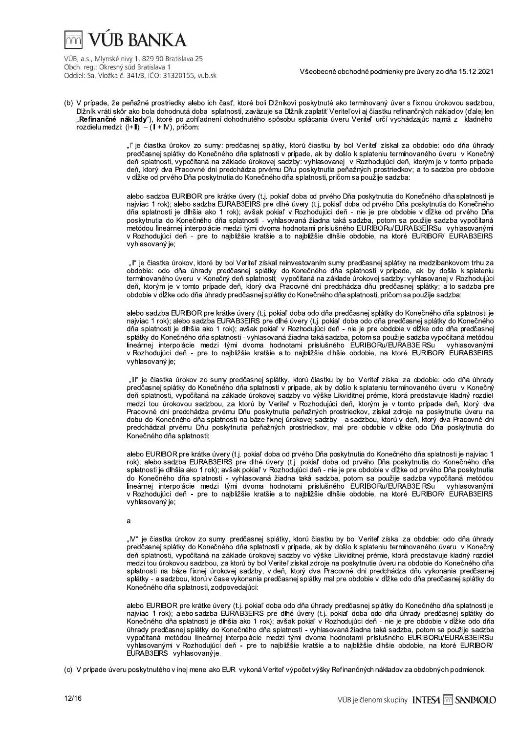(b) V prípade, že peňažné prostriedky alebo ich časť, ktoré boli Dlžníkovi poskytnuté ako termínovaný úver s fixnou úrokovou sadzbou, Dlžník vráti skôr ako bola dohodnutá doba splatnosti, zaväzuje sa Dlžník zaplatiť Veriteľovi aj čiastku refinančných nákladov (ďalej len „**Refinančné náklady**"), ktoré po zohľadnení dohodnutého spôsobu splácania úveru Veriteľ určí vychádzajúc najmä z kladného rozdielu medzi: (I+III) – (II + IV), pričom:

> „I" je čiastka úrokov zo sumy: predčasnej splátky, ktorú čiastku by bol Veriteľ získal za obdobie: odo dňa úhrady predčasnej splátky do Konečného dňa splatnosti v prípade, ak by došlo k splateniu termínovaného úveru v Konečný deň splatnosti, vypočítaná na základe úrokovej sadzby: vyhlasovanej v Rozhodujúci deň, ktorým je v tomto prípade deň, ktorý dva Pracovné dni predchádza prvému Dňu poskytnutia peňažných prostriedkov; a to sadzba pre obdobie v dĺžke od prvého Dňa poskytnutia do Konečného dňa splatnosti, pričom sa použije sadzba:
>
> alebo sadzba EURIBOR pre krátke úvery (t.j. pokiaľ doba od prvého Dňa poskytnutia do Konečného dňa splatnosti je najviac 1 rok); alebo sadzba EURAB3EIRS pre dlhé úvery (t.j. pokiaľ doba od prvého Dňa poskytnutia do Konečného dňa splatnosti je dlhšia ako 1 rok); avšak pokiaľ v Rozhodujúci deň - nie je pre obdobie v dĺžke od prvého Dňa poskytnutia do Konečného dňa splatnosti - vyhlasovaná žiadna taká sadzba, potom sa použije sadzba vypočítaná metódou lineárnej interpolácie medzi tými dvoma hodnotami príslušného EURIBORu/EURAB3EIRSu vyhlasovanými v Rozhodujúci deň - pre to najbližšie kratšie a to najbližšie dlhšie obdobie, na ktoré EURIBOR/ EURAB3EIRS vyhlasovaný je;
>
> „II" je čiastka úrokov, ktoré by bol Veriteľ získal reinvestovaním sumy predčasnej splátky na medzibankovom trhu za obdobie: odo dňa úhrady predčasnej splátky do Konečného dňa splatnosti v prípade, ak by došlo k splateniu termínovaného úveru v Konečný deň splatnosti; vypočítaná na základe úrokovej sadzby: vyhlasovanej v Rozhodujúci deň, ktorým je v tomto prípade deň, ktorý dva Pracovné dni predchádza dňu predčasnej splátky; a to sadzba pre obdobie v dĺžke odo dňa úhrady predčasnej splátky do Konečného dňa splatnosti, pričom sa použije sadzba:
>
> alebo sadzba EURIBOR pre krátke úvery (t.j. pokiaľ doba odo dňa predčasnej splátky do Konečného dňa splatnosti je najviac 1 rok); alebo sadzba EURAB3EIRS pre dlhé úvery (t.j. pokiaľ doba odo dňa predčasnej splátky do Konečného dňa splatnosti je dlhšia ako 1 rok); avšak pokiaľ v Rozhodujúci deň - nie je pre obdobie v dĺžke odo dňa predčasnej splátky do Konečného dňa splatnosti - vyhlasovaná žiadna taká sadzba, potom sa použije sadzba vypočítaná metódou lineárnej interpolácie medzi tými dvoma hodnotami príslušného EURIBORu/EURAB3EIRSu vyhlasovanými v Rozhodujúci deň - pre to najbližšie kratšie a to najbližšie dlhšie obdobie, na ktoré EURIBOR/ EURAB3EIRS vyhlasovaný je;
>
> „III" je čiastka úrokov zo sumy predčasnej splátky, ktorú čiastku by bol Veriteľ získal za obdobie: odo dňa úhrady predčasnej splátky do Konečného dňa splatnosti v prípade, ak by došlo k splateniu termínovaného úveru v Konečný deň splatnosti, vypočítaná na základe úrokovej sadzby vo výške Likviditnej prémie, ktorá predstavuje kladný rozdiel medzi tou úrokovou sadzbou, za ktorú by Veriteľ v Rozhodujúci deň, ktorým je v tomto prípade deň, ktorý dva Pracovné dni predchádza prvému Dňu poskytnutia peňažných prostriedkov, získal zdroje na poskytnutie úveru na dobu do Konečného dňa splatnosti na báze fixnej úrokovej sadzby - a sadzbou, ktorú v deň, ktorý dva Pracovné dni predchádzal prvému Dňu poskytnutia peňažných prostriedkov, mal pre obdobie v dĺžke odo Dňa poskytnutia do Konečného dňa splatnosti:
>
> alebo EURIBOR pre krátke úvery (t.j. pokiaľ doba od prvého Dňa poskytnutia do Konečného dňa splatnosti je najviac 1 rok); alebo sadzba EURAB3EIRS pre dlhé úvery (t.j. pokiaľ doba od prvého Dňa poskytnutia do Konečného dňa splatnosti je dlhšia ako 1 rok); avšak pokiaľ v Rozhodujúci deň - nie je pre obdobie v dĺžke od prvého Dňa poskytnutia do Konečného dňa splatnosti - vyhlasovaná žiadna taká sadzba, potom sa použije sadzba vypočítaná metódou lineárnej interpolácie medzi tými dvoma hodnotami príslušného EURIBORu/EURAB3EIRSu vyhlasovanými v Rozhodujúci deň - pre to najbližšie kratšie a to najbližšie dlhšie obdobie, na ktoré EURIBOR/ EURAB3EIRS vyhlasovaný je;
>
> a
>
> „IV" je čiastka úrokov zo sumy predčasnej splátky, ktorú čiastku by bol Veriteľ získal za obdobie: odo dňa úhrady predčasnej splátky do Konečného dňa splatnosti v prípade, ak by došlo k splateniu termínovaného úveru v Konečný deň splatnosti, vypočítaná na základe úrokovej sadzby vo výške Likviditnej prémie, ktorá predstavuje kladný rozdiel medzi tou úrokovou sadzbou, za ktorú by bol Veriteľ získal zdroje na poskytnutie úveru na obdobie do Konečného dňa splatnosti na báze fixnej úrokovej sadzby, v deň, ktorý dva Pracovné dni predchádza dňu vykonania predčasnej splátky - a sadzbou, ktorú v čase vykonania predčasnej splátky mal pre obdobie v dĺžke odo dňa predčasnej splátky do Konečného dňa splatnosti, zodpovedajúci:
>
> alebo EURIBOR pre krátke úvery (t.j. pokiaľ doba odo dňa úhrady predčasnej splátky do Konečného dňa splatnosti je najviac 1 rok); alebo sadzba EURAB3EIRS pre dlhé úvery (t.j. pokiaľ doba odo dňa úhrady predčasnej splátky do Konečného dňa splatnosti je dlhšia ako 1 rok); avšak pokiaľ v Rozhodujúci deň - nie je pre obdobie v dĺžke odo dňa úhrady predčasnej splátky do Konečného dňa splatnosti - vyhlasovaná žiadna taká sadzba, potom sa použije sadzba vypočítaná metódou lineárnej interpolácie medzi tými dvoma hodnotami príslušného EURIBORu/EURAB3EIRSu vyhlasovanými v Rozhodujúci deň - pre to najbližšie kratšie a to najbližšie dlhšie obdobie, na ktoré EURIBOR/ EURAB3EIRS vyhlasovaný je.

(c) V prípade úveru poskytnutého v inej mene ako EUR vykoná Veriteľ výpočet výšky Refinančných nákladov za obdobných podmienok.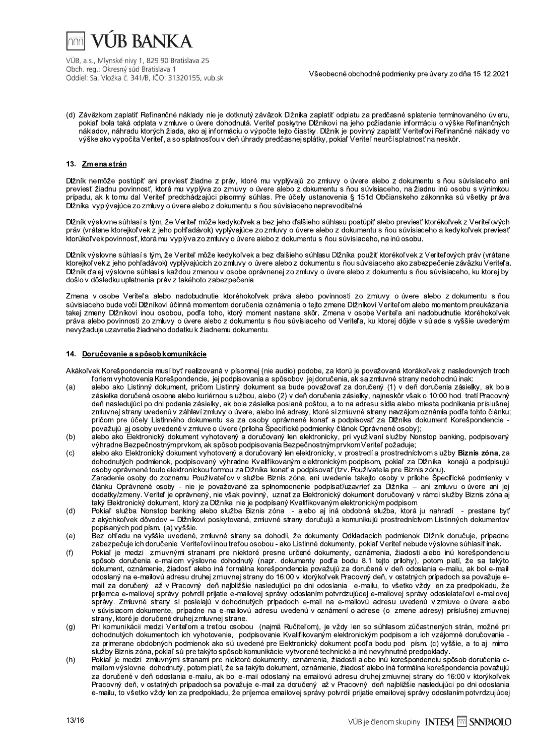(d) Záväzkom zaplatiť Refinančné náklady nie je dotknutý záväzok Dlžníka zaplatiť odplatu za predčasné splatenie termínovaného úveru, pokiaľ bola taká odplata v zmluve o úvere dohodnutá. Veriteľ poskytne Dlžníkovi na jeho požiadanie informáciu o výške Refinančných nákladov, náhradu ktorých žiada, ako aj informáciu o výpočte tejto čiastky. Dlžník je povinný zaplatiť Veriteľovi Refinančné náklady vo výške ako vypočíta Veriteľ, a so splatnosťou v deň úhrady predčasnej splátky, pokiaľ Veriteľ neurčí splatnosť na neskôr.

## 13. Zmena strán

Dlžník nemôže postúpiť ani previesť žiadne z práv, ktoré mu vyplývajú zo zmluvy o úvere alebo z dokumentu s ňou súvisiaceho ani previesť žiadnu povinnosť, ktorá mu vyplýva zo zmluvy o úvere alebo z dokumentu s ňou súvisiaceho, na žiadnu inú osobu s výnimkou prípadu, ak k tomu dal Veriteľ predchádzajúci písomný súhlas. Pre účely ustanovenia § 151d Občianskeho zákonníka sú všetky práva Dlžníka vyplývajúce zo zmluvy o úvere alebo z dokumentu s ňou súvisiaceho neprevoditeľné.

Dlžník výslovne súhlasí s tým, že Veriteľ môže kedykoľvek a bez jeho ďalšieho súhlasu postúpiť alebo previesť ktorékoľvek z Veriteľových práv (vrátane ktorejkoľvek z jeho pohľadávok) vyplývajúce zo zmluvy o úvere alebo z dokumentu s ňou súvisiaceho a kedykoľvek previesť ktorúkoľvek povinnosť, ktorá mu vyplýva zo zmluvy o úvere alebo z dokumentu s ňou súvisiaceho, na inú osobu.

Dlžník výslovne súhlasí s tým, že Veriteľ môže kedykoľvek a bez ďalšieho súhlasu Dlžníka použiť ktorékoľvek z Veriteľových práv (vrátane ktorejkoľvek z jeho pohľadávok) vyplývajúcich zo zmluvy o úvere alebo z dokumentu s ňou súvisiaceho ako zabezpečenie záväzku Veriteľa. Dlžník ďalej výslovne súhlasí s každou zmenou v osobe oprávnenej zo zmluvy o úvere alebo z dokumentu s ňou súvisiaceho, ku ktorej by došlo v dôsledku uplatnenia práv z takéhoto zabezpečenia.

Zmena v osobe Veriteľa alebo nadobudnutie ktoréhokoľvek práva alebo povinnosti zo zmluvy o úvere alebo z dokumentu s ňou súvisiaceho bude voči Dlžníkovi účinná momentom doručenia oznámenia o tejto zmene Dlžníkovi Veriteľom alebo momentom preukázania takej zmeny Dlžníkovi inou osobou, podľa toho, ktorý moment nastane skôr. Zmena v osobe Veriteľa ani nadobudnutie ktoréhokoľvek práva alebo povinnosti zo zmluvy o úvere alebo z dokumentu s ňou súvisiaceho od Veriteľa, ku ktorej dôjde v súlade s vyššie uvedeným nevyžaduje uzavretie žiadneho dodatku k žiadnemu dokumentu.

## 14. Doručovanie a spôsob komunikácie

Akákoľvek Korešpondencia musí byť realizovaná v písomnej (nie audio) podobe, za ktorú je považovaná ktorákoľvek z nasledovných troch foriem vyhotovenia Korešpondencie, jej podpisovania a spôsobov jej doručenia, ak sa zmluvné strany nedohodnú inak:

(a) alebo ako Listinný dokument, pričom Listinný dokument sa bude považovať za doručený (1) v deň doručenia zásielky, ak bola zásielka doručená osobne alebo kuriérnou službou, alebo (2) v deň doručenia zásielky, najneskôr však o 10:00 hod. tretí Pracovný deň nasledujúci po dni podania zásielky, ak bola zásielka poslaná poštou, a to na adresu sídla alebo miesta podnikania príslušnej zmluvnej strany uvedenú v záhlaví zmluvy o úvere, alebo iné adresy, ktoré si zmluvné strany navzájom oznámia podľa tohto článku; pričom pre účely Listinného dokumentu sa za osoby oprávnené konať a podpisovať za Dlžníka dokument Korešpondencie - považujú aj osoby uvedené v zmluve o úvere (príloha Špecifické podmienky článok Oprávnené osoby);

(b) alebo ako Elektronický dokument vyhotovený a doručovaný len elektronicky, pri využívaní služby Nonstop banking, podpisovaný výhradne Bezpečnostným prvkom, ak spôsob podpisovania Bezpečnostným prvkom Veriteľ požaduje;

(c) alebo ako Elektronický dokument vyhotovený a doručovaný len elektronicky, v prostredí a prostredníctvom služby **Biznis zóna**, za dohodnutých podmienok, podpisovaný výhradne Kvalifikovaným elektronickým podpisom, pokiaľ za Dlžníka konajú a podpisujú osoby oprávnené touto elektronickou formou za Dlžníka konať a podpisovať (tzv. Používatelia pre Biznis zónu).
Zaradenie osoby do zoznamu Používateľov v službe Biznis zóna, ani uvedenie takejto osoby v prílohe Špecifické podmienky v článku Oprávnené osoby - nie je považované za splnomocnenie podpísať/uzavrieť za Dlžníka – ani zmluvu o úvere ani jej dodatky/zmeny. Veriteľ je oprávnený, nie však povinný, uznať za Elektronický dokument doručovaný v rámci služby Biznis zóna aj taký Elektronický dokument, ktorý za Dlžníka nie je podpísaný Kvalifikovaným elektronickým podpisom.

(d) Pokiaľ služba Nonstop banking alebo služba Biznis zóna - alebo aj iná obdobná služba, ktorá ju nahradí - prestane byť z akýchkoľvek dôvodov – Dlžníkovi poskytovaná, zmluvné strany doručujú a komunikujú prostredníctvom Listinných dokumentov popísaných pod písm. (a) vyššie.

(e) Bez ohľadu na vyššie uvedené, zmluvné strany sa dohodli, že dokumenty Odkladacích podmienok Dlžník doručuje, prípadne zabezpečuje ich doručenie Veriteľovi inou treťou osobou - ako Listinné dokumenty, pokiaľ Veriteľ nebude výslovne súhlasiť inak.

(f) Pokiaľ je medzi zmluvnými stranami pre niektoré presne určené dokumenty, oznámenia, žiadosti alebo inú korešpondenciu spôsob doručenia e-mailom výslovne dohodnutý (napr. dokumenty podľa bodu 8.1 tejto prílohy), potom platí, že sa takýto dokument, oznámenie, žiadosť alebo iná formálna korešpondencia považujú za doručené v deň odoslania e-mailu, ak bol e-mail odoslaný na e-mailovú adresu druhej zmluvnej strany do 16:00 v ktorýkoľvek Pracovný deň, v ostatných prípadoch sa považuje e-mail za doručený až v Pracovný deň najbližšie nasledujúci po dni odoslania e-mailu, to všetko vždy len za predpokladu, že príjemca e-mailovej správy potvrdil prijatie e-mailovej správy odoslaním potvrdzujúcej e-mailovej správy odosielateľovi e-mailovej správy. Zmluvné strany si posielajú v dohodnutých prípadoch e-mail na e-mailovú adresu uvedenú v zmluve o úvere alebo v súvisiacom dokumente, prípadne na e-mailovú adresu uvedenú v oznámení o adrese (o zmene adresy) príslušnej zmluvnej strany, ktoré je doručené druhej zmluvnej strane.

(g) Pri komunikácii medzi Veriteľom a treťou osobou (najmä Ručiteľom), je vždy len so súhlasom zúčastnených strán, možné pri dohodnutých dokumentoch ich vyhotovenie, podpisovanie Kvalifikovaným elektronickým podpisom a ich vzájomné doručovanie - za primerane obdobných podmienok ako sú uvedené pre Elektronický dokument podľa bodu pod písm. (c) vyššie, a to aj mimo služby Biznis zóna, pokiaľ sú pre takýto spôsob komunikácie vytvorené technické a iné nevyhnutné predpoklady.

(h) Pokiaľ je medzi zmluvnými stranami pre niektoré dokumenty, oznámenia, žiadosti alebo inú korešpondenciu spôsob doručenia e-mailom výslovne dohodnutý, potom platí, že sa takýto dokument, oznámenie, žiadosť alebo iná formálna korešpondencia považujú za doručené v deň odoslania e-mailu, ak bol e-mail odoslaný na emailovú adresu druhej zmluvnej strany do 16:00 v ktorýkoľvek Pracovný deň, v ostatných prípadoch sa považuje e-mail za doručený až v Pracovný deň najbližšie nasledujúci po dni odoslania e-mailu, to všetko vždy len za predpokladu, že príjemca emailovej správy potvrdil prijatie emailovej správy odoslaním potvrdzujúcej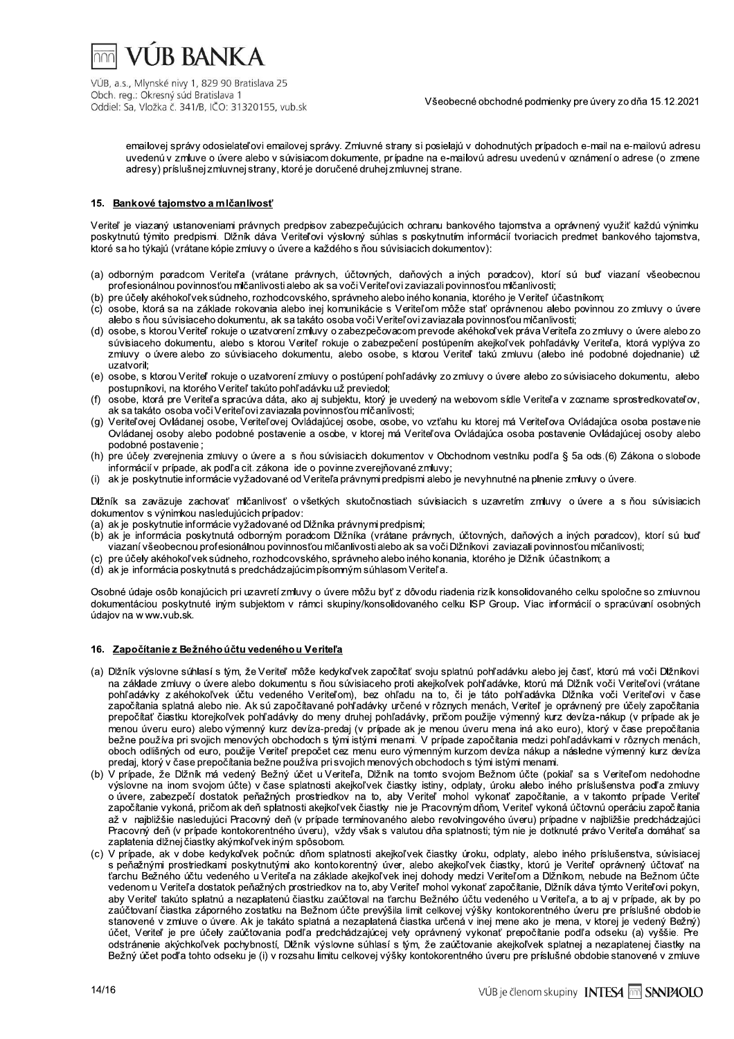emailovej správy odosielateľovi emailovej správy. Zmluvné strany si posielajú v dohodnutých prípadoch e-mail na e-mailovú adresu uvedenú v zmluve o úvere alebo v súvisiacom dokumente, prípadne na e-mailovú adresu uvedenú v oznámení o adrese (o zmene adresy) príslušnej zmluvnej strany, ktoré je doručené druhej zmluvnej strane.

## 15. Bankové tajomstvo a mlčanlivosť

Veriteľ je viazaný ustanoveniami právnych predpisov zabezpečujúcich ochranu bankového tajomstva a oprávnený využiť každú výnimku poskytnutú týmito predpismi. Dlžník dáva Veriteľovi výslovný súhlas s poskytnutím informácií tvoriacich predmet bankového tajomstva, ktoré sa ho týkajú (vrátane kópie zmluvy o úvere a každého s ňou súvisiacich dokumentov):

(a) odborným poradcom Veriteľa (vrátane právnych, účtovných, daňových a iných poradcov), ktorí sú buď viazaní všeobecnou profesionálnou povinnosťou mlčanlivosti alebo ak sa voči Veriteľovi zaviazali povinnosťou mlčanlivosti;
(b) pre účely akéhokoľvek súdneho, rozhodcovského, správneho alebo iného konania, ktorého je Veriteľ účastníkom;
(c) osobe, ktorá sa na základe rokovania alebo inej komunikácie s Veriteľom môže stať oprávnenou alebo povinnou zo zmluvy o úvere alebo s ňou súvisiaceho dokumentu, ak sa takáto osoba voči Veriteľovi zaviazala povinnosťou mlčanlivosti;
(d) osobe, s ktorou Veriteľ rokuje o uzatvorení zmluvy o zabezpečovacom prevode akéhokoľvek práva Veriteľa zo zmluvy o úvere alebo zo súvisiaceho dokumentu, alebo s ktorou Veriteľ rokuje o zabezpečení postúpením akejkoľvek pohľadávky Veriteľa, ktorá vyplýva zo zmluvy o úvere alebo zo súvisiaceho dokumentu, alebo osobe, s ktorou Veriteľ takú zmluvu (alebo iné podobné dojednanie) už uzatvoril;
(e) osobe, s ktorou Veriteľ rokuje o uzatvorení zmluvy o postúpení pohľadávky zo zmluvy o úvere alebo zo súvisiaceho dokumentu, alebo postupníkovi, na ktorého Veriteľ takúto pohľadávku už previedol;
(f) osobe, ktorá pre Veriteľa spracúva dáta, ako aj subjektu, ktorý je uvedený na webovom sídle Veriteľa v zozname sprostredkovateľov, ak sa takáto osoba voči Veriteľovi zaviazala povinnosťou mlčanlivosti;
(g) Veriteľovej Ovládanej osobe, Veriteľovej Ovládajúcej osobe, osobe, vo vzťahu ku ktorej má Veriteľova Ovládajúca osoba postavenie Ovládanej osoby alebo podobné postavenie a osobe, v ktorej má Veriteľova Ovládajúca osoba postavenie Ovládajúcej osoby alebo podobné postavenie;
(h) pre účely zverejnenia zmluvy o úvere a s ňou súvisiacich dokumentov zmluvy v Obchodnom vestníku podľa § 5a ods.(6) Zákona o slobode informácií v prípade, ak podľa cit. zákona ide o povinne zverejňované zmluvy;
(i) ak je poskytnutie informácie vyžadované od Veriteľa právnymi predpismi alebo je nevyhnutné na plnenie zmluvy o úvere.

Dlžník sa zaväzuje zachovať mlčanlivosť o všetkých skutočnostiach súvisiacich s uzavretím zmluvy o úvere a s ňou súvisiacich dokumentov s výnimkou nasledujúcich prípadov:
(a) ak je poskytnutie informácie vyžadované od Dlžníka právnymi predpismi;
(b) ak je informácia poskytnutá odborným poradcom Dlžníka (vrátane právnych, účtovných, daňových a iných poradcov), ktorí sú buď viazaní všeobecnou profesionálnou povinnosťou mlčanlivosti alebo ak sa voči Dlžníkovi zaviazali povinnosťou mlčanlivosti;
(c) pre účely akéhokoľvek súdneho, rozhodcovského, správneho alebo iného konania, ktorého je Dlžník účastníkom; a
(d) ak je informácia poskytnutá s predchádzajúcim písomným súhlasom Veriteľa.

Osobné údaje osôb konajúcich pri uzavretí zmluvy o úvere môžu byť z dôvodu riadenia rizík konsolidovaného celku spoločne so zmluvnou dokumentáciou poskytnuté iným subjektom v rámci skupiny/konsolidovaného celku ISP Group. Viac informácií o spracúvaní osobných údajov na www.vub.sk.

## 16. Započítanie z Bežného účtu vedeného u Veriteľa

(a) Dlžník výslovne súhlasí s tým, že Veriteľ môže kedykoľvek započítať svoju splatnú pohľadávku alebo jej časť, ktorú má voči Dlžníkovi na základe zmluvy o úvere alebo dokumentu s ňou súvisiaceho proti akejkoľvek pohľadávke, ktorú má Dlžník voči Veriteľovi (vrátane pohľadávky z akéhokoľvek účtu vedeného Veriteľom), bez ohľadu na to, či je táto pohľadávka Dlžníka voči Veriteľovi v čase započítania splatná alebo nie. Ak sú započítavané pohľadávky určené v rôznych menách, Veriteľ je oprávnený pre účely započítania prepočítať čiastku ktorejkoľvek pohľadávky do meny druhej pohľadávky, pričom použije výmenný kurz devíza-nákup (v prípade ak je menou úveru euro) alebo výmenný kurz devíza-predaj (v prípade ak je menou úveru mena iná ako euro), ktorý v čase prepočítania bežne používa pri svojich menových obchodoch s tými istými menami. V prípade započítania medzi pohľadávkami v rôznych menách, oboch odlišných od euro, použije Veriteľ prepočet cez menu euro výmenným kurzom devíza nákup a následne výmenný kurz devíza predaj, ktorý v čase prepočítania bežne používa pri svojich menových obchodoch s tými istými menami.
(b) V prípade, že Dlžník má vedený Bežný účet u Veriteľa, Dlžník na tomto svojom Bežnom účte (pokiaľ sa s Veriteľom nedohodne výslovne na inom svojom účte) v čase splatnosti akejkoľvek čiastky istiny, odplaty, úroku alebo iného príslušenstva podľa zmluvy o úvere, zabezpečí dostatok peňažných prostriedkov na to, aby Veriteľ mohol vykonať započítanie, a v takomto prípade Veriteľ započítanie vykoná, pričom ak deň splatnosti akejkoľvek čiastky nie je Pracovným dňom, Veriteľ vykoná účtovnú operáciu započítania až v najbližšie nasledujúci Pracovný deň (v prípade termínovaného alebo revolvingového úveru) prípadne v najbližšie predchádzajúci Pracovný deň (v prípade kontokorentného úveru), vždy však s valutou dňa splatnosti; tým nie je dotknuté právo Veriteľa domáhať sa zaplatenia dlžnej čiastky akýmkoľvek iným spôsobom.
(c) V prípade, ak v dobe kedykoľvek počnúc dňom splatnosti akejkoľvek čiastky úroku, odplaty, alebo iného príslušenstva, súvisiacej s peňažnými prostriedkami poskytnutými ako kontokorentný úver, alebo akejkoľvek čiastky, ktorú je Veriteľ oprávnený účtovať na ťarchu Bežného účtu vedeného u Veriteľa na základe akejkoľvek inej dohody medzi Veriteľom a Dlžníkom, nebude na Bežnom účte vedenom u Veriteľa dostatok peňažných prostriedkov na to, aby Veriteľ mohol vykonať započítanie, Dlžník dáva týmto Veriteľovi pokyn, aby Veriteľ takúto splatnú a nezaplatenú čiastku zaúčtoval na ťarchu Bežného účtu vedeného u Veriteľa, a to aj v prípade, ak by po zaúčtovaní čiastka záporného zostatku na Bežnom účte prevýšila limit celkovej výšky kontokorentného úveru pre príslušné obdobie stanovené v zmluve o úvere. Ak je takáto splatná a nezaplatená čiastka určená v inej mene ako je mena, v ktorej je vedený Bežný) účet, Veriteľ je pre účely zaúčtovania podľa predchádzajúcej vety oprávnený vykonať prepočítanie podľa odseku (a) vyššie. Pre odstránenie akýchkoľvek pochybností, Dlžník výslovne súhlasí s tým, že zaúčtovanie akejkoľvek splatnej a nezaplatenej čiastky na Bežný účet podľa tohto odseku je (i) v rozsahu limitu celkovej výšky kontokorentného úveru pre príslušné obdobie stanovené v zmluve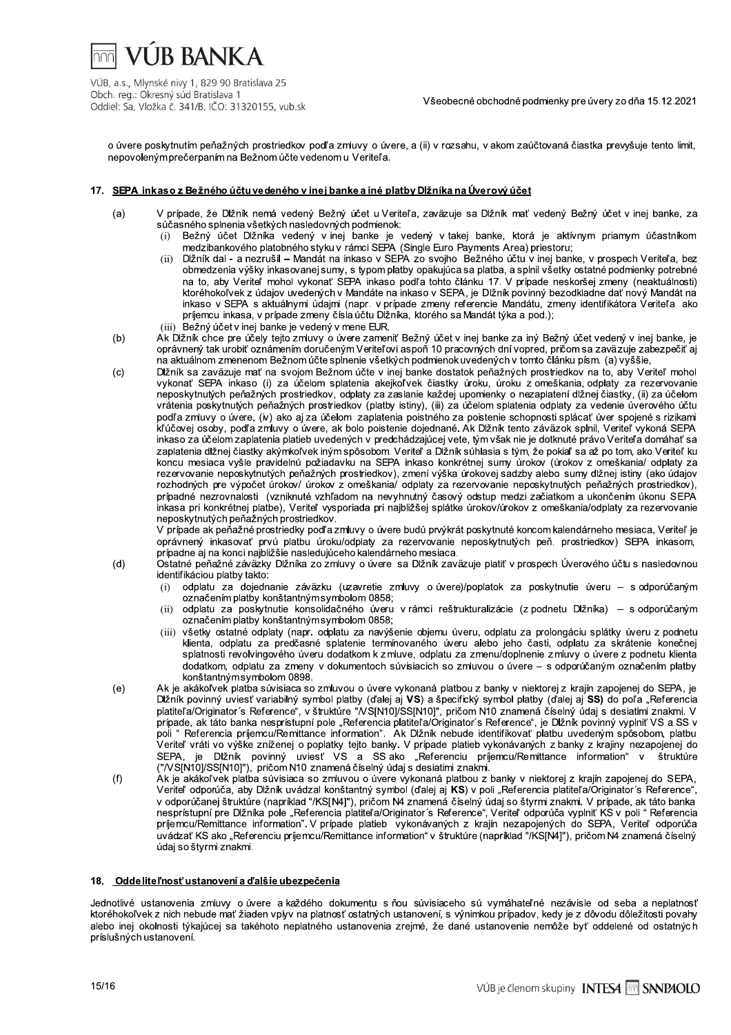o úvere poskytnutím peňažných prostriedkov podľa zmluvy o úvere, a (ii) v rozsahu, v akom zaúčtovaná čiastka prevyšuje tento limit, nepovoleným prečerpaním na Bežnom účte vedenom u Veriteľa.

## 17. SEPA inkaso z Bežného účtu vedeného v inej banke a iné platby Dlžníka na Úverový účet

(a) V prípade, že Dlžník nemá vedený Bežný účet u Veriteľa, zaväzuje sa Dlžník mať vedený Bežný účet v inej banke, za súčasného splnenia všetkých nasledovných podmienok:

- (i) Bežný účet Dlžníka vedený v inej banke je vedený v takej banke, ktorá je aktívnym priamym účastníkom medzibankového platobného styku v rámci SEPA (Single Euro Payments Area) priestoru;
- (ii) Dlžník dal - a nezrušil – Mandát na inkaso v SEPA zo svojho Bežného účtu v inej banke, v prospech Veriteľa, bez obmedzenia výšky inkasovanej sumy, s typom platby opakujúca sa platba, a splnil všetky ostatné podmienky potrebné na to, aby Veriteľ mohol vykonať SEPA inkaso podľa tohto článku 17. V prípade neskoršej zmeny (neaktuálnosti) ktoréhokoľvek z údajov uvedených v Mandáte na inkaso v SEPA, je Dlžník povinný bezodkladne dať nový Mandát na inkaso v SEPA s aktuálnymi údajmi (napr. v prípade zmeny referencie Mandátu, zmeny identifikátora Veriteľa ako príjemcu inkasa, v prípade zmeny čísla účtu Dlžníka, ktorého sa Mandát týka a pod.);
- (iii) Bežný účet v inej banke je vedený v mene EUR.

(b) Ak Dlžník chce pre účely tejto zmluvy o úvere zameniť Bežný účet v inej banke za iný Bežný účet vedený v inej banke, je oprávnený tak urobiť oznámením doručeným Veriteľovi aspoň 10 pracovných dní vopred, pričom sa zaväzuje zabezpečiť aj na aktuálnom zmenenom Bežnom účte splnenie všetkých podmienok uvedených v tomto článku písm. (a) vyššie,

(c) Dlžník sa zaväzuje mať na svojom Bežnom účte v inej banke dostatok peňažných prostriedkov na to, aby Veriteľ mohol vykonať SEPA inkaso (i) za účelom splatenia akejkoľvek čiastky úroku, úroku z omeškania, odplaty za rezervovanie neposkytnutých peňažných prostriedkov, odplaty za zaslanie každej upomienky o nezaplatení dlžnej čiastky, (ii) za účelom vrátenia poskytnutých peňažných prostriedkov (platby istiny), (iii) za účelom splatenia odplaty za vedenie úverového účtu podľa zmluvy o úvere, (iv) ako aj za účelom zaplatenia poistného za poistenie schopnosti splácať úver spojené s rizikami kľúčovej osoby, podľa zmluvy o úvere, ak bolo poistenie dojednané. Ak Dlžník tento záväzok splnil, Veriteľ vykoná SEPA inkaso za účelom zaplatenia platieb uvedených v predchádzajúcej vete, tým však nie je dotknuté právo Veriteľa domáhať sa zaplatenia dlžnej čiastky akýmkoľvek iným spôsobom. Veriteľ a Dlžník súhlasia s tým, že pokiaľ sa až po tom, ako Veriteľ ku koncu mesiaca vyšle pravidelnú požiadavku na SEPA inkaso konkrétnej sumy úrokov (úrokov z omeškania/ odplaty za rezervovanie neposkytnutých peňažných prostriedkov), zmení výška úrokovej sadzby alebo sumy dlžnej istiny (ako údajov rozhodných pre výpočet úrokov/ úrokov z omeškania/ odplaty za rezervovanie neposkytnutých peňažných prostriedkov), prípadné nezrovnalosti (vzniknuté vzhľadom na nevyhnutný časový odstup medzi začiatkom a ukončením úkonu SEPA inkasa pri konkrétnej platbe), Veriteľ vysporiada pri najbližšej splátke úrokov/úrokov z omeškania/odplaty za rezervovanie neposkytnutých peňažných prostriedkov.

V prípade ak peňažné prostriedky podľa zmluvy o úvere budú prvýkrát poskytnuté koncom kalendárneho mesiaca, Veriteľ je oprávnený inkasovať prvú platbu úroku/odplaty za rezervovanie neposkytnutých peň. prostriedkov) SEPA inkasom, prípadne aj na konci najbližšie nasledujúceho kalendárneho mesiaca.

(d) Ostatné peňažné záväzky Dlžníka zo zmluvy o úvere sa Dlžník zaväzuje platiť v prospech Úverového účtu s nasledovnou identifikáciou platby takto:

- (i) odplatu za dojednanie záväzku (uzavretie zmluvy o úvere)/poplatok za poskytnutie úveru – s odporúčaným označením platby konštantným symbolom 0858;
- (ii) odplatu za poskytnutie konsolidačného úveru v rámci reštrukturalizácie (z podnetu Dlžníka) – s odporúčaným označením platby konštantným symbolom 0858;
- (iii) všetky ostatné odplaty (napr. odplatu za navýšenie objemu úveru, odplatu za prolongáciu splátky úveru z podnetu klienta, odplatu za predčasné splatenie termínovaného úveru alebo jeho časti, odplatu za skrátenie konečnej splatnosti revolvingového úveru dodatkom k zmluve, odplatu za zmenu/doplnenie zmluvy o úvere z podnetu klienta dodatkom, odplatu za zmeny v dokumentoch súvisiacich so zmluvou o úvere – s odporúčaným označením platby konštantným symbolom 0898.

(e) Ak je akákoľvek platba súvisiaca so zmluvou o úvere vykonaná platbou z banky v niektorej z krajín zapojenej do SEPA, je Dlžník povinný uviesť variabilný symbol platby (ďalej aj **VS**) a špecifický symbol platby (ďalej aj **SS**) do poľa „Referencia platiteľa/Originator´s Reference", v štruktúre "/VS[N10]/SS[N10]", pričom N10 znamená číselný údaj s desiatimi znakmi. V prípade, ak táto banka nesprístupní pole „Referencia platiteľa/Originator´s Reference", je Dlžník povinný vyplniť VS a SS v poli " Referencia príjemcu/Remittance information". Ak Dlžník nebude identifikovať platbu uvedeným spôsobom, platbu Veriteľ vráti vo výške zníženej o poplatky tejto banky. V prípade platieb vykonávaných z banky z krajiny nezapojenej do SEPA, je Dlžník povinný uviesť VS a SS ako „Referenciu príjemcu/Remittance information" v štruktúre ("/VS[N10]/SS[N10]"), pričom N10 znamená číselný údaj s desiatimi znakmi.

(f) Ak je akákoľvek platba súvisiaca so zmluvou o úvere vykonaná platbou z banky v niektorej z krajín zapojenej do SEPA, Veriteľ odporúča, aby Dlžník uvádzal konštantný symbol (ďalej aj **KS**) v poli „Referencia platiteľa/Originator´s Reference", v odporúčanej štruktúre (napríklad "/KS[N4]"), pričom N4 znamená číselný údaj so štyrmi znakmi. V prípade, ak táto banka nesprístupní pre Dlžníka pole „Referencia platiteľa/Originator´s Reference", Veriteľ odporúča vyplniť KS v poli " Referencia príjemcu/Remittance information". V prípade platieb vykonávaných z krajín nezapojených do SEPA, Veriteľ odporúča uvádzať KS ako „Referenciu príjemcu/Remittance information" v štruktúre (napríklad "/KS[N4]"), pričom N4 znamená číselný údaj so štyrmi znakmi.

## 18. Oddeliteľnosť ustanovení a ďalšie ubezpečenia

Jednotlivé ustanovenia zmluvy o úvere a každého dokumentu s ňou súvisiaceho sú vymáhateľné nezávisle od seba a neplatnosť ktoréhokoľvek z nich nebude mať žiaden vplyv na platnosť ostatných ustanovení, s výnimkou prípadov, kedy je z dôvodu dôležitosti povahy alebo inej okolnosti týkajúcej sa takéhoto neplatného ustanovenia zrejmé, že dané ustanovenie nemôže byť oddelené od ostatných príslušných ustanovení.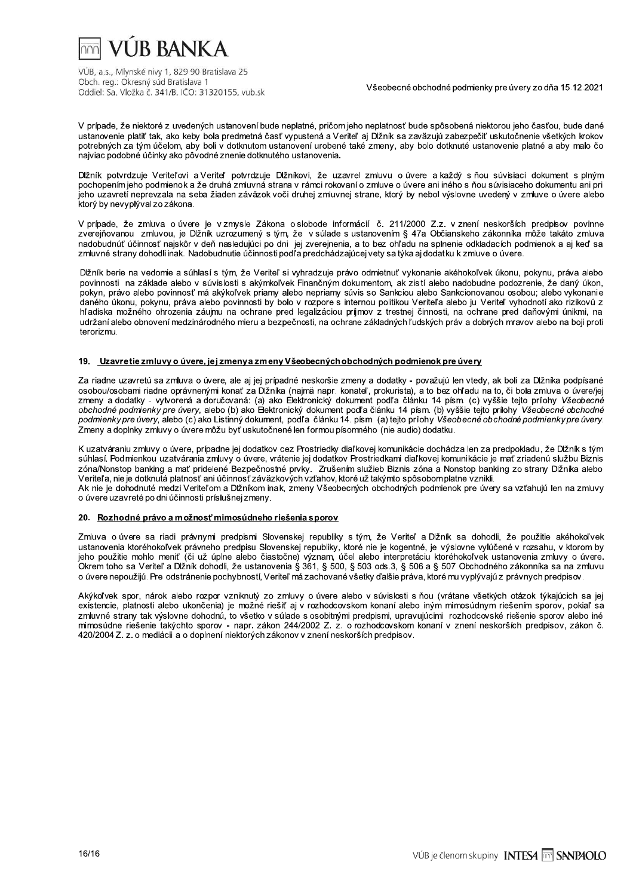V prípade, že niektoré z uvedených ustanovení bude neplatné, pričom jeho neplatnosť bude spôsobená niektorou jeho časťou, bude dané ustanovenie platiť tak, ako keby bola predmetná časť vypustená a Veriteľ aj Dlžník sa zaväzujú zabezpečiť uskutočnenie všetkých krokov potrebných za tým účelom, aby boli v dotknutom ustanovení urobené také zmeny, aby bolo dotknuté ustanovenie platné a aby malo čo najviac podobné účinky ako pôvodné znenie dotknutého ustanovenia.

Dlžník potvrdzuje Veriteľovi a Veriteľ potvrdzuje Dlžníkovi, že uzavrel zmluvu o úvere a každý s ňou súvisiaci dokument s plným pochopením jeho podmienok a že druhá zmluvná strana v rámci rokovaní o zmluve o úvere ani iného s ňou súvisiaceho dokumentu ani pri jeho uzavretí neprevzala na seba žiaden záväzok voči druhej zmluvnej strane, ktorý by nebol výslovne uvedený v zmluve o úvere alebo ktorý by nevyplýval zo zákona.

V prípade, že zmluva o úvere je v zmysle Zákona o slobode informácií č. 211/2000 Z.z. v znení neskorších predpisov povinne zverejňovanou zmluvou, je Dlžník uzrozumený s tým, že v súlade s ustanovením § 47a Občianskeho zákonníka môže takáto zmluva nadobudnúť účinnosť najskôr v deň nasledujúci po dni jej zverejnenia, a to bez ohľadu na splnenie odkladacích podmienok a aj keď sa zmluvné strany dohodli inak. Nadobudnutie účinnosti podľa predchádzajúcej vety sa týka aj dodatku k zmluve o úvere.

Dlžník berie na vedomie a súhlasí s tým, že Veriteľ si vyhradzuje právo odmietnuť vykonanie akéhokoľvek úkonu, pokynu, práva alebo povinnosti na základe alebo v súvislosti s akýmkoľvek Finančným dokumentom, ak zistí alebo nadobudne podozrenie, že daný úkon, pokyn, právo alebo povinnosť má akýkoľvek priamy alebo nepriamy súvis so Sankciou alebo Sankcionovanou osobou; alebo vykonanie daného úkonu, pokynu, práva alebo povinnosti by bolo v rozpore s internou politikou Veriteľa alebo ju Veriteľ vyhodnotí ako rizikovú z hľadiska možného ohrozenia záujmu na ochrane pred legalizáciou príjmov z trestnej činnosti, na ochrane pred daňovými únikmi, na udržaní alebo obnovení medzinárodného mieru a bezpečnosti, na ochrane základných ľudských práv a dobrých mravov alebo na boji proti terorizmu.

## 19. Uzavretie zmluvy o úvere, jej zmeny a zmeny Všeobecných obchodných podmienok pre úvery

Za riadne uzavretú sa zmluva o úvere, ale aj jej prípadné neskoršie zmeny a dodatky - považujú len vtedy, ak boli za Dlžníka podpísané osobou/osobami riadne oprávnenými konať za Dlžníka (najmä napr. konateľ, prokurista), a to bez ohľadu na to, či bola zmluva o úvere/jej zmeny a dodatky - vytvorená a doručovaná: (a) ako Elektronický dokument podľa článku 14 písm. (c) vyššie tejto prílohy *Všeobecné obchodné podmienky pre úvery*, alebo (b) ako Elektronický dokument podľa článku 14 písm. (b) vyššie tejto prílohy *Všeobecné obchodné podmienky pre úvery*, alebo (c) ako Listinný dokument, podľa článku 14. písm. (a) tejto prílohy *Všeobecné obchodné podmienky pre úvery*. Zmeny a doplnky zmluvy o úvere môžu byť uskutočnené len formou písomného (nie audio) dodatku.

K uzatváraniu zmluvy o úvere, prípadne jej dodatkov cez Prostriedky diaľkovej komunikácie dochádza len za predpokladu, že Dlžník s tým súhlasí. Podmienkou uzatvárania zmluvy o úvere, vrátenie jej dodatkov Prostriedkami diaľkovej komunikácie je mať zriadenú službu Biznis zóna/Nonstop banking a mať pridelené Bezpečnostné prvky. Zrušením služieb Biznis zóna a Nonstop banking zo strany Dlžníka alebo Veriteľa, nie je dotknutá platnosť ani účinnosť záväzkových vzťahov, ktoré už takýmto spôsobom platne vznikli.
Ak nie je dohodnuté medzi Veriteľom a Dlžníkom inak, zmeny Všeobecných obchodných podmienok pre úvery sa vzťahujú len na zmluvy o úvere uzavreté po dni účinnosti príslušnej zmeny.

## 20. Rozhodné právo a možnosť mimosúdneho riešenia sporov

Zmluva o úvere sa riadi právnymi predpismi Slovenskej republiky s tým, že Veriteľ a Dlžník sa dohodli, že použitie akéhokoľvek ustanovenia ktoréhokoľvek právneho predpisu Slovenskej republiky, ktoré nie je kogentné, je výslovne vylúčené v rozsahu, v ktorom by jeho použitie mohlo meniť (či už úplne alebo čiastočne) význam, účel alebo interpretáciu ktoréhokoľvek ustanovenia zmluvy o úvere. Okrem toho sa Veriteľ a Dlžník dohodli, že ustanovenia § 361, § 500, § 503 ods.3, § 506 a § 507 Obchodného zákonníka sa na zmluvu o úvere nepoužijú. Pre odstránenie pochybností, Veriteľ má zachované všetky ďalšie práva, ktoré mu vyplývajú z právnych predpisov.

Akýkoľvek spor, nárok alebo rozpor vzniknutý zo zmluvy o úvere alebo v súvislosti s ňou (vrátane všetkých otázok týkajúcich sa jej existencie, platnosti alebo ukončenia) je možné riešiť aj v rozhodcovskom konaní alebo iným mimosúdnym riešením sporov, pokiaľ sa zmluvné strany tak výslovne dohodnú, to všetko v súlade s osobitnými predpismi, upravujúcimi rozhodcovské riešenie sporov alebo iné mimosúdne riešenie takýchto sporov - napr. zákon 244/2002 Z. z. o rozhodcovskom konaní v znení neskorších predpisov, zákon č. 420/2004 Z. z. o mediácii a o doplnení niektorých zákonov v znení neskorších predpisov.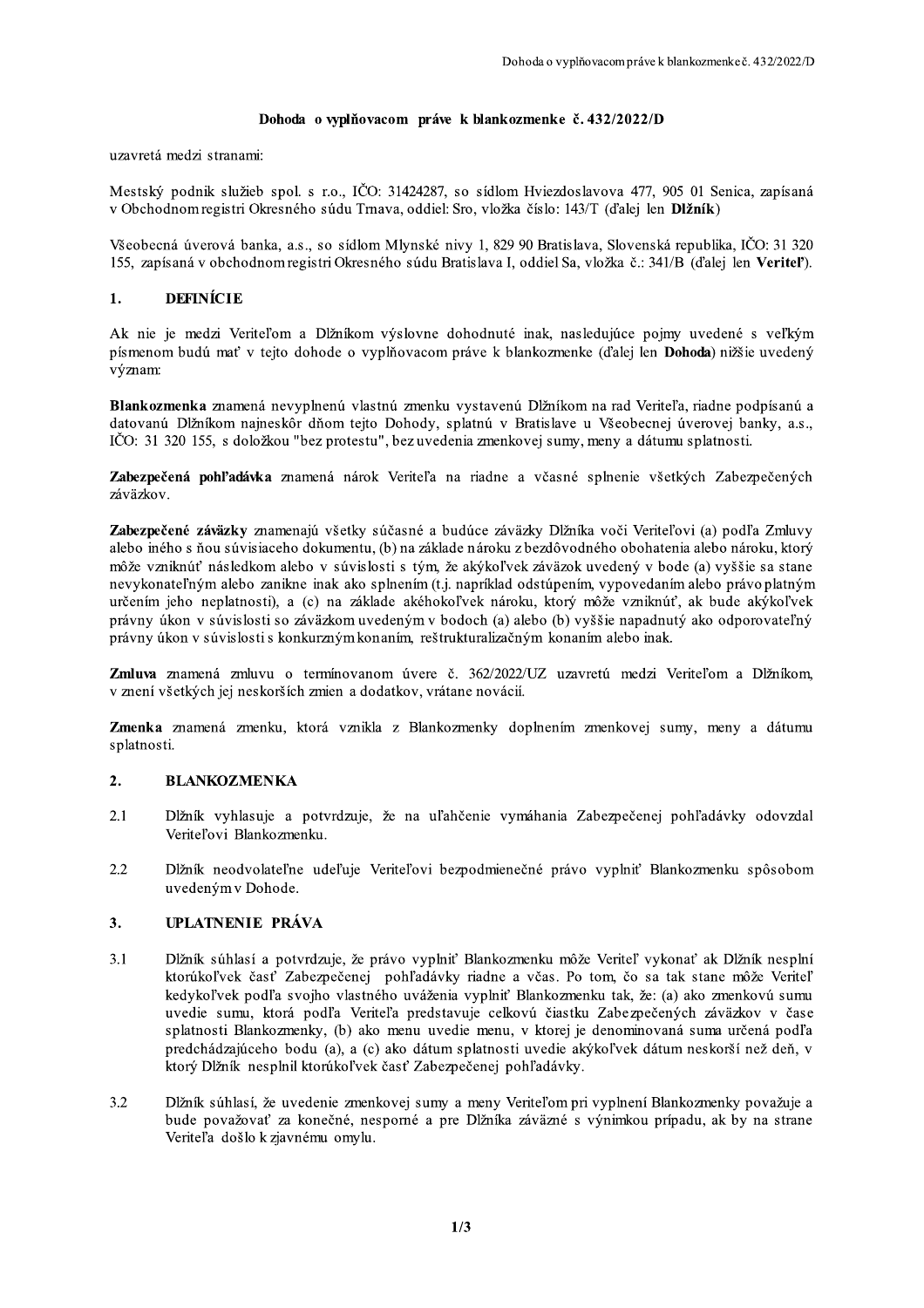# Dohoda o vyplňovacom práve k blankozmenke č. 432/2022/D

uzavretá medzi stranami:

Mestský podnik služieb spol. s r.o., IČO: 31424287, so sídlom Hviezdoslavova 477, 905 01 Senica, zapísaná v Obchodnom registri Okresného súdu Trnava, oddiel: Sro, vložka číslo: 143/T (ďalej len **Dlžník**)

Všeobecná úverová banka, a.s., so sídlom Mlynské nivy 1, 829 90 Bratislava, Slovenská republika, IČO: 31 320 155, zapísaná v obchodnom registri Okresného súdu Bratislava I, oddiel Sa, vložka č.: 341/B (ďalej len **Veriteľ**).

## 1. DEFINÍCIE

Ak nie je medzi Veriteľom a Dlžníkom výslovne dohodnuté inak, nasledujúce pojmy uvedené s veľkým písmenom budú mať v tejto dohode o vyplňovacom práve k blankozmenke (ďalej len **Dohoda**) nižšie uvedený význam:

**Blankozmenka** znamená nevyplnenú vlastnú zmenku vystavenú Dlžníkom na rad Veriteľa, riadne podpísanú a datovanú Dlžníkom najneskôr dňom tejto Dohody, splatnú v Bratislave u Všeobecnej úverovej banky, a.s., IČO: 31 320 155, s doložkou "bez protestu", bez uvedenia zmenkovej sumy, meny a dátumu splatnosti.

**Zabezpečená pohľadávka** znamená nárok Veriteľa na riadne a včasné splnenie všetkých Zabezpečených záväzkov.

**Zabezpečené záväzky** znamenajú všetky súčasné a budúce záväzky Dlžníka voči Veriteľovi (a) podľa Zmluvy alebo iného s ňou súvisiaceho dokumentu, (b) na základe nároku z bezdôvodného obohatenia alebo nároku, ktorý môže vzniknúť následkom alebo v súvislosti s tým, že akýkoľvek záväzok uvedený v bode (a) vyššie sa stane nevykonateľným alebo zanikne inak ako splnením (t.j. napríklad odstúpením, vypovedaním alebo právo platným určením jeho neplatnosti), a (c) na základe akéhokoľvek nároku, ktorý môže vzniknúť, ak bude akýkoľvek právny úkon v súvislosti so záväzkom uvedeným v bodoch (a) alebo (b) vyššie napadnutý ako odporovateľný právny úkon v súvislosti s konkurzným konaním, reštrukturalizačným konaním alebo inak.

**Zmluva** znamená zmluvu o termínovanom úvere č. 362/2022/UZ uzavretú medzi Veriteľom a Dlžníkom, v znení všetkých jej neskorších zmien a dodatkov, vrátane novácií.

**Zmenka** znamená zmenku, ktorá vznikla z Blankozmenky doplnením zmenkovej sumy, meny a dátumu splatnosti.

## 2. BLANKOZMENKA

2.1 Dlžník vyhlasuje a potvrdzuje, že na uľahčenie vymáhania Zabezpečenej pohľadávky odovzdal Veriteľovi Blankozmenku.

2.2 Dlžník neodvolateľne udeľuje Veriteľovi bezpodmienečné právo vyplniť Blankozmenku spôsobom uvedeným v Dohode.

## 3. UPLATNENIE PRÁVA

3.1 Dlžník súhlasí a potvrdzuje, že právo vyplniť Blankozmenku môže Veriteľ vykonať ak Dlžník nesplní ktorúkoľvek časť Zabezpečenej pohľadávky riadne a včas. Po tom, čo sa tak stane môže Veriteľ kedykoľvek podľa svojho vlastného uváženia vyplniť Blankozmenku tak, že: (a) ako zmenkovú sumu uvedie sumu, ktorá podľa Veriteľa predstavuje celkovú čiastku Zabezpečených záväzkov v čase splatnosti Blankozmenky, (b) ako menu uvedie menu, v ktorej je denominovaná suma určená podľa predchádzajúceho bodu (a), a (c) ako dátum splatnosti uvedie akýkoľvek dátum neskorší než deň, v ktorý Dlžník nesplnil ktorúkoľvek časť Zabezpečenej pohľadávky.

3.2 Dlžník súhlasí, že uvedenie zmenkovej sumy a meny Veriteľom pri vyplnení Blankozmenky považuje a bude považovať za konečné, nesporné a pre Dlžníka záväzné s výnimkou prípadu, ak by na strane Veriteľa došlo k zjavnému omylu.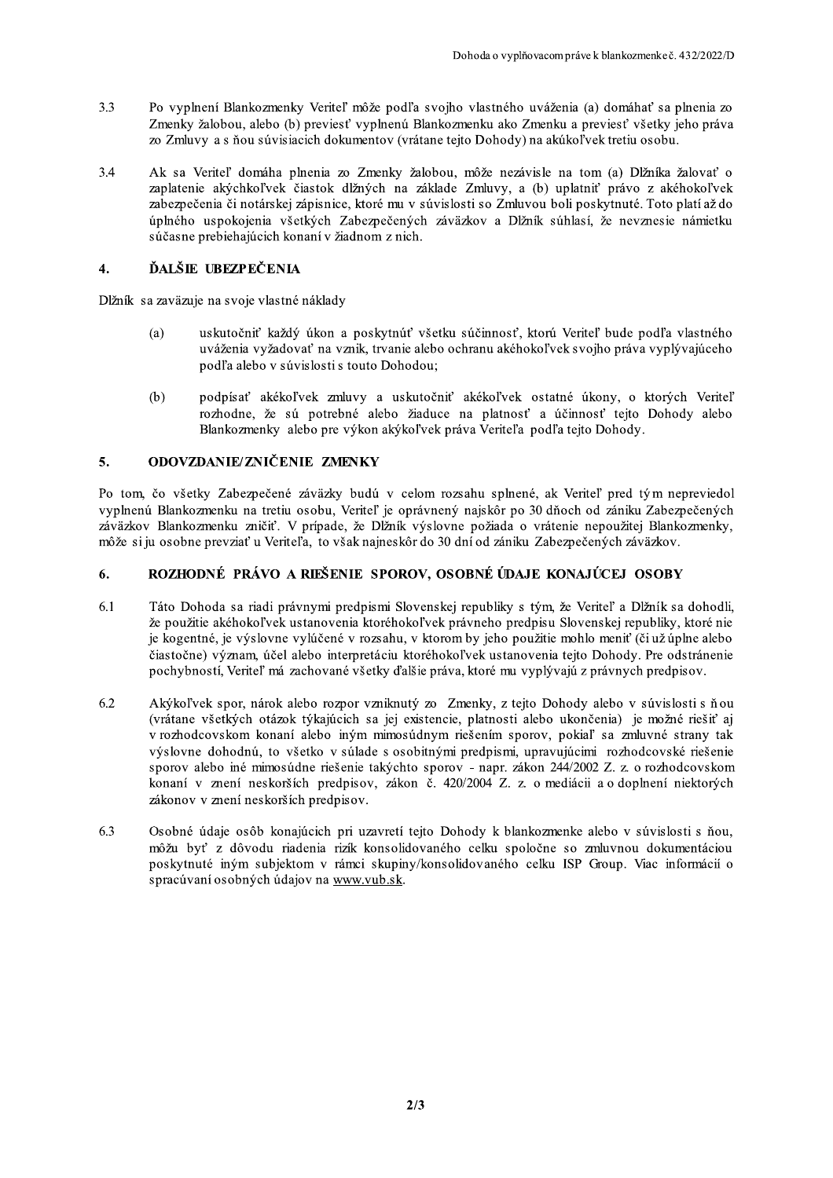3.3 Po vyplnení Blankozmenky Veriteľ môže podľa svojho vlastného uváženia (a) domáhať sa plnenia zo Zmenky žalobou, alebo (b) previesť vyplnenú Blankozmenku ako Zmenku a previesť všetky jeho práva zo Zmluvy a s ňou súvisiacich dokumentov (vrátane tejto Dohody) na akúkoľvek tretiu osobu.

3.4 Ak sa Veriteľ domáha plnenia zo Zmenky žalobou, môže nezávisle na tom (a) Dlžníka žalovať o zaplatenie akýchkoľvek čiastok dlžných na základe Zmluvy, a (b) uplatniť právo z akéhokoľvek zabezpečenia či notárskej zápisnice, ktoré mu v súvislosti so Zmluvou boli poskytnuté. Toto platí až do úplného uspokojenia všetkých Zabezpečených záväzkov a Dlžník súhlasí, že nevznesie námietku súčasne prebiehajúcich konaní v žiadnom z nich.

## 4. ĎALŠIE UBEZPEČENIA

Dlžník sa zaväzuje na svoje vlastné náklady

(a) uskutočniť každý úkon a poskytnúť všetku súčinnosť, ktorú Veriteľ bude podľa vlastného uváženia vyžadovať na vznik, trvanie alebo ochranu akéhokoľvek svojho práva vyplývajúceho podľa alebo v súvislosti s touto Dohodou;

(b) podpísať akékoľvek zmluvy a uskutočniť akékoľvek ostatné úkony, o ktorých Veriteľ rozhodne, že sú potrebné alebo žiaduce na platnosť a účinnosť tejto Dohody alebo Blankozmenky alebo pre výkon akýkoľvek práva Veriteľa podľa tejto Dohody.

## 5. ODOVZDANIE/ZNIČENIE ZMENKY

Po tom, čo všetky Zabezpečené záväzky budú v celom rozsahu splnené, ak Veriteľ pred tým nepreviedol vyplnenú Blankozmenku na tretiu osobu, Veriteľ je oprávnený najskôr po 30 dňoch od zániku Zabezpečených záväzkov Blankozmenku zničiť. V prípade, že Dlžník výslovne požiada o vrátenie nepoužitej Blankozmenky, môže si ju osobne prevziať u Veriteľa, to však najneskôr do 30 dní od zániku Zabezpečených záväzkov.

## 6. ROZHODNÉ PRÁVO A RIEŠENIE SPOROV, OSOBNÉ ÚDAJE KONAJÚCEJ OSOBY

6.1 Táto Dohoda sa riadi právnymi predpismi Slovenskej republiky s tým, že Veriteľ a Dlžník sa dohodli, že použitie akéhokoľvek ustanovenia ktoréhokoľvek právneho predpisu Slovenskej republiky, ktoré nie je kogentné, je výslovne vylúčené v rozsahu, v ktorom by jeho použitie mohlo meniť (či už úplne alebo čiastočne) význam, účel alebo interpretáciu ktoréhokoľvek ustanovenia tejto Dohody. Pre odstránenie pochybností, Veriteľ má zachované všetky ďalšie práva, ktoré mu vyplývajú z právnych predpisov.

6.2 Akýkoľvek spor, nárok alebo rozpor vzniknutý zo Zmenky, z tejto Dohody alebo v súvislosti s ňou (vrátane všetkých otázok týkajúcich sa jej existencie, platnosti alebo ukončenia) je možné riešiť aj v rozhodcovskom konaní alebo iným mimosúdnym riešením sporov, pokiaľ sa zmluvné strany tak výslovne dohodnú, to všetko v súlade s osobitnými predpismi, upravujúcimi rozhodcovské riešenie sporov alebo iné mimosúdne riešenie takýchto sporov - napr. zákon 244/2002 Z. z. o rozhodcovskom konaní v znení neskorších predpisov, zákon č. 420/2004 Z. z. o mediácii a o doplnení niektorých zákonov v znení neskorších predpisov.

6.3 Osobné údaje osôb konajúcich pri uzavretí tejto Dohody k blankozmenke alebo v súvislosti s ňou, môžu byť z dôvodu riadenia rizík konsolidovaného celku spoločne so zmluvnou dokumentáciou poskytnuté iným subjektom v rámci skupiny/konsolidovaného celku ISP Group. Viac informácií o spracúvaní osobných údajov na www.vub.sk.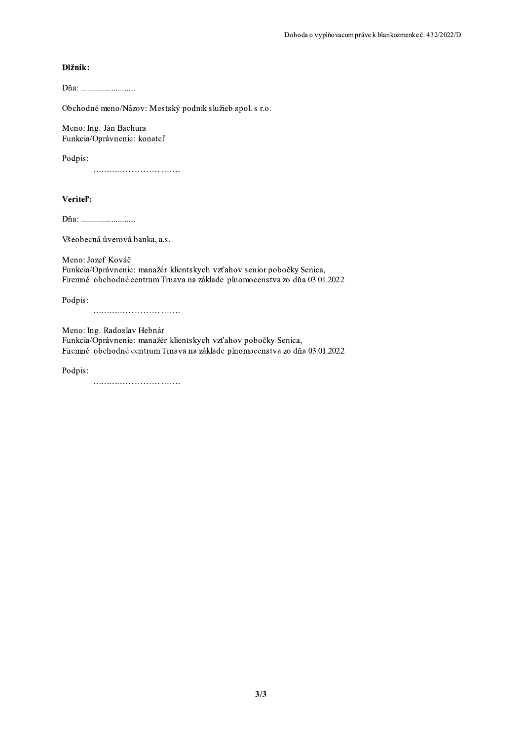**Dlžník:**

Dňa: ..........................

Obchodné meno/Názov: Mestský podnik služieb spol. s r.o.

Meno: Ing. Ján Bachura
Funkcia/Oprávnenie: konateľ

Podpis:
…………………………..

**Veriteľ:**

Dňa: ..........................

Všeobecná úverová banka, a.s.

Meno: Jozef Kováč
Funkcia/Oprávnenie: manažér klientskych vzťahov senior pobočky Senica,
Firemné obchodné centrum Trnava na základe plnomocenstva zo dňa 03.01.2022

Podpis:
…………………………..

Meno: Ing. Radoslav Hebnár
Funkcia/Oprávnenie: manažér klientskych vzťahov pobočky Senica,
Firemné obchodné centrum Trnava na základe plnomocenstva zo dňa 03.01.2022

Podpis:
…………………………..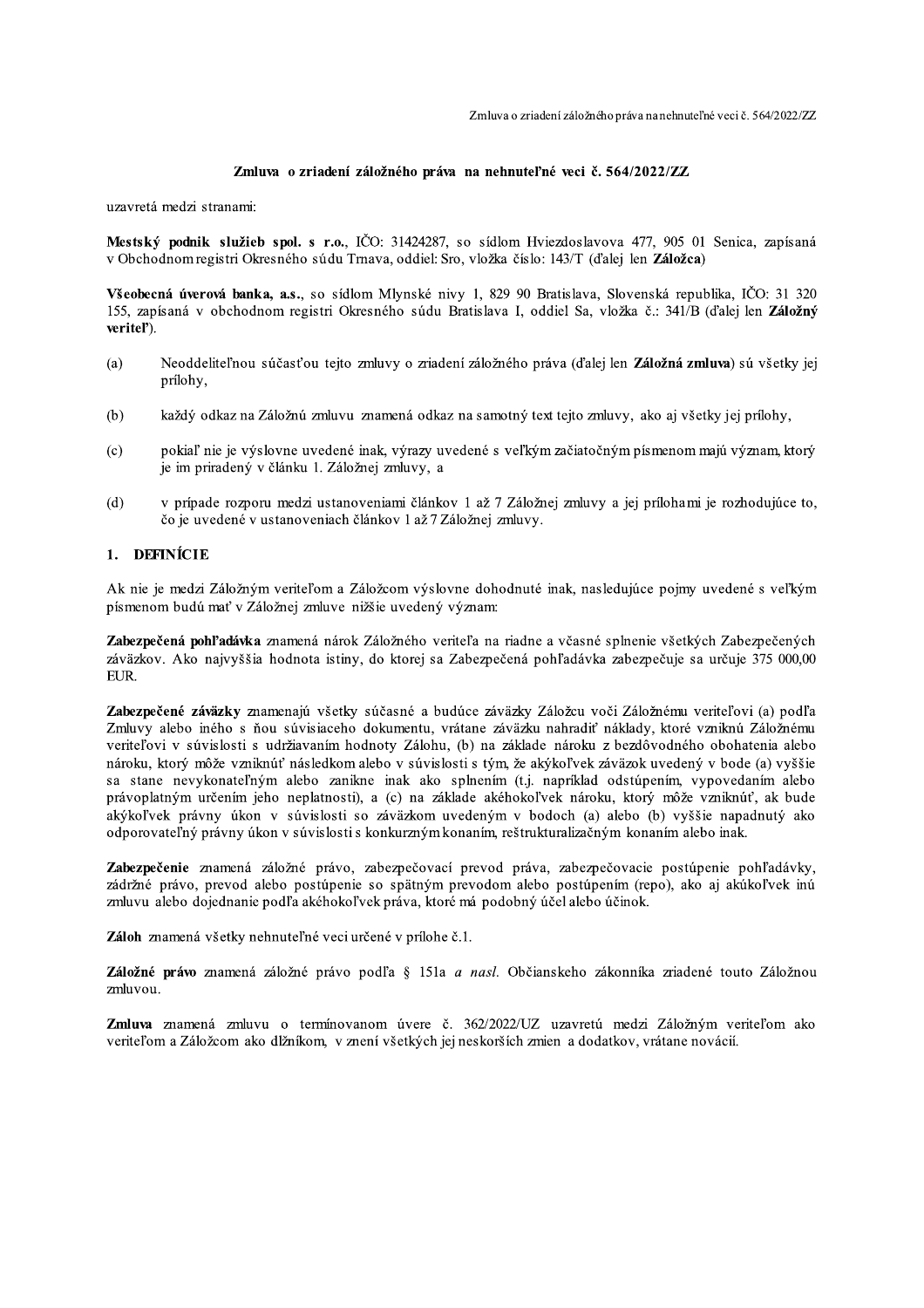## Zmluva o zriadení záložného práva na nehnuteľné veci č. 564/2022/ZZ

uzavretá medzi stranami:

**Mestský podnik služieb spol. s r.o.**, IČO: 31424287, so sídlom Hviezdoslavova 477, 905 01 Senica, zapísaná v Obchodnom registri Okresného súdu Trnava, oddiel: Sro, vložka číslo: 143/T (ďalej len **Záložca**)

**Všeobecná úverová banka, a.s.**, so sídlom Mlynské nivy 1, 829 90 Bratislava, Slovenská republika, IČO: 31 320 155, zapísaná v obchodnom registri Okresného súdu Bratislava I, oddiel Sa, vložka č.: 341/B (ďalej len **Záložný veriteľ**).

(a) Neoddeliteľnou súčasťou tejto zmluvy o zriadení záložného práva (ďalej len **Záložná zmluva**) sú všetky jej prílohy,

(b) každý odkaz na Záložnú zmluvu znamená odkaz na samotný text tejto zmluvy, ako aj všetky jej prílohy,

(c) pokiaľ nie je výslovne uvedené inak, výrazy uvedené s veľkým začiatočným písmenom majú význam, ktorý je im priradený v článku 1. Záložnej zmluvy, a

(d) v prípade rozporu medzi ustanoveniami článkov 1 až 7 Záložnej zmluvy a jej prílohami je rozhodujúce to, čo je uvedené v ustanoveniach článkov 1 až 7 Záložnej zmluvy.

### 1. DEFINÍCIE

Ak nie je medzi Záložným veriteľom a Záložcom výslovne dohodnuté inak, nasledujúce pojmy uvedené s veľkým písmenom budú mať v Záložnej zmluve nižšie uvedený význam:

**Zabezpečená pohľadávka** znamená nárok Záložného veriteľa na riadne a včasné splnenie všetkých Zabezpečených záväzkov. Ako najvyššia hodnota istiny, do ktorej sa Zabezpečená pohľadávka zabezpečuje sa určuje 375 000,00 EUR.

**Zabezpečené záväzky** znamenajú všetky súčasné a budúce záväzky Záložcu voči Záložnému veriteľovi (a) podľa Zmluvy alebo iného s ňou súvisiaceho dokumentu, vrátane záväzku nahradiť náklady, ktoré vzniknú Záložnému veriteľovi v súvislosti s udržiavaním hodnoty Zálohu, (b) na základe nároku z bezdôvodného obohatenia alebo nároku, ktorý môže vzniknúť následkom alebo v súvislosti s tým, že akýkoľvek záväzok uvedený v bode (a) vyššie sa stane nevykonateľným alebo zanikne inak ako splnením (t.j. napríklad odstúpením, vypovedaním alebo právoplatným určením jeho neplatnosti), a (c) na základe akéhokoľvek nároku, ktorý môže vzniknúť, ak bude akýkoľvek právny úkon v súvislosti so záväzkom uvedeným v bodoch (a) alebo (b) vyššie napadnutý ako odporovateľný právny úkon v súvislosti s konkurzným konaním, reštrukturalizačným konaním alebo inak.

**Zabezpečenie** znamená záložné právo, zabezpečovací prevod práva, zabezpečovacie postúpenie pohľadávky, zádržné právo, prevod alebo postúpenie so spätným prevodom alebo postúpením (repo), ako aj akúkoľvek inú zmluvu alebo dojednanie podľa akéhokoľvek práva, ktoré má podobný účel alebo účinok.

**Záloh** znamená všetky nehnuteľné veci určené v prílohe č.1.

**Záložné právo** znamená záložné právo podľa § 151a *a nasl.* Občianskeho zákonníka zriadené touto Záložnou zmluvou.

**Zmluva** znamená zmluvu o termínovanom úvere č. 362/2022/UZ uzavretú medzi Záložným veriteľom ako veriteľom a Záložcom ako dlžníkom, v znení všetkých jej neskorších zmien a dodatkov, vrátane novácií.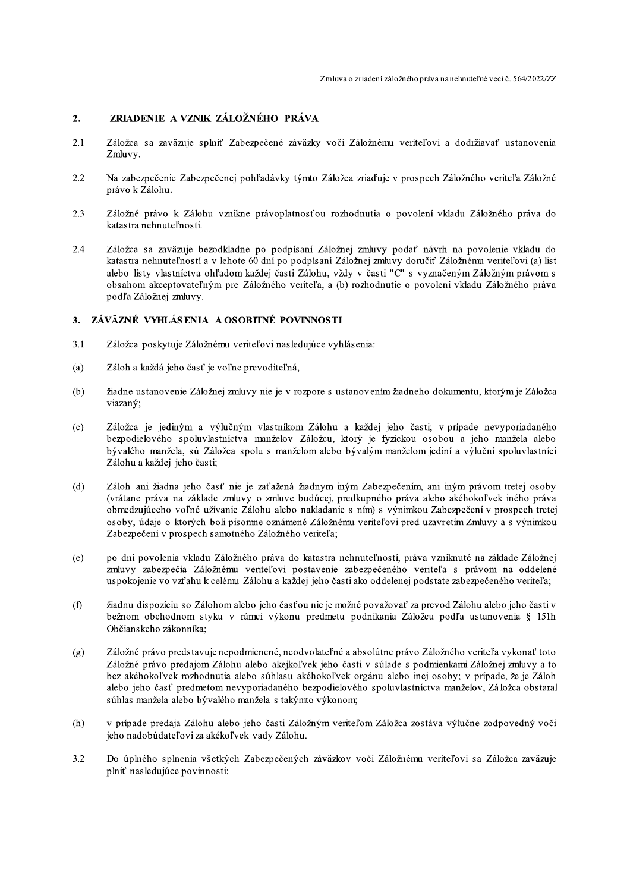## 2. ZRIADENIE A VZNIK ZÁLOŽNÉHO PRÁVA

2.1 Záložca sa zaväzuje splniť Zabezpečené záväzky voči Záložnému veriteľovi a dodržiavať ustanovenia Zmluvy.

2.2 Na zabezpečenie Zabezpečenej pohľadávky týmto Záložca zriaďuje v prospech Záložného veriteľa Záložné právo k Zálohu.

2.3 Záložné právo k Zálohu vznikne právoplatnosťou rozhodnutia o povolení vkladu Záložného práva do katastra nehnuteľností.

2.4 Záložca sa zaväzuje bezodkladne po podpísaní Záložnej zmluvy podať návrh na povolenie vkladu do katastra nehnuteľností a v lehote 60 dní po podpísaní Záložnej zmluvy doručiť Záložnému veriteľovi (a) list alebo listy vlastníctva ohľadom každej časti Zálohu, vždy v časti "C" s vyznačeným Záložným právom s obsahom akceptovateľným pre Záložného veriteľa, a (b) rozhodnutie o povolení vkladu Záložného práva podľa Záložnej zmluvy.

## 3. ZÁVÄZNÉ VYHLÁSENIA A OSOBITNÉ POVINNOSTI

3.1 Záložca poskytuje Záložnému veriteľovi nasledujúce vyhlásenia:

(a) Záloh a každá jeho časť je voľne prevoditeľná,

(b) žiadne ustanovenie Záložnej zmluvy nie je v rozpore s ustanovením žiadneho dokumentu, ktorým je Záložca viazaný;

(c) Záložca je jediným a výlučným vlastníkom Zálohu a každej jeho časti; v prípade nevysporiadaného bezpodielového spoluvlastníctva manželov Záložcu, ktorý je fyzickou osobou a jeho manžela alebo bývalého manžela, sú Záložca spolu s manželom alebo bývalým manželom jediní a výluční spoluvlastníci Zálohu a každej jeho časti;

(d) Záloh ani žiadna jeho časť nie je zaťažená žiadnym iným Zabezpečením, ani iným právom tretej osoby (vrátane práva na základe zmluvy o zmluve budúcej, predkupného práva alebo akéhokoľvek iného práva obmedzujúceho voľné užívanie Zálohu alebo nakladanie s ním) s výnimkou Zabezpečení v prospech tretej osoby, údaje o ktorých boli písomne oznámené Záložnému veriteľovi pred uzavretím Zmluvy a s výnimkou Zabezpečení v prospech samotného Záložného veriteľa;

(e) po dni povolenia vkladu Záložného práva do katastra nehnuteľností, práva vzniknuté na základe Záložnej zmluvy zabezpečia Záložnému veriteľovi postavenie zabezpečeného veriteľa s právom na oddelené uspokojenie vo vzťahu k celému Zálohu a každej jeho časti ako oddelenej podstate zabezpečeného veriteľa;

(f) žiadnu dispozíciu so Zálohom alebo jeho časťou nie je možné považovať za prevod Zálohu alebo jeho časti v bežnom obchodnom styku v rámci výkonu predmetu podnikania Záložcu podľa ustanovenia § 151h Občianskeho zákonníka;

(g) Záložné právo predstavuje nepodmienené, neodvolateľné a absolútne právo Záložného veriteľa vykonať toto Záložné právo predajom Zálohu alebo akejkoľvek jeho časti v súlade s podmienkami Záložnej zmluvy a to bez akéhokoľvek rozhodnutia alebo súhlasu akéhokoľvek orgánu alebo inej osoby; v prípade, že je Záloh alebo jeho časť predmetom nevysporiadaného bezpodielového spoluvlastníctva manželov, Záložca obstaral súhlas manžela alebo bývalého manžela s takýmto výkonom;

(h) v prípade predaja Zálohu alebo jeho časti Záložným veriteľom Záložca zostáva výlučne zodpovedný voči jeho nadobúdateľovi za akékoľvek vady Zálohu.

3.2 Do úplného splnenia všetkých Zabezpečených záväzkov voči Záložnému veriteľovi sa Záložca zaväzuje plniť nasledujúce povinnosti: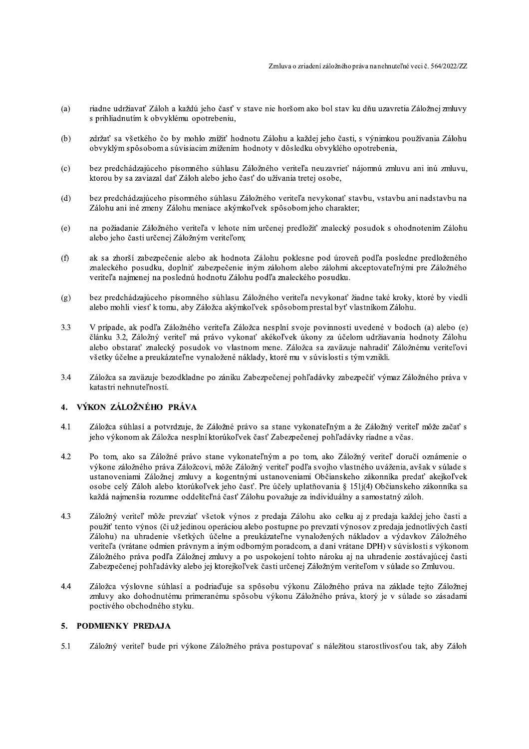(a) riadne udržiavať Záloh a každú jeho časť v stave nie horšom ako bol stav ku dňu uzavretia Záložnej zmluvy s prihliadnutím k obvyklému opotrebeniu,

(b) zdržať sa všetkého čo by mohlo znížiť hodnotu Zálohu a každej jeho časti, s výnimkou používania Zálohu obvyklým spôsobom a súvisiacim znížením hodnoty v dôsledku obvyklého opotrebenia,

(c) bez predchádzajúceho písomného súhlasu Záložného veriteľa neuzavrieť nájomnú zmluvu ani inú zmluvu, ktorou by sa zaviazal dať Záloh alebo jeho časť do užívania tretej osobe,

(d) bez predchádzajúceho písomného súhlasu Záložného veriteľa nevykonať stavbu, vstavbu ani nadstavbu na Zálohu ani iné zmeny Zálohu meniace akýmkoľvek spôsobom jeho charakter;

(e) na požiadanie Záložného veriteľa v lehote ním určenej predložiť znalecký posudok s ohodnotením Zálohu alebo jeho časti určenej Záložným veriteľom;

(f) ak sa zhorší zabezpečenie alebo ak hodnota Zálohu poklesne pod úroveň podľa posledne predloženého znaleckého posudku, doplniť zabezpečenie iným zálohom alebo zálohmi akceptovateľnými pre Záložného veriteľa najmenej na poslednú hodnotu Zálohu podľa znaleckého posudku.

(g) bez predchádzajúceho písomného súhlasu Záložného veriteľa nevykonať žiadne také kroky, ktoré by viedli alebo mohli viesť k tomu, aby Záložca akýmkoľvek spôsobom prestal byť vlastníkom Zálohu.

3.3 V prípade, ak podľa Záložného veriteľa Záložca nesplní svoje povinnosti uvedené v bodoch (a) alebo (e) článku 3.2, Záložný veriteľ má právo vykonať akékoľvek úkony za účelom udržiavania hodnoty Zálohu alebo obstarať znalecký posudok vo vlastnom mene. Záložca sa zaväzuje nahradiť Záložnému veriteľovi všetky účelne a preukázateľne vynaložené náklady, ktoré mu v súvislosti s tým vznikli.

3.4 Záložca sa zaväzuje bezodkladne po zániku Zabezpečenej pohľadávky zabezpečiť výmaz Záložného práva v katastri nehnuteľností.

## 4. VÝKON ZÁLOŽNÉHO PRÁVA

4.1 Záložca súhlasí a potvrdzuje, že Záložné právo sa stane vykonateľným a že Záložný veriteľ môže začať s jeho výkonom ak Záložca nesplní ktorúkoľvek časť Zabezpečenej pohľadávky riadne a včas.

4.2 Po tom, ako sa Záložné právo stane vykonateľným a po tom, ako Záložný veriteľ doručí oznámenie o výkone záložného práva Záložcovi, môže Záložný veriteľ podľa svojho vlastného uváženia, avšak v súlade s ustanoveniami Záložnej zmluvy a kogentnými ustanoveniami Občianskeho zákonníka predať akejkoľvek osobe celý Záloh alebo ktorúkoľvek jeho časť. Pre účely uplatňovania § 151j(4) Občianskeho zákonníka sa každá najmenšia rozumne oddeliteľná časť Zálohu považuje za individuálny a samostatný záloh.

4.3 Záložný veriteľ môže prevziať všetok výnos z predaja Zálohu ako celku aj z predaja každej jeho časti a použiť tento výnos (či už jedinou operáciou alebo postupne po prevzatí výnosov z predaja jednotlivých častí Zálohu) na uhradenie všetkých účelne a preukázateľne vynaložených nákladov a výdavkov Záložného veriteľa (vrátane odmien právnym a iným odborným poradcom, a daní vrátane DPH) v súvislosti s výkonom Záložného práva podľa Záložnej zmluvy a po uspokojení tohto nároku aj na uhradenie zostávajúcej časti Zabezpečenej pohľadávky alebo jej ktorejkoľvek časti určenej Záložným veriteľom v súlade so Zmluvou.

4.4 Záložca výslovne súhlasí a podriaďuje sa spôsobu výkonu Záložného práva na základe tejto Záložnej zmluvy ako dohodnutému primeranému spôsobu výkonu Záložného práva, ktorý je v súlade so zásadami poctivého obchodného styku.

## 5. PODMIENKY PREDAJA

5.1 Záložný veriteľ bude pri výkone Záložného práva postupovať s náležitou starostlivosťou tak, aby Záloh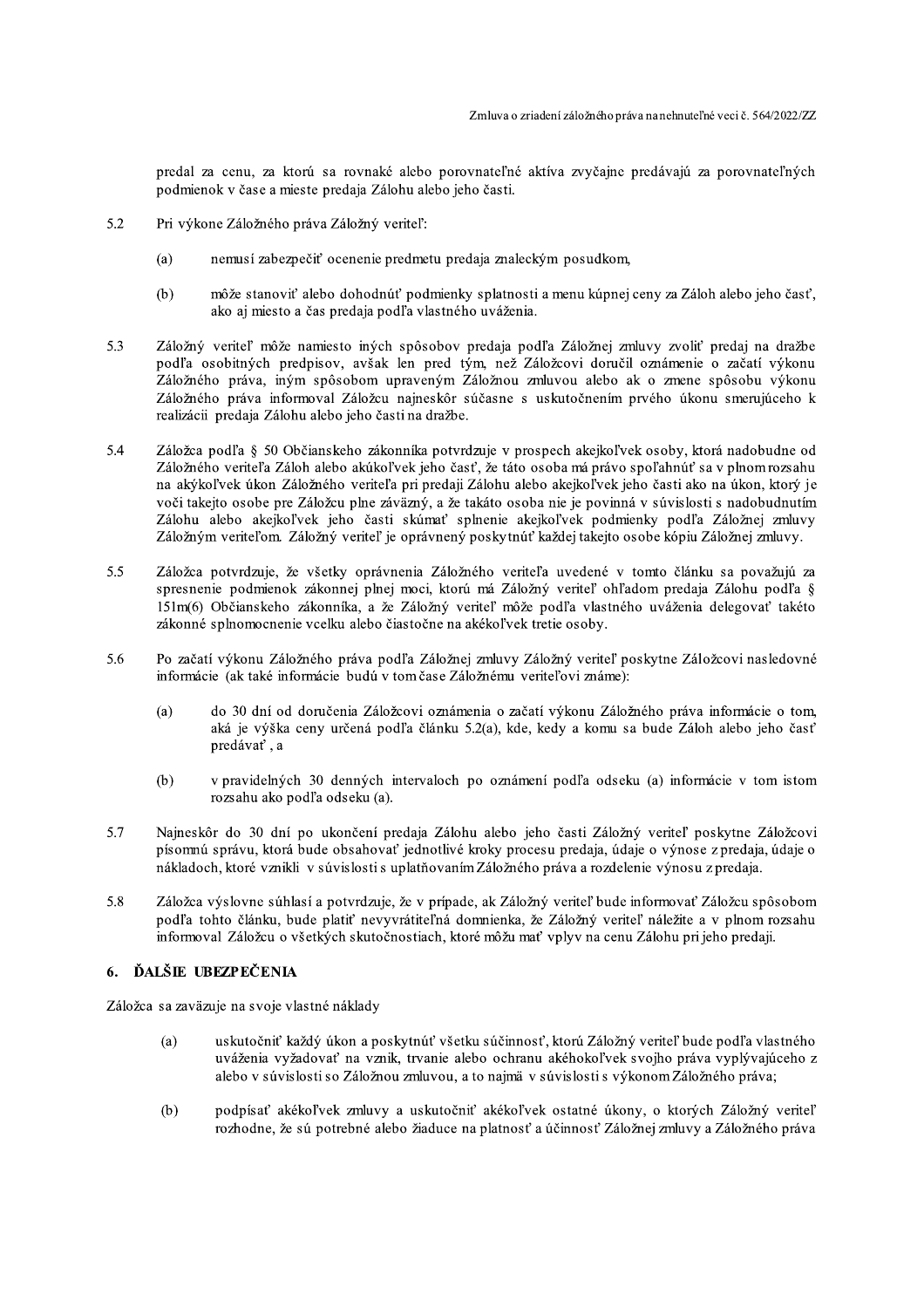predal za cenu, za ktorú sa rovnaké alebo porovnateľné aktíva zvyčajne predávajú za porovnateľných podmienok v čase a mieste predaja Zálohu alebo jeho časti.

5.2 Pri výkone Záložného práva Záložný veriteľ:

(a) nemusí zabezpečiť ocenenie predmetu predaja znaleckým posudkom,

(b) môže stanoviť alebo dohodnúť podmienky splatnosti a menu kúpnej ceny za Záloh alebo jeho časť, ako aj miesto a čas predaja podľa vlastného uváženia.

5.3 Záložný veriteľ môže namiesto iných spôsobov predaja podľa Záložnej zmluvy zvoliť predaj na dražbe podľa osobitných predpisov, avšak len pred tým, než Záložcovi doručil oznámenie o začatí výkonu Záložného práva, iným spôsobom upraveným Záložnou zmluvou alebo ak o zmene spôsobu výkonu Záložného práva informoval Záložcu najneskôr súčasne s uskutočnením prvého úkonu smerujúceho k realizácii predaja Zálohu alebo jeho časti na dražbe.

5.4 Záložca podľa § 50 Občianskeho zákonníka potvrdzuje v prospech akejkoľvek osoby, ktorá nadobudne od Záložného veriteľa Záloh alebo akúkoľvek jeho časť, že táto osoba má právo spoľahnúť sa v plnom rozsahu na akýkoľvek úkon Záložného veriteľa pri predaji Zálohu alebo akejkoľvek jeho časti ako na úkon, ktorý je voči takejto osobe pre Záložcu plne záväzný, a že takáto osoba nie je povinná v súvislosti s nadobudnutím Zálohu alebo akejkoľvek jeho časti skúmať splnenie akejkoľvek podmienky podľa Záložnej zmluvy Záložným veriteľom. Záložný veriteľ je oprávnený poskytnúť každej takejto osobe kópiu Záložnej zmluvy.

5.5 Záložca potvrdzuje, že všetky oprávnenia Záložného veriteľa uvedené v tomto článku sa považujú za spresnenie podmienok zákonnej plnej moci, ktorú má Záložný veriteľ ohľadom predaja Zálohu podľa § 151m(6) Občianskeho zákonníka, a že Záložný veriteľ môže podľa vlastného uváženia delegovať takéto zákonné splnomocnenie vcelku alebo čiastočne na akékoľvek tretie osoby.

5.6 Po začatí výkonu Záložného práva podľa Záložnej zmluvy Záložný veriteľ poskytne Záložcovi nasledovné informácie (ak také informácie budú v tom čase Záložnému veriteľovi známe):

(a) do 30 dní od doručenia Záložcovi oznámenia o začatí výkonu Záložného práva informácie o tom, aká je výška ceny určená podľa článku 5.2(a), kde, kedy a komu sa bude Záloh alebo jeho časť predávať , a

(b) v pravidelných 30 denných intervaloch po oznámení podľa odseku (a) informácie v tom istom rozsahu ako podľa odseku (a).

5.7 Najneskôr do 30 dní po ukončení predaja Zálohu alebo jeho časti Záložný veriteľ poskytne Záložcovi písomnú správu, ktorá bude obsahovať jednotlivé kroky procesu predaja, údaje o výnose z predaja, údaje o nákladoch, ktoré vznikli v súvislosti s uplatňovaním Záložného práva a rozdelenie výnosu z predaja.

5.8 Záložca výslovne súhlasí a potvrdzuje, že v prípade, ak Záložný veriteľ bude informovať Záložcu spôsobom podľa tohto článku, bude platiť nevyvrátiteľná domnienka, že Záložný veriteľ náležite a v plnom rozsahu informoval Záložcu o všetkých skutočnostiach, ktoré môžu mať vplyv na cenu Zálohu pri jeho predaji.

## 6. ĎALŠIE UBEZPEČENIA

Záložca sa zaväzuje na svoje vlastné náklady

(a) uskutočniť každý úkon a poskytnúť všetku súčinnosť, ktorú Záložný veriteľ bude podľa vlastného uváženia vyžadovať na vznik, trvanie alebo ochranu akéhokoľvek svojho práva vyplývajúceho z alebo v súvislosti so Záložnou zmluvou, a to najmä v súvislosti s výkonom Záložného práva;

(b) podpísať akékoľvek zmluvy a uskutočniť akékoľvek ostatné úkony, o ktorých Záložný veriteľ rozhodne, že sú potrebné alebo žiaduce na platnosť a účinnosť Záložnej zmluvy a Záložného práva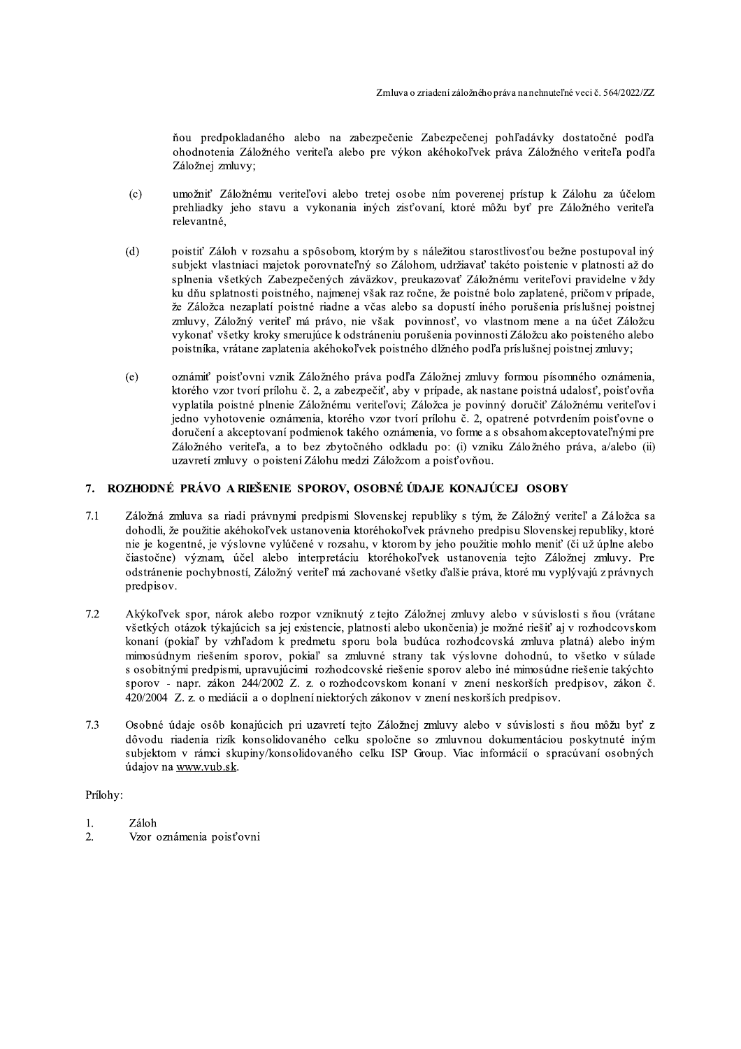ňou predpokladaného alebo na zabezpečenie Zabezpečenej pohľadávky dostatočné podľa ohodnotenia Záložného veriteľa alebo pre výkon akéhokoľvek práva Záložného veriteľa podľa Záložnej zmluvy;

(c) umožniť Záložnému veriteľovi alebo tretej osobe ním poverenej prístup k Zálohu za účelom prehliadky jeho stavu a vykonania iných zisťovaní, ktoré môžu byť pre Záložného veriteľa relevantné,

(d) poistiť Záloh v rozsahu a spôsobom, ktorým by s náležitou starostlivosťou bežne postupoval iný subjekt vlastniaci majetok porovnateľný so Zálohom, udržiavať takéto poistenie v platnosti až do splnenia všetkých Zabezpečených záväzkov, preukazovať Záložnému veriteľovi pravidelne vždy ku dňu splatnosti poistného, najmenej však raz ročne, že poistné bolo zaplatené, pričom v prípade, že Záložca nezaplatí poistné riadne a včas alebo sa dopustí iného porušenia príslušnej poistnej zmluvy, Záložný veriteľ má právo, nie však povinnosť, vo vlastnom mene a na účet Záložcu vykonať všetky kroky smerujúce k odstráneniu porušenia povinnosti Záložcu ako poisteného alebo poistníka, vrátane zaplatenia akéhokoľvek poistného dlžného podľa príslušnej poistnej zmluvy;

(e) oznámiť poisťovni vznik Záložného práva podľa Záložnej zmluvy formou písomného oznámenia, ktorého vzor tvorí prílohu č. 2, a zabezpečiť, aby v prípade, ak nastane poistná udalosť, poisťovňa vyplatila poistné plnenie Záložnému veriteľovi; Záložca je povinný doručiť Záložnému veriteľovi jedno vyhotovenie oznámenia, ktorého vzor tvorí prílohu č. 2, opatrené potvrdením poisťovne o doručení a akceptovaní podmienok takého oznámenia, vo forme a s obsahom akceptovateľnými pre Záložného veriteľa, a to bez zbytočného odkladu po: (i) vzniku Záložného práva, a/alebo (ii) uzavretí zmluvy o poistení Zálohu medzi Záložcom a poisťovňou.

## 7. ROZHODNÉ PRÁVO A RIEŠENIE SPOROV, OSOBNÉ ÚDAJE KONAJÚCEJ OSOBY

7.1 Záložná zmluva sa riadi právnymi predpismi Slovenskej republiky s tým, že Záložný veriteľ a Záložca sa dohodli, že použitie akéhokoľvek ustanovenia ktoréhokoľvek právneho predpisu Slovenskej republiky, ktoré nie je kogentné, je výslovne vylúčené v rozsahu, v ktorom by jeho použitie mohlo meniť (či už úplne alebo čiastočne) význam, účel alebo interpretáciu ktoréhokoľvek ustanovenia tejto Záložnej zmluvy. Pre odstránenie pochybností, Záložný veriteľ má zachované všetky ďalšie práva, ktoré mu vyplývajú z právnych predpisov.

7.2 Akýkoľvek spor, nárok alebo rozpor vzniknutý z tejto Záložnej zmluvy alebo v súvislosti s ňou (vrátane všetkých otázok týkajúcich sa jej existencie, platnosti alebo ukončenia) je možné riešiť aj v rozhodcovskom konaní (pokiaľ by vzhľadom k predmetu sporu bola budúca rozhodcovská zmluva platná) alebo iným mimosúdnym riešením sporov, pokiaľ sa zmluvné strany tak výslovne dohodnú, to všetko v súlade s osobitnými predpismi, upravujúcimi rozhodcovské riešenie sporov alebo iné mimosúdne riešenie takýchto sporov - napr. zákon 244/2002 Z. z. o rozhodcovskom konaní v znení neskorších predpisov, zákon č. 420/2004 Z. z. o mediácii a o doplnení niektorých zákonov v znení neskorších predpisov.

7.3 Osobné údaje osôb konajúcich pri uzavretí tejto Záložnej zmluvy alebo v súvislosti s ňou môžu byť z dôvodu riadenia rizík konsolidovaného celku spoločne so zmluvnou dokumentáciou poskytnuté iným subjektom v rámci skupiny/konsolidovaného celku ISP Group. Viac informácií o spracúvaní osobných údajov na www.vub.sk.

Prílohy:

1. Záloh
2. Vzor oznámenia poisťovni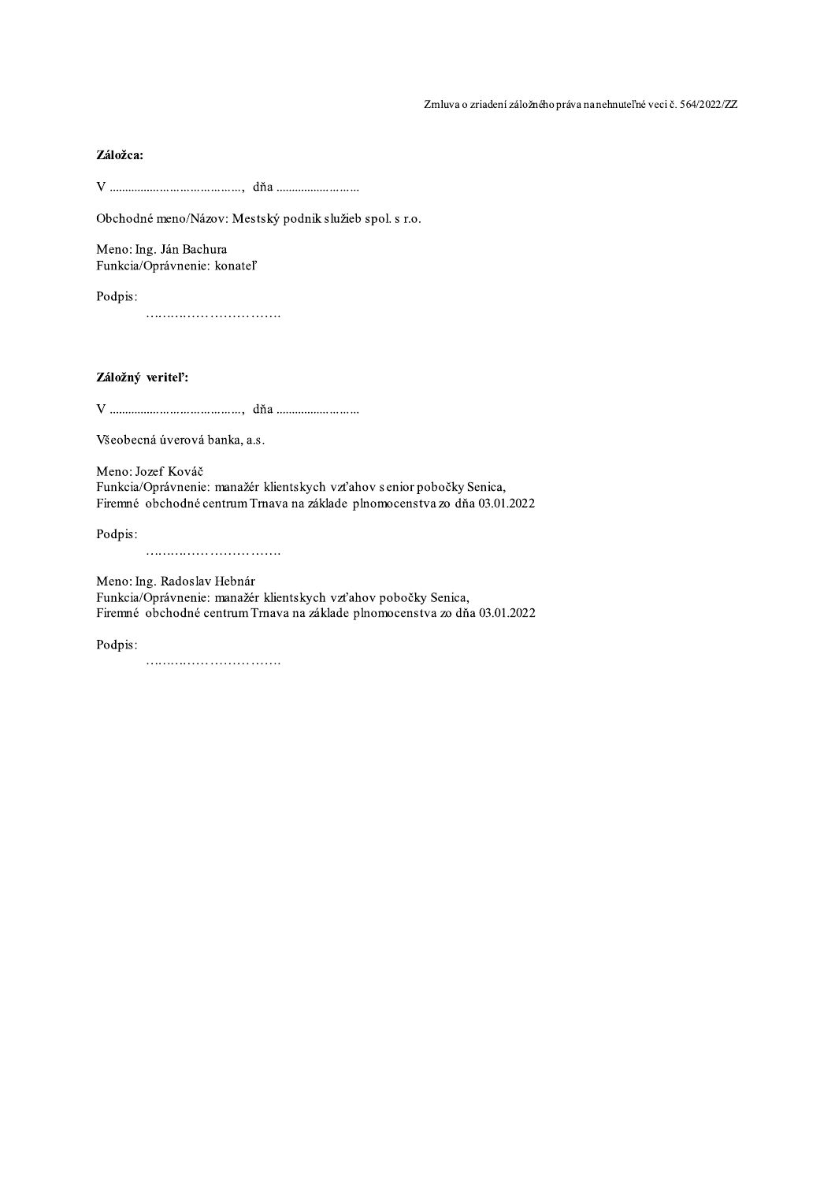**Záložca:**

V ......................................., dňa .........................

Obchodné meno/Názov: Mestský podnik služieb spol. s r.o.

Meno: Ing. Ján Bachura
Funkcia/Oprávnenie: konateľ

Podpis:
…………………………..

**Záložný veriteľ:**

V ......................................., dňa .........................

Všeobecná úverová banka, a.s.

Meno: Jozef Kováč
Funkcia/Oprávnenie: manažér klientskych vzťahov senior pobočky Senica,
Firemné obchodné centrum Trnava na základe plnomocenstva zo dňa 03.01.2022

Podpis:
…………………………..

Meno: Ing. Radoslav Hebnár
Funkcia/Oprávnenie: manažér klientskych vzťahov pobočky Senica,
Firemné obchodné centrum Trnava na základe plnomocenstva zo dňa 03.01.2022

Podpis:
…………………………..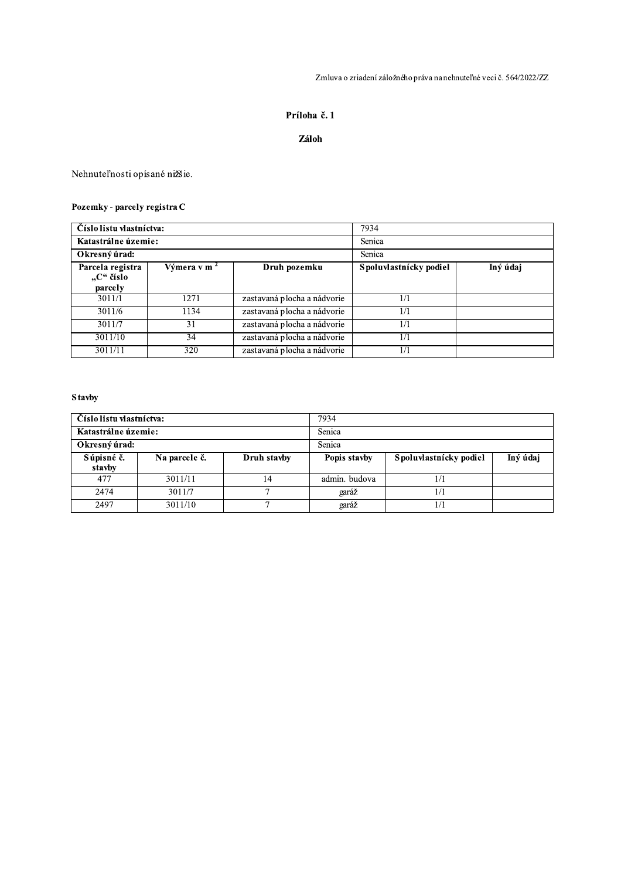## Príloha č. 1

## Záloh

Nehnuteľnosti opísané nižšie.

**Pozemky - parcely registra C**

| **Číslo listu vlastníctva:** | | | 7934 | |
|---|---|---|---|---|
| **Katastrálne územie:** | | | Senica | |
| **Okresný úrad:** | | | Senica | |
| **Parcela registra „C" číslo parcely** | **Výmera v m $^2$** | **Druh pozemku** | **Spoluvlastnícky podiel** | **Iný údaj** |
| 3011/1 | 1271 | zastavaná plocha a nádvorie | 1/1 | |
| 3011/6 | 1134 | zastavaná plocha a nádvorie | 1/1 | |
| 3011/7 | 31 | zastavaná plocha a nádvorie | 1/1 | |
| 3011/10 | 34 | zastavaná plocha a nádvorie | 1/1 | |
| 3011/11 | 320 | zastavaná plocha a nádvorie | 1/1 | |

**Stavby**

| **Číslo listu vlastníctva:** | | | 7934 | | |
|---|---|---|---|---|---|
| **Katastrálne územie:** | | | Senica | | |
| **Okresný úrad:** | | | Senica | | |
| **Súpisné č. stavby** | **Na parcele č.** | **Druh stavby** | **Popis stavby** | **Spoluvlastnícky podiel** | **Iný údaj** |
| 477 | 3011/11 | 14 | admin. budova | 1/1 | |
| 2474 | 3011/7 | 7 | garáž | 1/1 | |
| 2497 | 3011/10 | 7 | garáž | 1/1 | |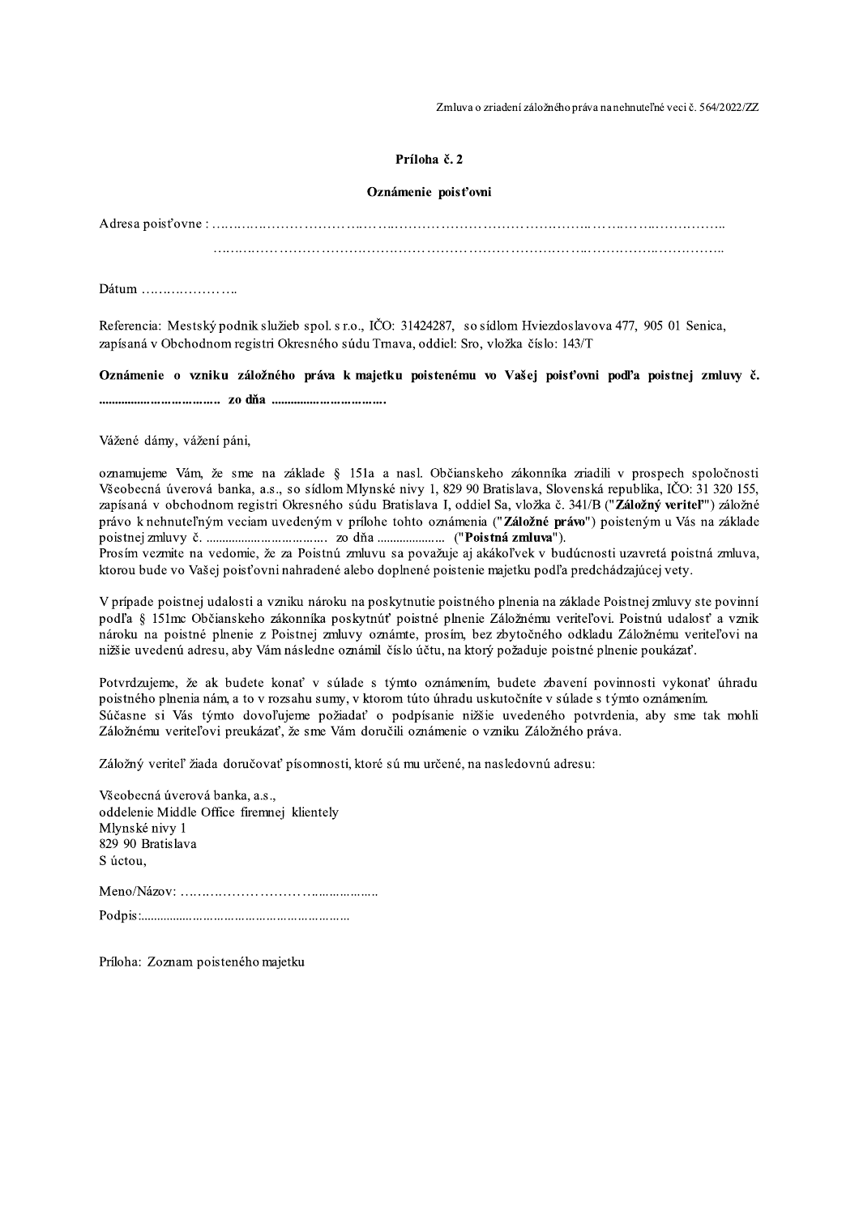**Príloha č. 2**

**Oznámenie poisťovni**

Adresa poisťovne : ……………………………………………………………………………………………………..

……………………………………………………………………………………………………..

Dátum …………………..

Referencia: Mestský podnik služieb spol. s r.o., IČO: 31424287, so sídlom Hviezdoslavova 477, 905 01 Senica, zapísaná v Obchodnom registri Okresného súdu Trnava, oddiel: Sro, vložka číslo: 143/T

**Oznámenie o vzniku záložného práva k majetku poistenému vo Vašej poisťovni podľa poistnej zmluvy č. .................................. zo dňa ..................................**

Vážené dámy, vážení páni,

oznamujeme Vám, že sme na základe § 151a a nasl. Občianskeho zákonníka zriadili v prospech spoločnosti Všeobecná úverová banka, a.s., so sídlom Mlynské nivy 1, 829 90 Bratislava, Slovenská republika, IČO: 31 320 155, zapísaná v obchodnom registri Okresného súdu Bratislava I, oddiel Sa, vložka č. 341/B ("**Záložný veriteľ**") záložné právo k nehnuteľným veciam uvedeným v prílohe tohto oznámenia ("**Záložné právo**") poisteným u Vás na základe poistnej zmluvy č. .................................. zo dňa .................... ("**Poistná zmluva**").
Prosím vezmite na vedomie, že za Poistnú zmluvu sa považuje aj akákoľvek v budúcnosti uzavretá poistná zmluva, ktorou bude vo Vašej poisťovni nahradené alebo doplnené poistenie majetku podľa predchádzajúcej vety.

V prípade poistnej udalosti a vzniku nároku na poskytnutie poistného plnenia na základe Poistnej zmluvy ste povinní podľa § 151mc Občianskeho zákonníka poskytnúť poistné plnenie Záložnému veriteľovi. Poistnú udalosť a vznik nároku na poistné plnenie z Poistnej zmluvy oznámte, prosím, bez zbytočného odkladu Záložnému veriteľovi na nižšie uvedenú adresu, aby Vám následne oznámil číslo účtu, na ktorý požaduje poistné plnenie poukázať.

Potvrdzujeme, že ak budete konať v súlade s týmto oznámením, budete zbavení povinnosti vykonať úhradu poistného plnenia nám, a to v rozsahu sumy, v ktorom túto úhradu uskutočníte v súlade s týmto oznámením.
Súčasne si Vás týmto dovoľujeme požiadať o podpísanie nižšie uvedeného potvrdenia, aby sme tak mohli Záložnému veriteľovi preukázať, že sme Vám doručili oznámenie o vzniku Záložného práva.

Záložný veriteľ žiada doručovať písomnosti, ktoré sú mu určené, na nasledovnú adresu:

Všeobecná úverová banka, a.s.,
oddelenie Middle Office firemnej klientely
Mlynské nivy 1
829 90 Bratislava
S úctou,

Meno/Názov: ……………………………..................

Podpis:............................................................

Príloha: Zoznam poisteného majetku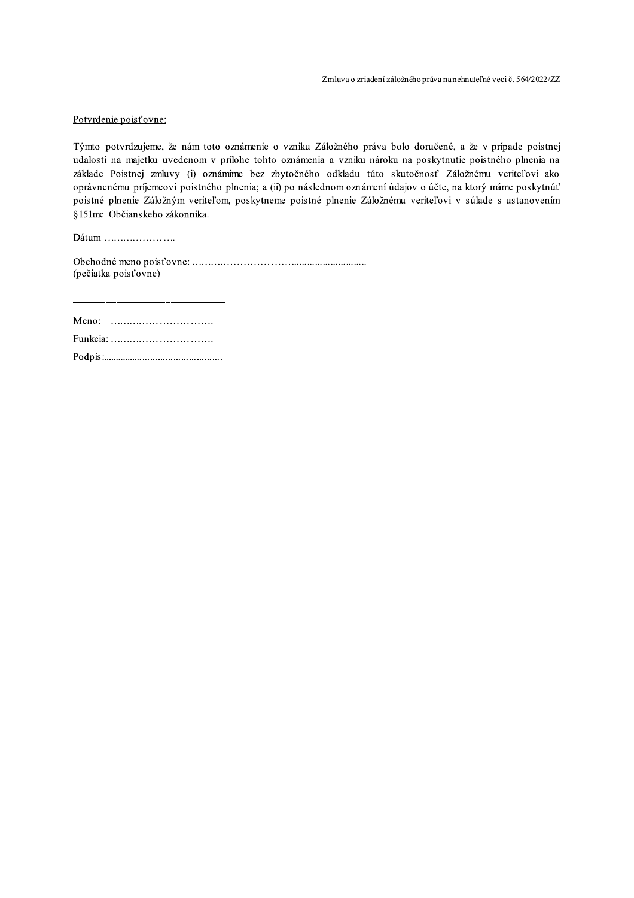<u>Potvrdenie poisťovne:</u>

Týmto potvrdzujeme, že nám toto oznámenie o vzniku Záložného práva bolo doručené, a že v prípade poistnej udalosti na majetku uvedenom v prílohe tohto oznámenia a vzniku nároku na poskytnutie poistného plnenia na základe Poistnej zmluvy (i) oznámime bez zbytočného odkladu túto skutočnosť Záložnému veriteľovi ako oprávnenému príjemcovi poistného plnenia; a (ii) po následnom oznámení údajov o účte, na ktorý máme poskytnúť poistné plnenie Záložným veriteľom, poskytneme poistné plnenie Záložnému veriteľovi v súlade s ustanovením §151mc Občianskeho zákonníka.

Dátum …………………..

Obchodné meno poisťovne: …………………………...........................
(pečiatka poisťovne)

______________________________

Meno: ………………………….

Funkcia: ………………………….

Podpis:.............................................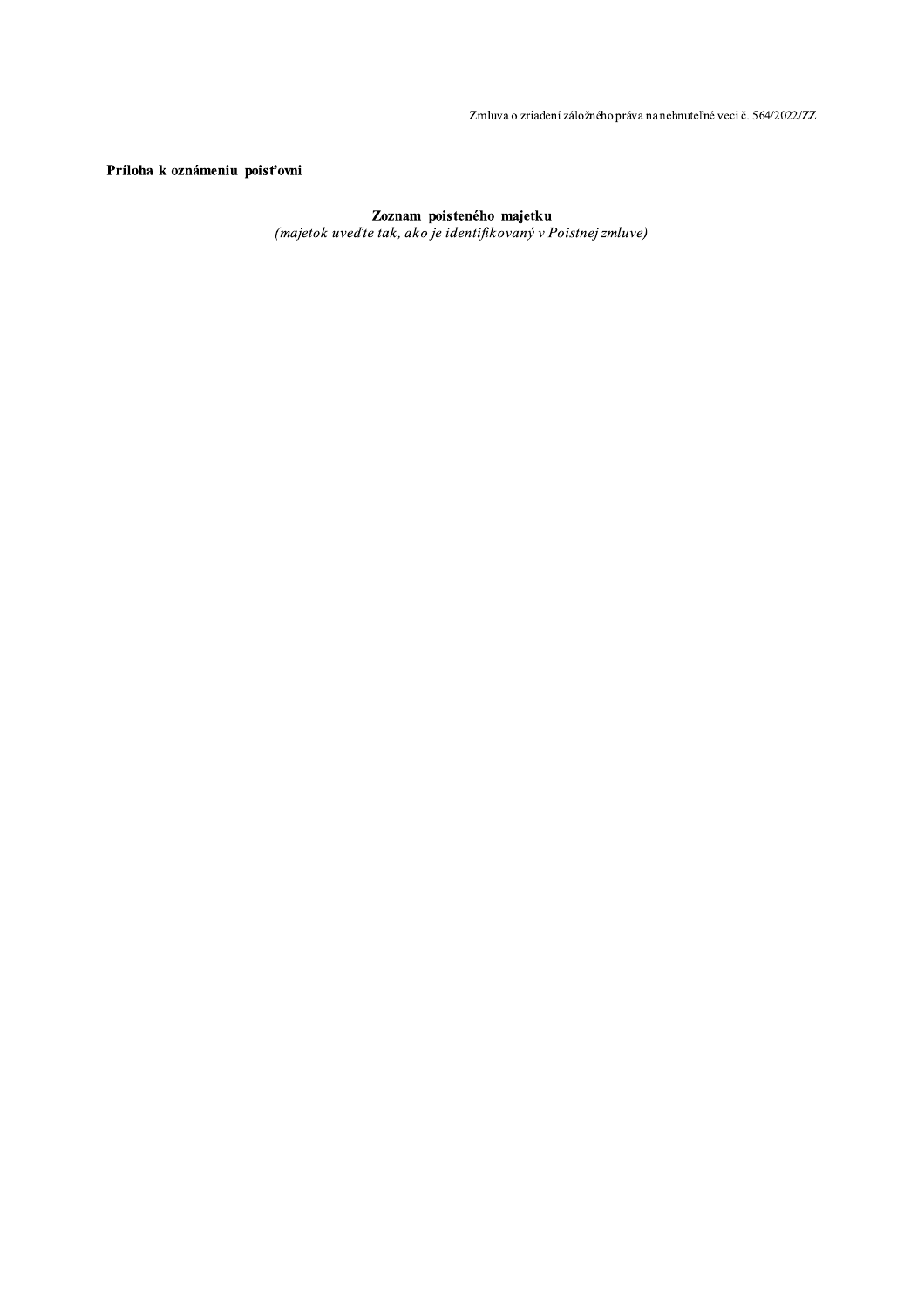**Príloha k oznámeniu poisťovni**

**Zoznam poisteného majetku**

*(majetok uveďte tak, ako je identifikovaný v Poistnej zmluve)*